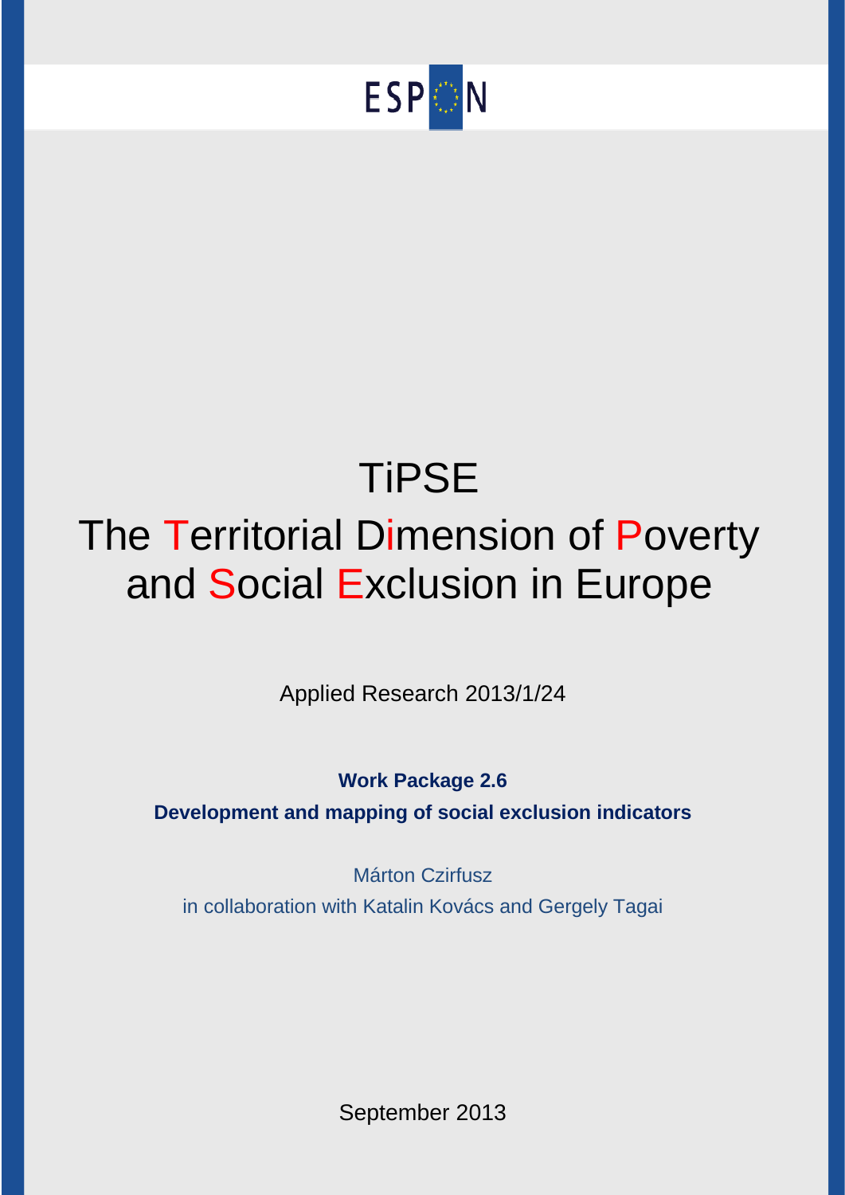ESPON

# TiPSE

# The Territorial Dimension of Poverty and Social Exclusion in Europe

Applied Research 2013/1/24

**Work Package 2.6**

**Development and mapping of social exclusion indicators**

Márton Czirfusz

in collaboration with Katalin Kovács and Gergely Tagai

September 2013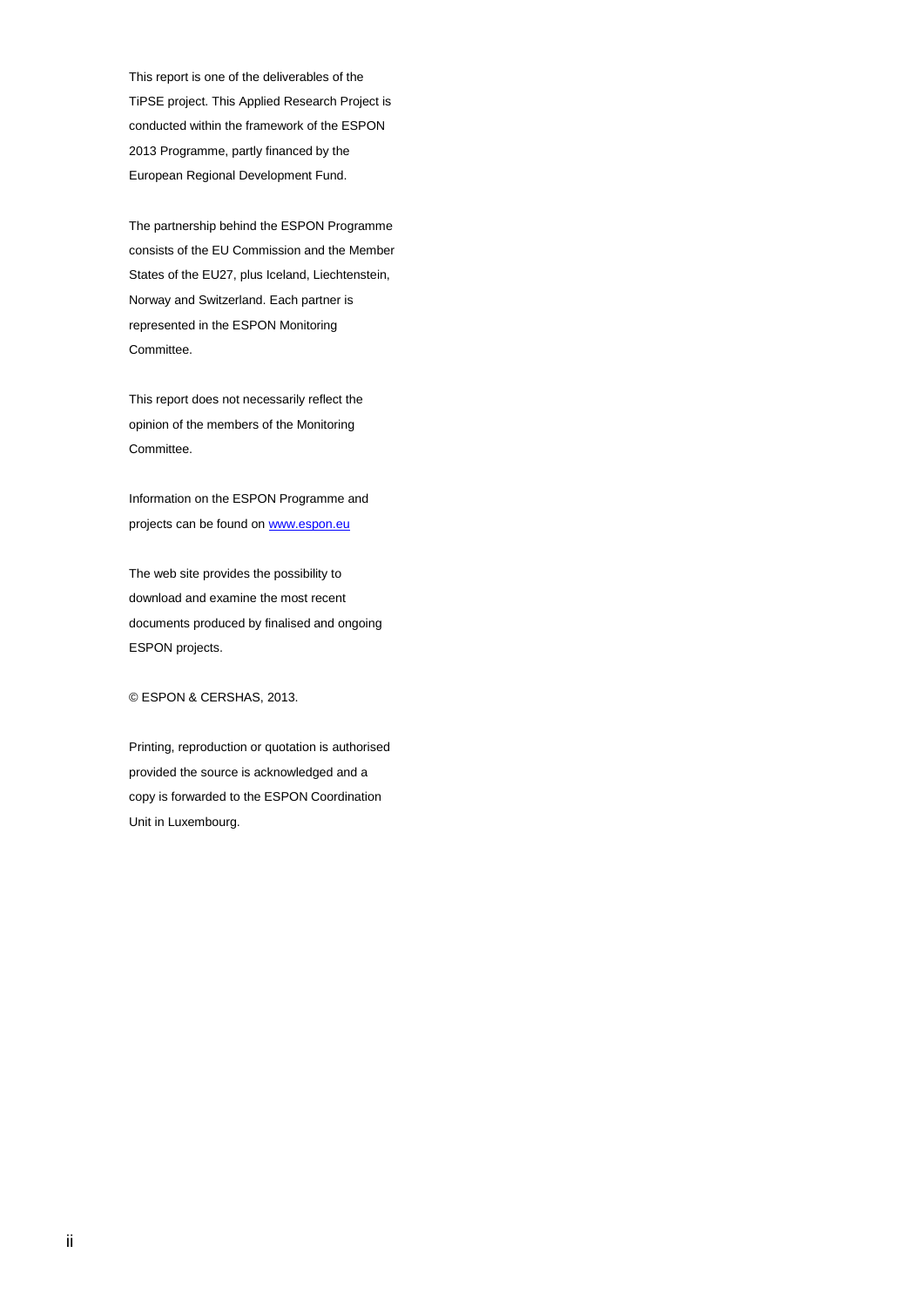This report is one of the deliverables of the TiPSE project. This Applied Research Project is conducted within the framework of the ESPON 2013 Programme, partly financed by the European Regional Development Fund.

The partnership behind the ESPON Programme consists of the EU Commission and the Member States of the EU27, plus Iceland, Liechtenstein, Norway and Switzerland. Each partner is represented in the ESPON Monitoring Committee.

This report does not necessarily reflect the opinion of the members of the Monitoring Committee.

Information on the ESPON Programme and projects can be found on [www.espon.eu](http://www.espon.eu)

The web site provides the possibility to download and examine the most recent documents produced by finalised and ongoing ESPON projects.

© ESPON & CERSHAS, 2013.

Printing, reproduction or quotation is authorised provided the source is acknowledged and a copy is forwarded to the ESPON Coordination Unit in Luxembourg.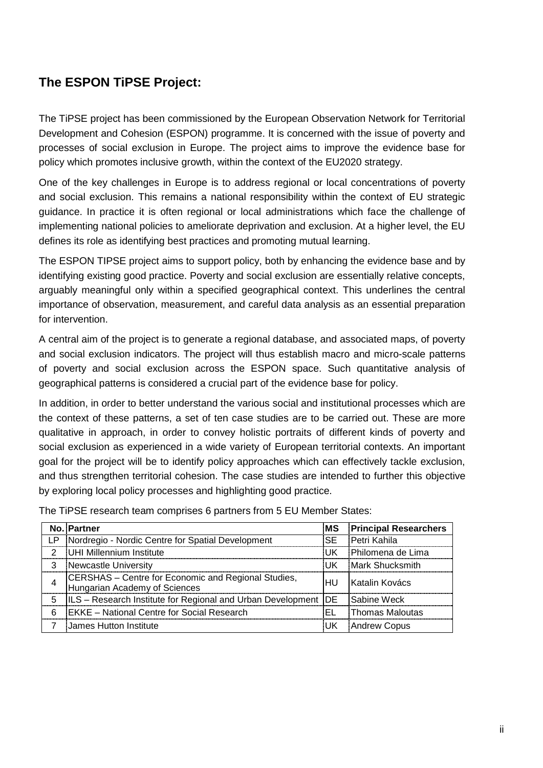## The ESPON TiPSE Project:

The TiPSE project has been commissioned by the European Observation Network for Territorial Development and Cohesion (ESPON) programme. It is concerned with the issue of poverty and processes of social exclusion in Europe. The project aims to improve the evidence base for policy which promotes inclusive growth, within the context of the EU2020 strategy.

One of the key challenges in Europe is to address regional or local concentrations of poverty and social exclusion. This remains a national responsibility within the context of EU strategic guidance. In practice it is often regional or local administrations which face the challenge of implementing national policies to ameliorate deprivation and exclusion. At a higher level, the EU defines its role as identifying best practices and promoting mutual learning.

The ESPON TIPSE project aims to support policy, both by enhancing the evidence base and by identifying existing good practice. Poverty and social exclusion are essentially relative concepts, arguably meaningful only within a specified geographical context. This underlines the central importance of observation, measurement, and careful data analysis as an essential preparation for intervention.

A central aim of the project is to generate a regional database, and associated maps, of poverty and social exclusion indicators. The project will thus establish macro and micro-scale patterns of poverty and social exclusion across the ESPON space. Such quantitative analysis of geographical patterns is considered a crucial part of the evidence base for policy.

In addition, in order to better understand the various social and institutional processes which are the context of these patterns, a set of ten case studies are to be carried out. These are more qualitative in approach, in order to convey holistic portraits of different kinds of poverty and social exclusion as experienced in a wide variety of European territorial contexts. An important goal for the project will be to identify policy approaches which can effectively tackle exclusion, and thus strengthen territorial cohesion. The case studies are intended to further this objective by exploring local policy processes and highlighting good practice.

The TiPSE research team comprises 6 partners from 5 EU Member States:

| No. | Partner | MS | Principal Researchers |
|---|---|---|---|
| LP | Nordregio - Nordic Centre for Spatial Development | SE | Petri Kahila |
| 2 | UHI Millennium Institute | UK | Philomena de Lima |
| 3 | Newcastle University | UK | Mark Shucksmith |
| 4 | CERSHAS – Centre for Economic and Regional Studies, Hungarian Academy of Sciences | HU | Katalin Kovács |
| 5 | ILS – Research Institute for Regional and Urban Development | DE | Sabine Weck |
| 6 | EKKE – National Centre for Social Research | EL | Thomas Maloutas |
| 7 | James Hutton Institute | UK | Andrew Copus |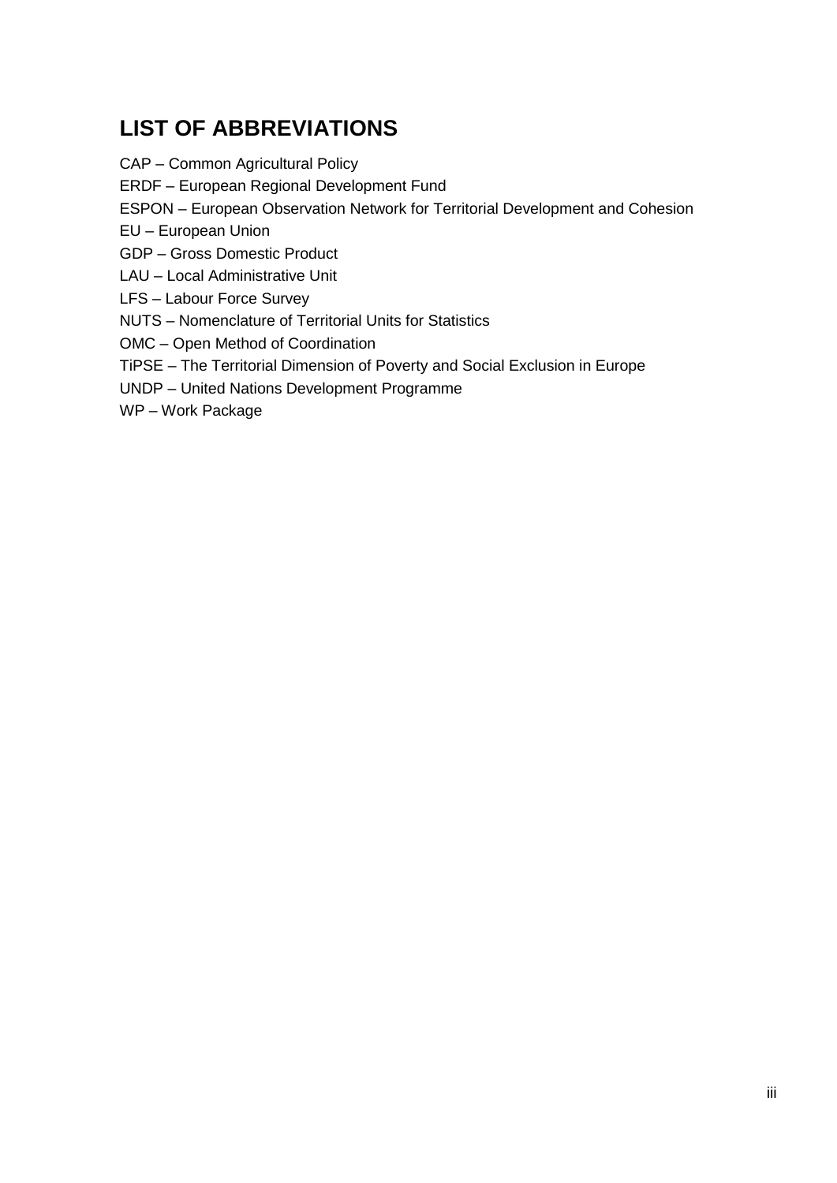# LIST OF ABBREVIATIONS

CAP – Common Agricultural Policy

ERDF – European Regional Development Fund

ESPON – European Observation Network for Territorial Development and Cohesion

EU – European Union

GDP – Gross Domestic Product

LAU – Local Administrative Unit

LFS – Labour Force Survey

NUTS – Nomenclature of Territorial Units for Statistics

OMC – Open Method of Coordination

TiPSE – The Territorial Dimension of Poverty and Social Exclusion in Europe

UNDP – United Nations Development Programme

WP – Work Package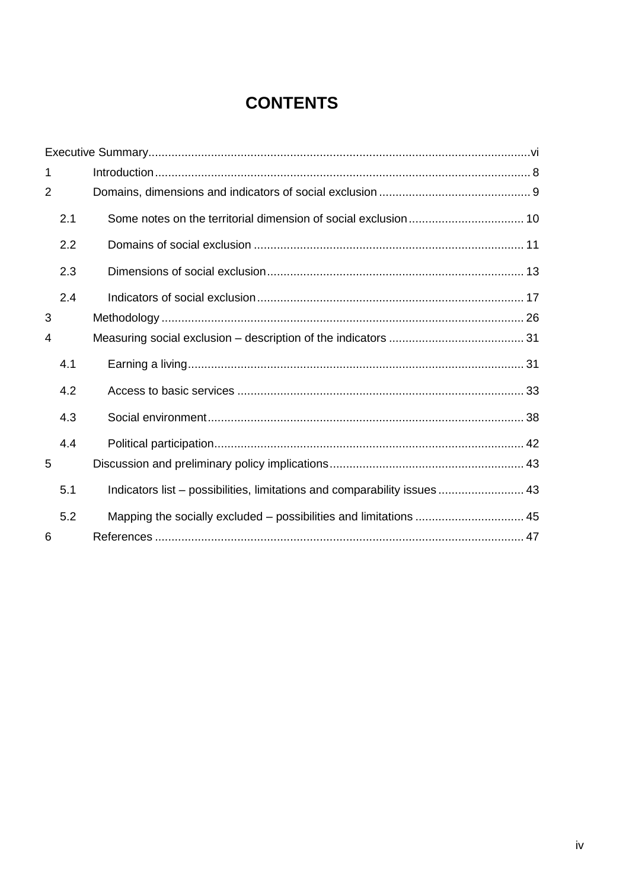# CONTENTS

Executive Summary ..... vi

1 Introduction ..... 8

2 Domains, dimensions and indicators of social exclusion ..... 9

- 2.1 Some notes on the territorial dimension of social exclusion ..... 10
- 2.2 Domains of social exclusion ..... 11
- 2.3 Dimensions of social exclusion ..... 13
- 2.4 Indicators of social exclusion ..... 17

3 Methodology ..... 26

4 Measuring social exclusion – description of the indicators ..... 31

- 4.1 Earning a living ..... 31
- 4.2 Access to basic services ..... 33
- 4.3 Social environment ..... 38
- 4.4 Political participation ..... 42

5 Discussion and preliminary policy implications ..... 43

- 5.1 Indicators list – possibilities, limitations and comparability issues ..... 43
- 5.2 Mapping the socially excluded – possibilities and limitations ..... 45

6 References ..... 47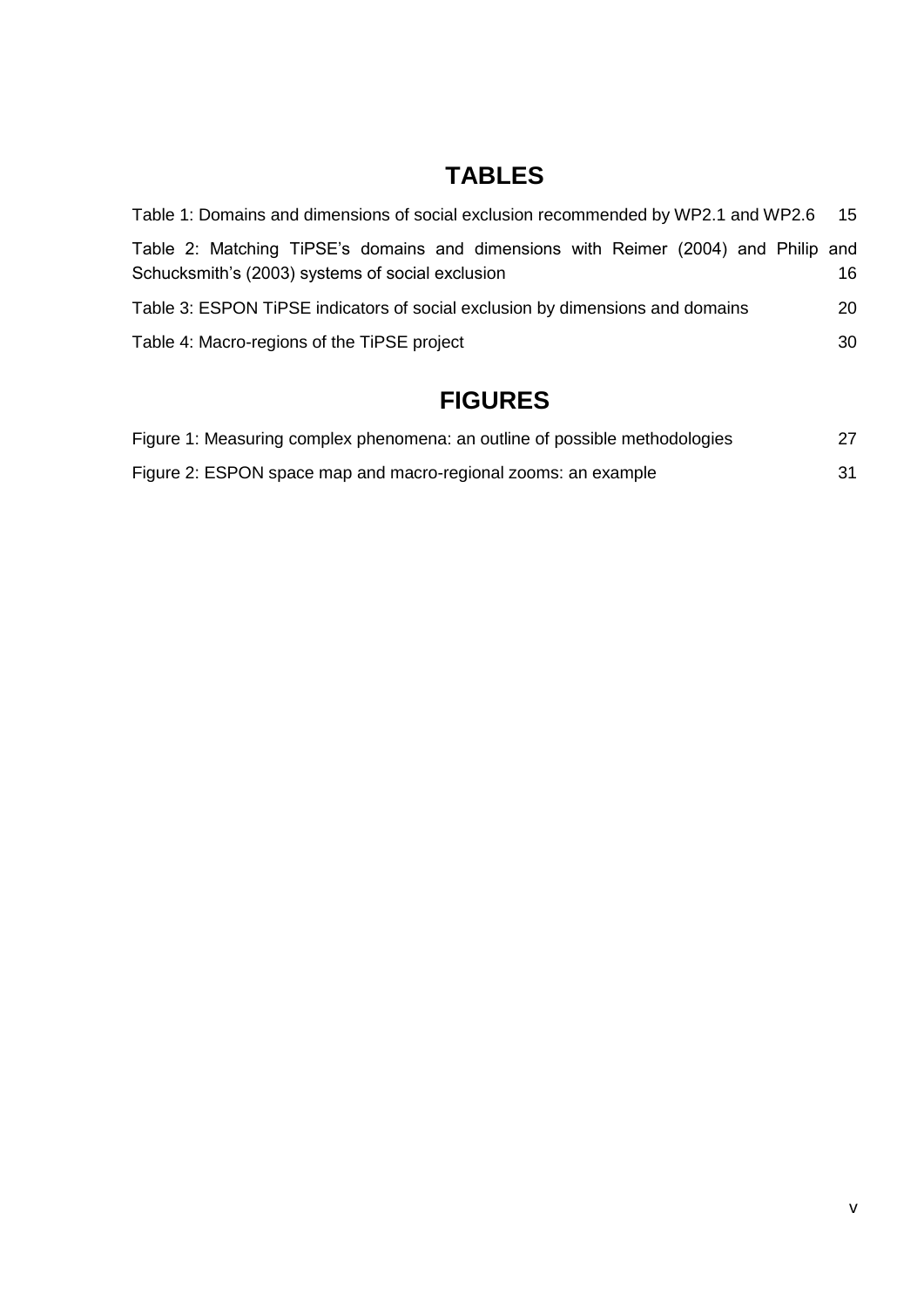# TABLES

Table 1: Domains and dimensions of social exclusion recommended by WP2.1 and WP2.6 15

Table 2: Matching TiPSE's domains and dimensions with Reimer (2004) and Philip and Schucksmith's (2003) systems of social exclusion 16

Table 3: ESPON TiPSE indicators of social exclusion by dimensions and domains 20

Table 4: Macro-regions of the TiPSE project 30

# FIGURES

Figure 1: Measuring complex phenomena: an outline of possible methodologies 27

Figure 2: ESPON space map and macro-regional zooms: an example 31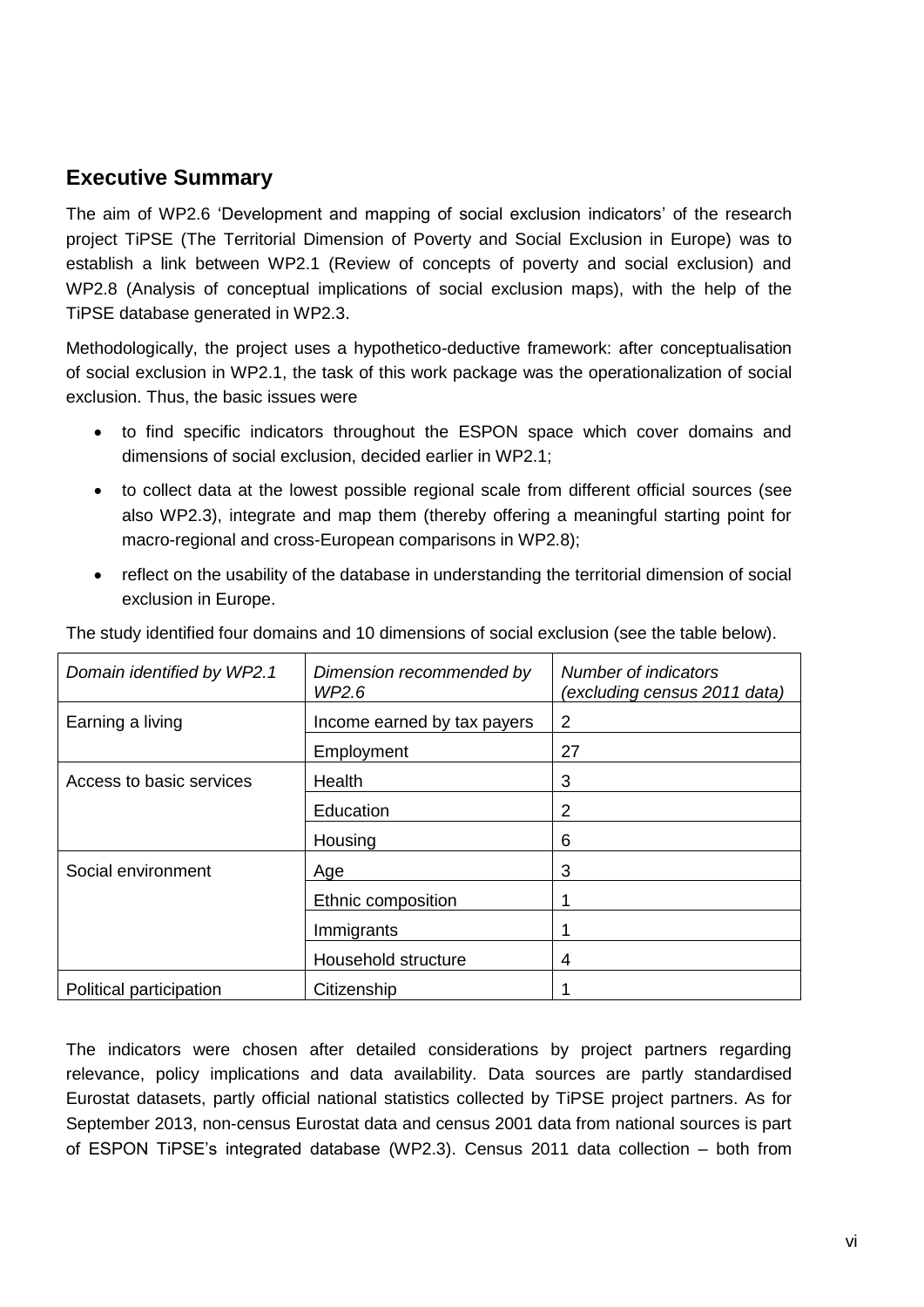## Executive Summary

The aim of WP2.6 'Development and mapping of social exclusion indicators' of the research project TiPSE (The Territorial Dimension of Poverty and Social Exclusion in Europe) was to establish a link between WP2.1 (Review of concepts of poverty and social exclusion) and WP2.8 (Analysis of conceptual implications of social exclusion maps), with the help of the TiPSE database generated in WP2.3.

Methodologically, the project uses a hypothetico-deductive framework: after conceptualisation of social exclusion in WP2.1, the task of this work package was the operationalization of social exclusion. Thus, the basic issues were

- to find specific indicators throughout the ESPON space which cover domains and dimensions of social exclusion, decided earlier in WP2.1;
- to collect data at the lowest possible regional scale from different official sources (see also WP2.3), integrate and map them (thereby offering a meaningful starting point for macro-regional and cross-European comparisons in WP2.8);
- reflect on the usability of the database in understanding the territorial dimension of social exclusion in Europe.

The study identified four domains and 10 dimensions of social exclusion (see the table below).

| *Domain identified by WP2.1* | *Dimension recommended by WP2.6* | *Number of indicators (excluding census 2011 data)* |
|---|---|---|
| Earning a living | Income earned by tax payers | 2 |
| | Employment | 27 |
| Access to basic services | Health | 3 |
| | Education | 2 |
| | Housing | 6 |
| Social environment | Age | 3 |
| | Ethnic composition | 1 |
| | Immigrants | 1 |
| | Household structure | 4 |
| Political participation | Citizenship | 1 |

The indicators were chosen after detailed considerations by project partners regarding relevance, policy implications and data availability. Data sources are partly standardised Eurostat datasets, partly official national statistics collected by TiPSE project partners. As for September 2013, non-census Eurostat data and census 2001 data from national sources is part of ESPON TiPSE's integrated database (WP2.3). Census 2011 data collection – both from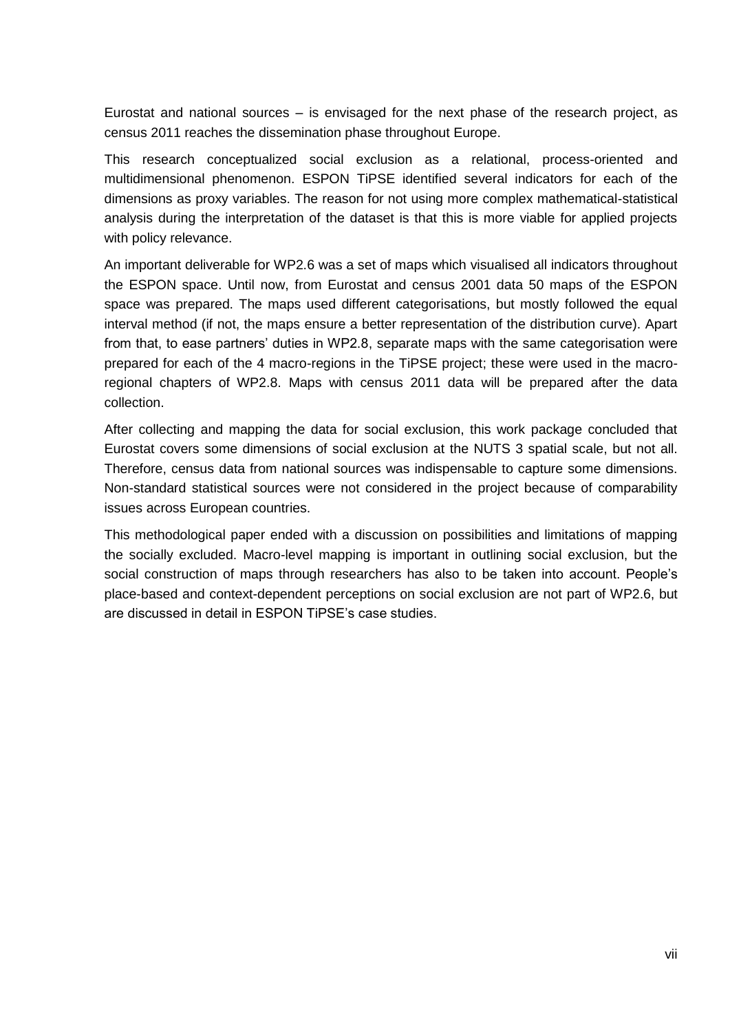Eurostat and national sources – is envisaged for the next phase of the research project, as census 2011 reaches the dissemination phase throughout Europe.

This research conceptualized social exclusion as a relational, process-oriented and multidimensional phenomenon. ESPON TiPSE identified several indicators for each of the dimensions as proxy variables. The reason for not using more complex mathematical-statistical analysis during the interpretation of the dataset is that this is more viable for applied projects with policy relevance.

An important deliverable for WP2.6 was a set of maps which visualised all indicators throughout the ESPON space. Until now, from Eurostat and census 2001 data 50 maps of the ESPON space was prepared. The maps used different categorisations, but mostly followed the equal interval method (if not, the maps ensure a better representation of the distribution curve). Apart from that, to ease partners' duties in WP2.8, separate maps with the same categorisation were prepared for each of the 4 macro-regions in the TiPSE project; these were used in the macro-regional chapters of WP2.8. Maps with census 2011 data will be prepared after the data collection.

After collecting and mapping the data for social exclusion, this work package concluded that Eurostat covers some dimensions of social exclusion at the NUTS 3 spatial scale, but not all. Therefore, census data from national sources was indispensable to capture some dimensions. Non-standard statistical sources were not considered in the project because of comparability issues across European countries.

This methodological paper ended with a discussion on possibilities and limitations of mapping the socially excluded. Macro-level mapping is important in outlining social exclusion, but the social construction of maps through researchers has also to be taken into account. People's place-based and context-dependent perceptions on social exclusion are not part of WP2.6, but are discussed in detail in ESPON TiPSE's case studies.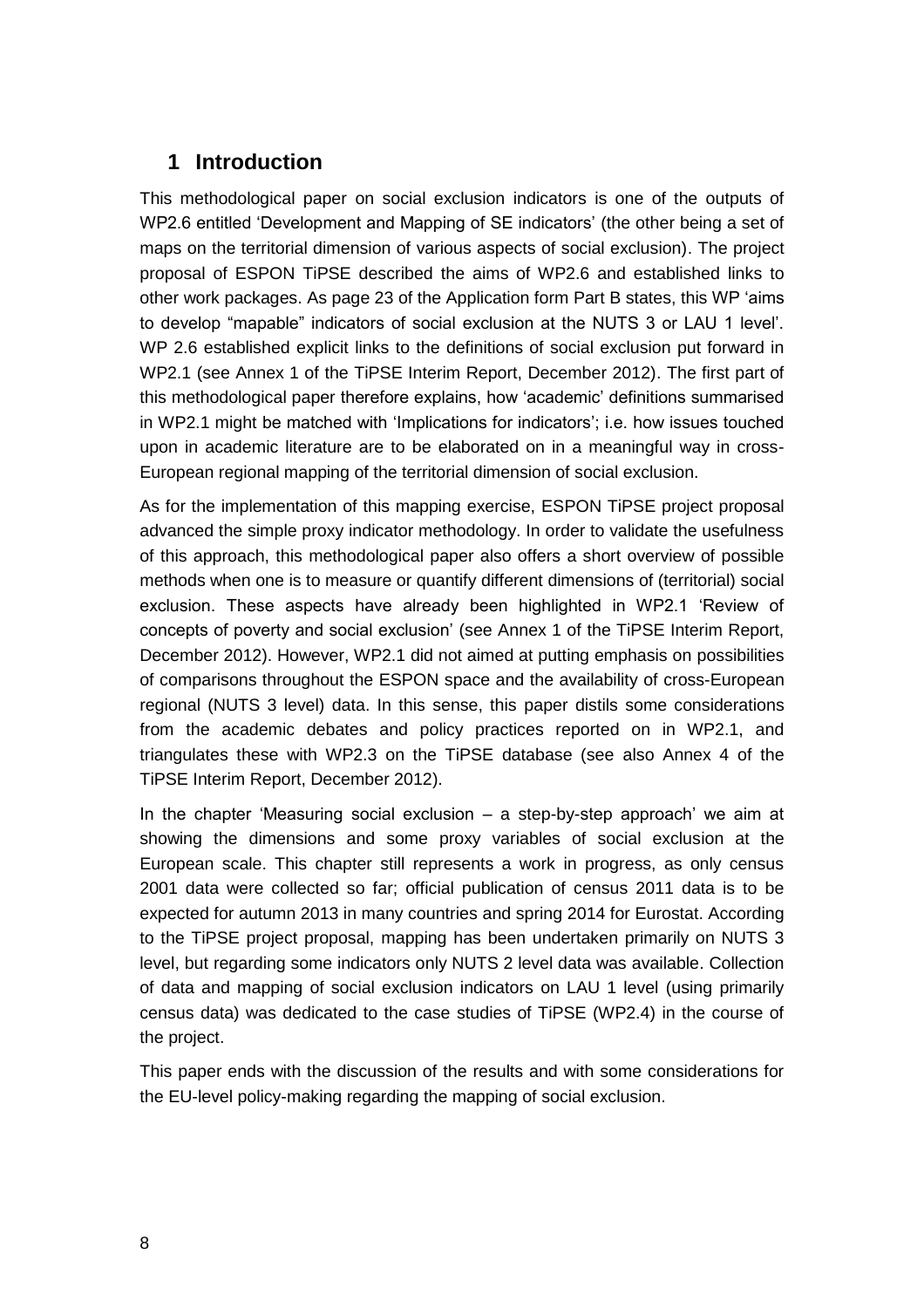# 1 Introduction

This methodological paper on social exclusion indicators is one of the outputs of WP2.6 entitled 'Development and Mapping of SE indicators' (the other being a set of maps on the territorial dimension of various aspects of social exclusion). The project proposal of ESPON TiPSE described the aims of WP2.6 and established links to other work packages. As page 23 of the Application form Part B states, this WP 'aims to develop "mapable" indicators of social exclusion at the NUTS 3 or LAU 1 level'. WP 2.6 established explicit links to the definitions of social exclusion put forward in WP2.1 (see Annex 1 of the TiPSE Interim Report, December 2012). The first part of this methodological paper therefore explains, how 'academic' definitions summarised in WP2.1 might be matched with 'Implications for indicators'; i.e. how issues touched upon in academic literature are to be elaborated on in a meaningful way in cross-European regional mapping of the territorial dimension of social exclusion.

As for the implementation of this mapping exercise, ESPON TiPSE project proposal advanced the simple proxy indicator methodology. In order to validate the usefulness of this approach, this methodological paper also offers a short overview of possible methods when one is to measure or quantify different dimensions of (territorial) social exclusion. These aspects have already been highlighted in WP2.1 'Review of concepts of poverty and social exclusion' (see Annex 1 of the TiPSE Interim Report, December 2012). However, WP2.1 did not aimed at putting emphasis on possibilities of comparisons throughout the ESPON space and the availability of cross-European regional (NUTS 3 level) data. In this sense, this paper distils some considerations from the academic debates and policy practices reported on in WP2.1, and triangulates these with WP2.3 on the TiPSE database (see also Annex 4 of the TiPSE Interim Report, December 2012).

In the chapter 'Measuring social exclusion – a step-by-step approach' we aim at showing the dimensions and some proxy variables of social exclusion at the European scale. This chapter still represents a work in progress, as only census 2001 data were collected so far; official publication of census 2011 data is to be expected for autumn 2013 in many countries and spring 2014 for Eurostat. According to the TiPSE project proposal, mapping has been undertaken primarily on NUTS 3 level, but regarding some indicators only NUTS 2 level data was available. Collection of data and mapping of social exclusion indicators on LAU 1 level (using primarily census data) was dedicated to the case studies of TiPSE (WP2.4) in the course of the project.

This paper ends with the discussion of the results and with some considerations for the EU-level policy-making regarding the mapping of social exclusion.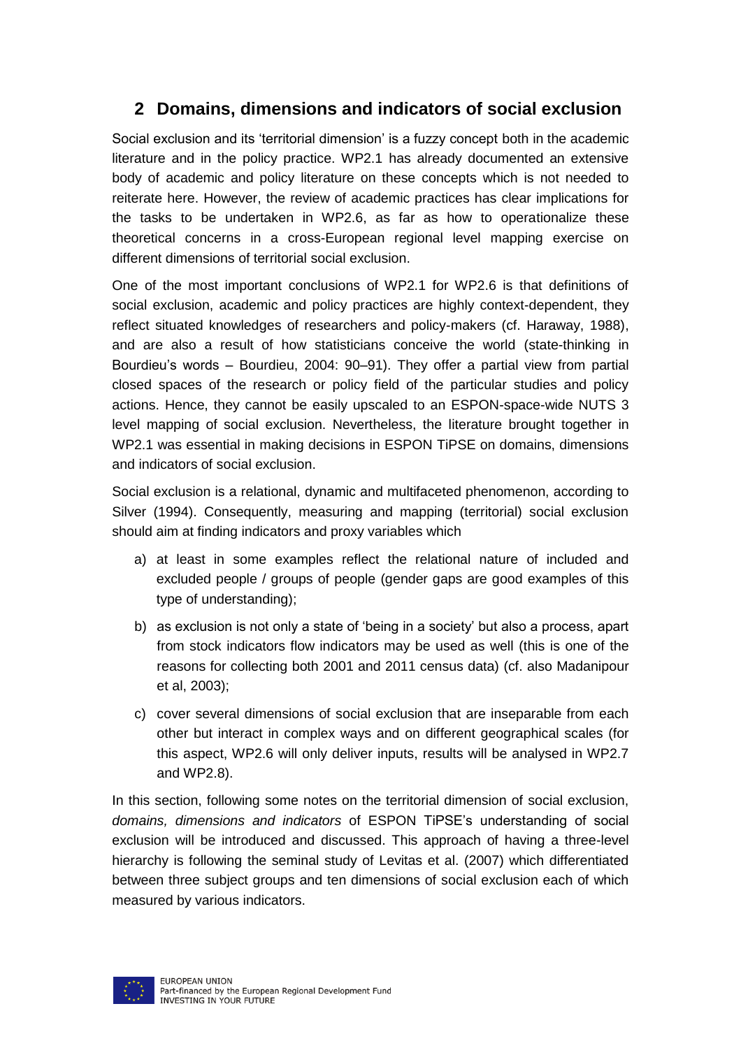## 2 Domains, dimensions and indicators of social exclusion

Social exclusion and its 'territorial dimension' is a fuzzy concept both in the academic literature and in the policy practice. WP2.1 has already documented an extensive body of academic and policy literature on these concepts which is not needed to reiterate here. However, the review of academic practices has clear implications for the tasks to be undertaken in WP2.6, as far as how to operationalize these theoretical concerns in a cross-European regional level mapping exercise on different dimensions of territorial social exclusion.

One of the most important conclusions of WP2.1 for WP2.6 is that definitions of social exclusion, academic and policy practices are highly context-dependent, they reflect situated knowledges of researchers and policy-makers (cf. Haraway, 1988), and are also a result of how statisticians conceive the world (state-thinking in Bourdieu's words – Bourdieu, 2004: 90–91). They offer a partial view from partial closed spaces of the research or policy field of the particular studies and policy actions. Hence, they cannot be easily upscaled to an ESPON-space-wide NUTS 3 level mapping of social exclusion. Nevertheless, the literature brought together in WP2.1 was essential in making decisions in ESPON TiPSE on domains, dimensions and indicators of social exclusion.

Social exclusion is a relational, dynamic and multifaceted phenomenon, according to Silver (1994). Consequently, measuring and mapping (territorial) social exclusion should aim at finding indicators and proxy variables which

a) at least in some examples reflect the relational nature of included and excluded people / groups of people (gender gaps are good examples of this type of understanding);

b) as exclusion is not only a state of 'being in a society' but also a process, apart from stock indicators flow indicators may be used as well (this is one of the reasons for collecting both 2001 and 2011 census data) (cf. also Madanipour et al, 2003);

c) cover several dimensions of social exclusion that are inseparable from each other but interact in complex ways and on different geographical scales (for this aspect, WP2.6 will only deliver inputs, results will be analysed in WP2.7 and WP2.8).

In this section, following some notes on the territorial dimension of social exclusion, *domains, dimensions and indicators* of ESPON TiPSE's understanding of social exclusion will be introduced and discussed. This approach of having a three-level hierarchy is following the seminal study of Levitas et al. (2007) which differentiated between three subject groups and ten dimensions of social exclusion each of which measured by various indicators.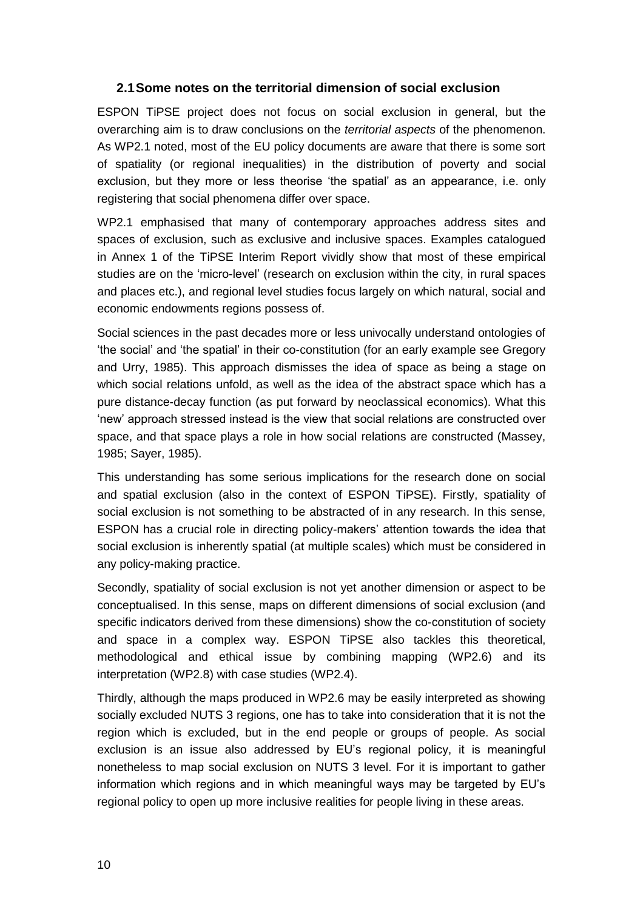## 2.1 Some notes on the territorial dimension of social exclusion

ESPON TiPSE project does not focus on social exclusion in general, but the overarching aim is to draw conclusions on the *territorial aspects* of the phenomenon. As WP2.1 noted, most of the EU policy documents are aware that there is some sort of spatiality (or regional inequalities) in the distribution of poverty and social exclusion, but they more or less theorise 'the spatial' as an appearance, i.e. only registering that social phenomena differ over space.

WP2.1 emphasised that many of contemporary approaches address sites and spaces of exclusion, such as exclusive and inclusive spaces. Examples catalogued in Annex 1 of the TiPSE Interim Report vividly show that most of these empirical studies are on the 'micro-level' (research on exclusion within the city, in rural spaces and places etc.), and regional level studies focus largely on which natural, social and economic endowments regions possess of.

Social sciences in the past decades more or less univocally understand ontologies of 'the social' and 'the spatial' in their co-constitution (for an early example see Gregory and Urry, 1985). This approach dismisses the idea of space as being a stage on which social relations unfold, as well as the idea of the abstract space which has a pure distance-decay function (as put forward by neoclassical economics). What this 'new' approach stressed instead is the view that social relations are constructed over space, and that space plays a role in how social relations are constructed (Massey, 1985; Sayer, 1985).

This understanding has some serious implications for the research done on social and spatial exclusion (also in the context of ESPON TiPSE). Firstly, spatiality of social exclusion is not something to be abstracted of in any research. In this sense, ESPON has a crucial role in directing policy-makers' attention towards the idea that social exclusion is inherently spatial (at multiple scales) which must be considered in any policy-making practice.

Secondly, spatiality of social exclusion is not yet another dimension or aspect to be conceptualised. In this sense, maps on different dimensions of social exclusion (and specific indicators derived from these dimensions) show the co-constitution of society and space in a complex way. ESPON TiPSE also tackles this theoretical, methodological and ethical issue by combining mapping (WP2.6) and its interpretation (WP2.8) with case studies (WP2.4).

Thirdly, although the maps produced in WP2.6 may be easily interpreted as showing socially excluded NUTS 3 regions, one has to take into consideration that it is not the region which is excluded, but in the end people or groups of people. As social exclusion is an issue also addressed by EU's regional policy, it is meaningful nonetheless to map social exclusion on NUTS 3 level. For it is important to gather information which regions and in which meaningful ways may be targeted by EU's regional policy to open up more inclusive realities for people living in these areas.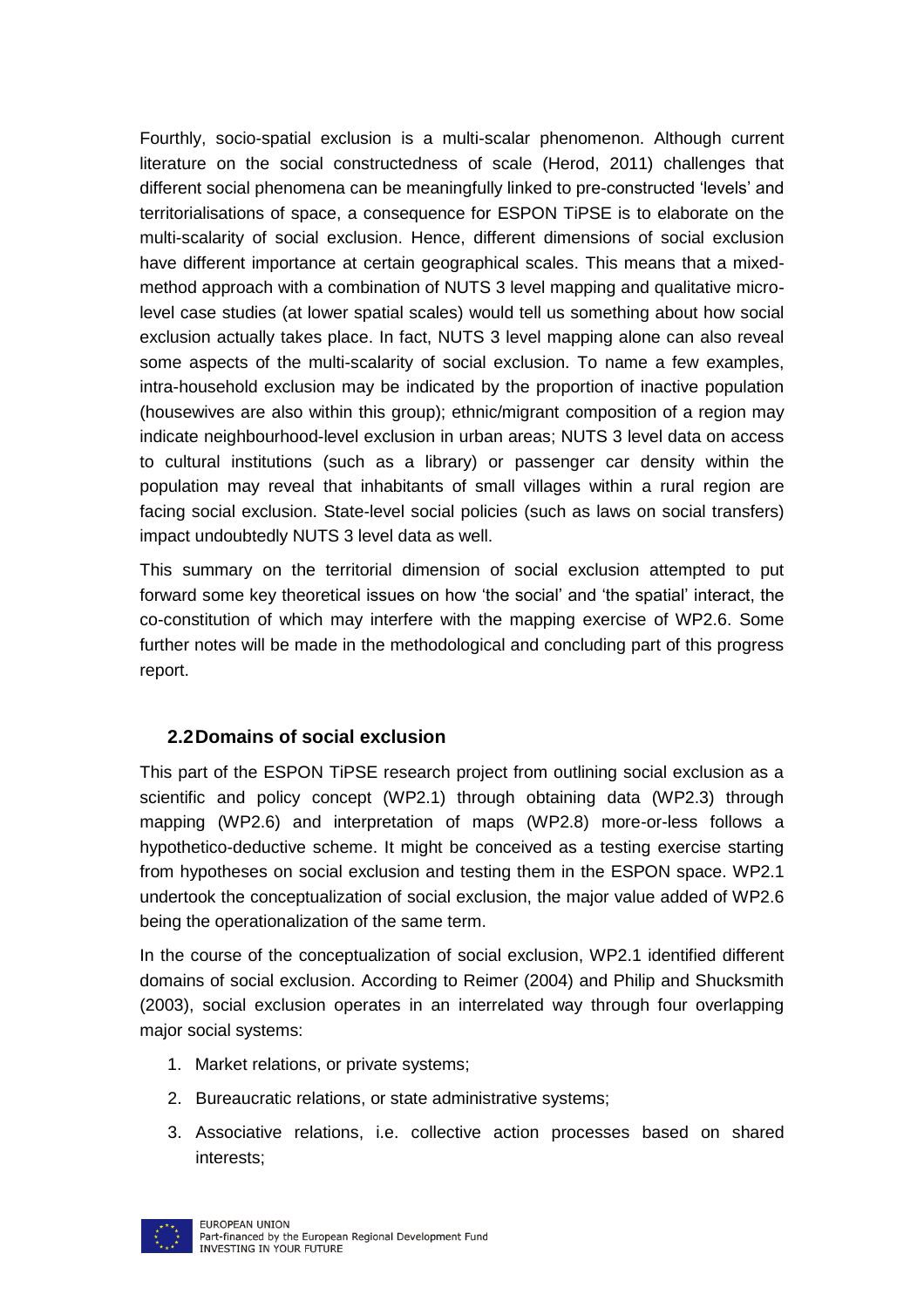Fourthly, socio-spatial exclusion is a multi-scalar phenomenon. Although current literature on the social constructedness of scale (Herod, 2011) challenges that different social phenomena can be meaningfully linked to pre-constructed 'levels' and territorialisations of space, a consequence for ESPON TiPSE is to elaborate on the multi-scalarity of social exclusion. Hence, different dimensions of social exclusion have different importance at certain geographical scales. This means that a mixed-method approach with a combination of NUTS 3 level mapping and qualitative micro-level case studies (at lower spatial scales) would tell us something about how social exclusion actually takes place. In fact, NUTS 3 level mapping alone can also reveal some aspects of the multi-scalarity of social exclusion. To name a few examples, intra-household exclusion may be indicated by the proportion of inactive population (housewives are also within this group); ethnic/migrant composition of a region may indicate neighbourhood-level exclusion in urban areas; NUTS 3 level data on access to cultural institutions (such as a library) or passenger car density within the population may reveal that inhabitants of small villages within a rural region are facing social exclusion. State-level social policies (such as laws on social transfers) impact undoubtedly NUTS 3 level data as well.

This summary on the territorial dimension of social exclusion attempted to put forward some key theoretical issues on how 'the social' and 'the spatial' interact, the co-constitution of which may interfere with the mapping exercise of WP2.6. Some further notes will be made in the methodological and concluding part of this progress report.

## 2.2 Domains of social exclusion

This part of the ESPON TiPSE research project from outlining social exclusion as a scientific and policy concept (WP2.1) through obtaining data (WP2.3) through mapping (WP2.6) and interpretation of maps (WP2.8) more-or-less follows a hypothetico-deductive scheme. It might be conceived as a testing exercise starting from hypotheses on social exclusion and testing them in the ESPON space. WP2.1 undertook the conceptualization of social exclusion, the major value added of WP2.6 being the operationalization of the same term.

In the course of the conceptualization of social exclusion, WP2.1 identified different domains of social exclusion. According to Reimer (2004) and Philip and Shucksmith (2003), social exclusion operates in an interrelated way through four overlapping major social systems:

1. Market relations, or private systems;
2. Bureaucratic relations, or state administrative systems;
3. Associative relations, i.e. collective action processes based on shared interests;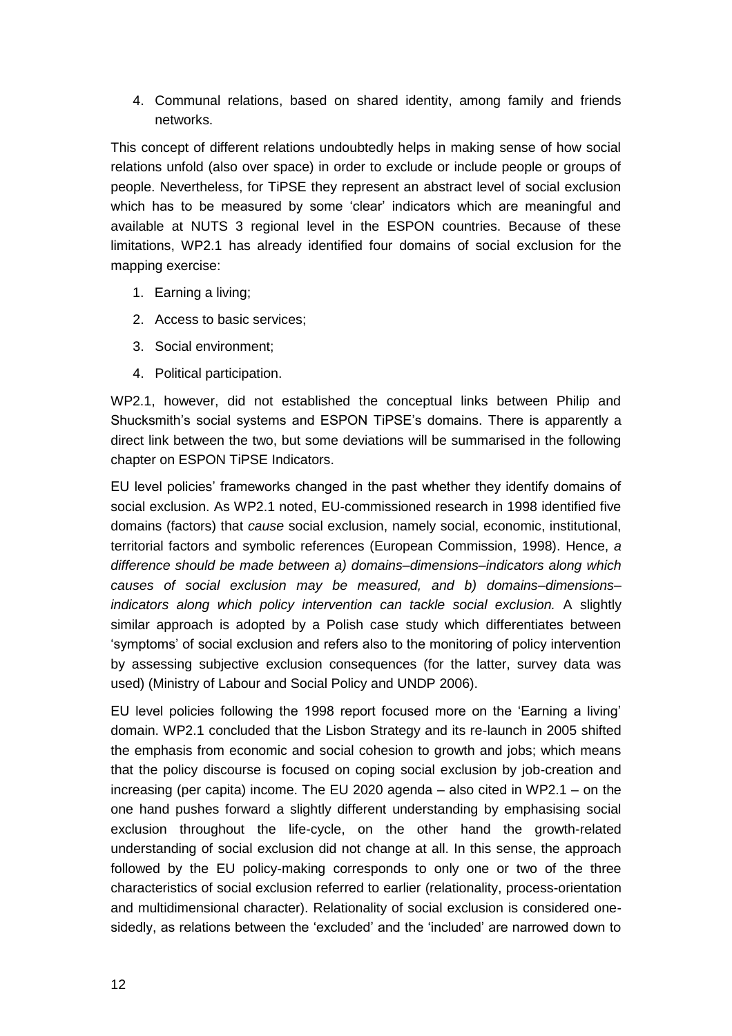4. Communal relations, based on shared identity, among family and friends networks.

This concept of different relations undoubtedly helps in making sense of how social relations unfold (also over space) in order to exclude or include people or groups of people. Nevertheless, for TiPSE they represent an abstract level of social exclusion which has to be measured by some 'clear' indicators which are meaningful and available at NUTS 3 regional level in the ESPON countries. Because of these limitations, WP2.1 has already identified four domains of social exclusion for the mapping exercise:

1. Earning a living;
2. Access to basic services;
3. Social environment;
4. Political participation.

WP2.1, however, did not established the conceptual links between Philip and Shucksmith's social systems and ESPON TiPSE's domains. There is apparently a direct link between the two, but some deviations will be summarised in the following chapter on ESPON TiPSE Indicators.

EU level policies' frameworks changed in the past whether they identify domains of social exclusion. As WP2.1 noted, EU-commissioned research in 1998 identified five domains (factors) that *cause* social exclusion, namely social, economic, institutional, territorial factors and symbolic references (European Commission, 1998). Hence, *a difference should be made between a) domains–dimensions–indicators along which causes of social exclusion may be measured, and b) domains–dimensions–indicators along which policy intervention can tackle social exclusion.* A slightly similar approach is adopted by a Polish case study which differentiates between 'symptoms' of social exclusion and refers also to the monitoring of policy intervention by assessing subjective exclusion consequences (for the latter, survey data was used) (Ministry of Labour and Social Policy and UNDP 2006).

EU level policies following the 1998 report focused more on the 'Earning a living' domain. WP2.1 concluded that the Lisbon Strategy and its re-launch in 2005 shifted the emphasis from economic and social cohesion to growth and jobs; which means that the policy discourse is focused on coping social exclusion by job-creation and increasing (per capita) income. The EU 2020 agenda – also cited in WP2.1 – on the one hand pushes forward a slightly different understanding by emphasising social exclusion throughout the life-cycle, on the other hand the growth-related understanding of social exclusion did not change at all. In this sense, the approach followed by the EU policy-making corresponds to only one or two of the three characteristics of social exclusion referred to earlier (relationality, process-orientation and multidimensional character). Relationality of social exclusion is considered one-sidedly, as relations between the 'excluded' and the 'included' are narrowed down to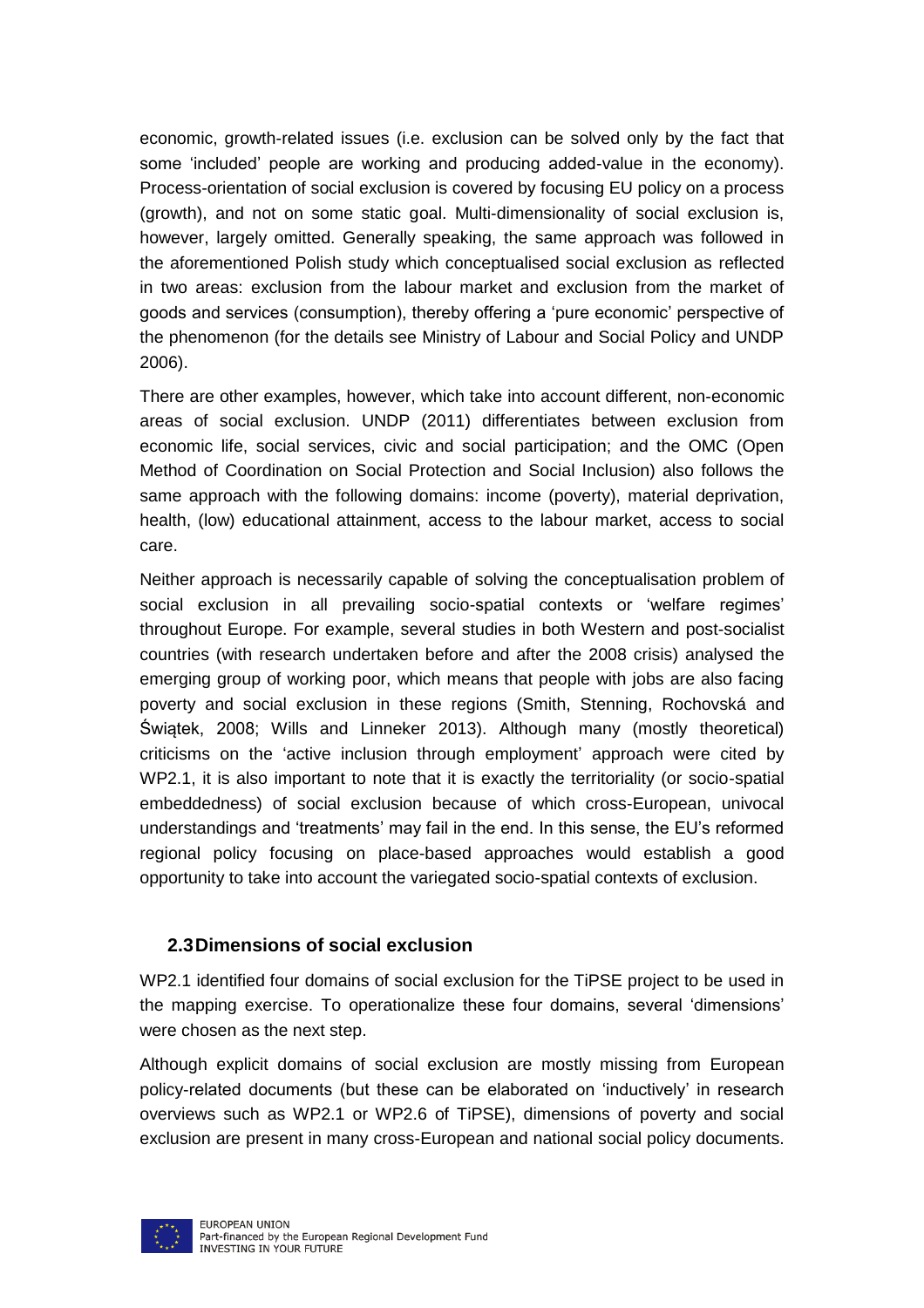economic, growth-related issues (i.e. exclusion can be solved only by the fact that some 'included' people are working and producing added-value in the economy). Process-orientation of social exclusion is covered by focusing EU policy on a process (growth), and not on some static goal. Multi-dimensionality of social exclusion is, however, largely omitted. Generally speaking, the same approach was followed in the aforementioned Polish study which conceptualised social exclusion as reflected in two areas: exclusion from the labour market and exclusion from the market of goods and services (consumption), thereby offering a 'pure economic' perspective of the phenomenon (for the details see Ministry of Labour and Social Policy and UNDP 2006).

There are other examples, however, which take into account different, non-economic areas of social exclusion. UNDP (2011) differentiates between exclusion from economic life, social services, civic and social participation; and the OMC (Open Method of Coordination on Social Protection and Social Inclusion) also follows the same approach with the following domains: income (poverty), material deprivation, health, (low) educational attainment, access to the labour market, access to social care.

Neither approach is necessarily capable of solving the conceptualisation problem of social exclusion in all prevailing socio-spatial contexts or 'welfare regimes' throughout Europe. For example, several studies in both Western and post-socialist countries (with research undertaken before and after the 2008 crisis) analysed the emerging group of working poor, which means that people with jobs are also facing poverty and social exclusion in these regions (Smith, Stenning, Rochovská and Świątek, 2008; Wills and Linneker 2013). Although many (mostly theoretical) criticisms on the 'active inclusion through employment' approach were cited by WP2.1, it is also important to note that it is exactly the territoriality (or socio-spatial embeddedness) of social exclusion because of which cross-European, univocal understandings and 'treatments' may fail in the end. In this sense, the EU's reformed regional policy focusing on place-based approaches would establish a good opportunity to take into account the variegated socio-spatial contexts of exclusion.

## 2.3 Dimensions of social exclusion

WP2.1 identified four domains of social exclusion for the TiPSE project to be used in the mapping exercise. To operationalize these four domains, several 'dimensions' were chosen as the next step.

Although explicit domains of social exclusion are mostly missing from European policy-related documents (but these can be elaborated on 'inductively' in research overviews such as WP2.1 or WP2.6 of TiPSE), dimensions of poverty and social exclusion are present in many cross-European and national social policy documents.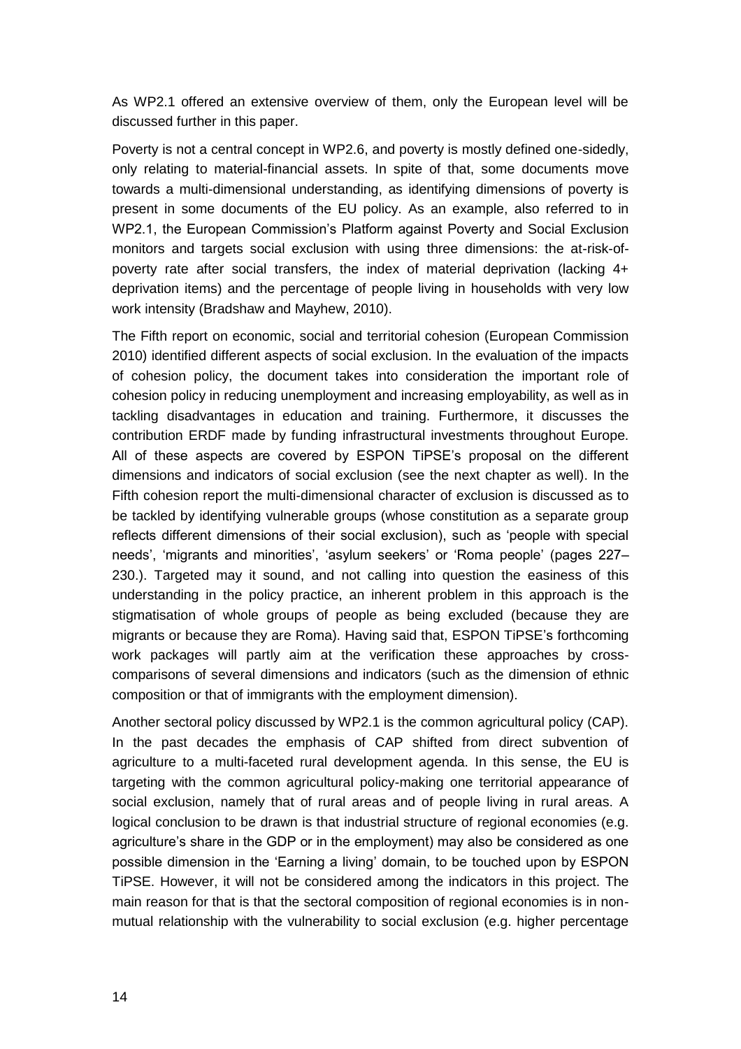As WP2.1 offered an extensive overview of them, only the European level will be discussed further in this paper.

Poverty is not a central concept in WP2.6, and poverty is mostly defined one-sidedly, only relating to material-financial assets. In spite of that, some documents move towards a multi-dimensional understanding, as identifying dimensions of poverty is present in some documents of the EU policy. As an example, also referred to in WP2.1, the European Commission's Platform against Poverty and Social Exclusion monitors and targets social exclusion with using three dimensions: the at-risk-of-poverty rate after social transfers, the index of material deprivation (lacking 4+ deprivation items) and the percentage of people living in households with very low work intensity (Bradshaw and Mayhew, 2010).

The Fifth report on economic, social and territorial cohesion (European Commission 2010) identified different aspects of social exclusion. In the evaluation of the impacts of cohesion policy, the document takes into consideration the important role of cohesion policy in reducing unemployment and increasing employability, as well as in tackling disadvantages in education and training. Furthermore, it discusses the contribution ERDF made by funding infrastructural investments throughout Europe. All of these aspects are covered by ESPON TiPSE's proposal on the different dimensions and indicators of social exclusion (see the next chapter as well). In the Fifth cohesion report the multi-dimensional character of exclusion is discussed as to be tackled by identifying vulnerable groups (whose constitution as a separate group reflects different dimensions of their social exclusion), such as 'people with special needs', 'migrants and minorities', 'asylum seekers' or 'Roma people' (pages 227–230.). Targeted may it sound, and not calling into question the easiness of this understanding in the policy practice, an inherent problem in this approach is the stigmatisation of whole groups of people as being excluded (because they are migrants or because they are Roma). Having said that, ESPON TiPSE's forthcoming work packages will partly aim at the verification these approaches by cross-comparisons of several dimensions and indicators (such as the dimension of ethnic composition or that of immigrants with the employment dimension).

Another sectoral policy discussed by WP2.1 is the common agricultural policy (CAP). In the past decades the emphasis of CAP shifted from direct subvention of agriculture to a multi-faceted rural development agenda. In this sense, the EU is targeting with the common agricultural policy-making one territorial appearance of social exclusion, namely that of rural areas and of people living in rural areas. A logical conclusion to be drawn is that industrial structure of regional economies (e.g. agriculture's share in the GDP or in the employment) may also be considered as one possible dimension in the 'Earning a living' domain, to be touched upon by ESPON TiPSE. However, it will not be considered among the indicators in this project. The main reason for that is that the sectoral composition of regional economies is in non-mutual relationship with the vulnerability to social exclusion (e.g. higher percentage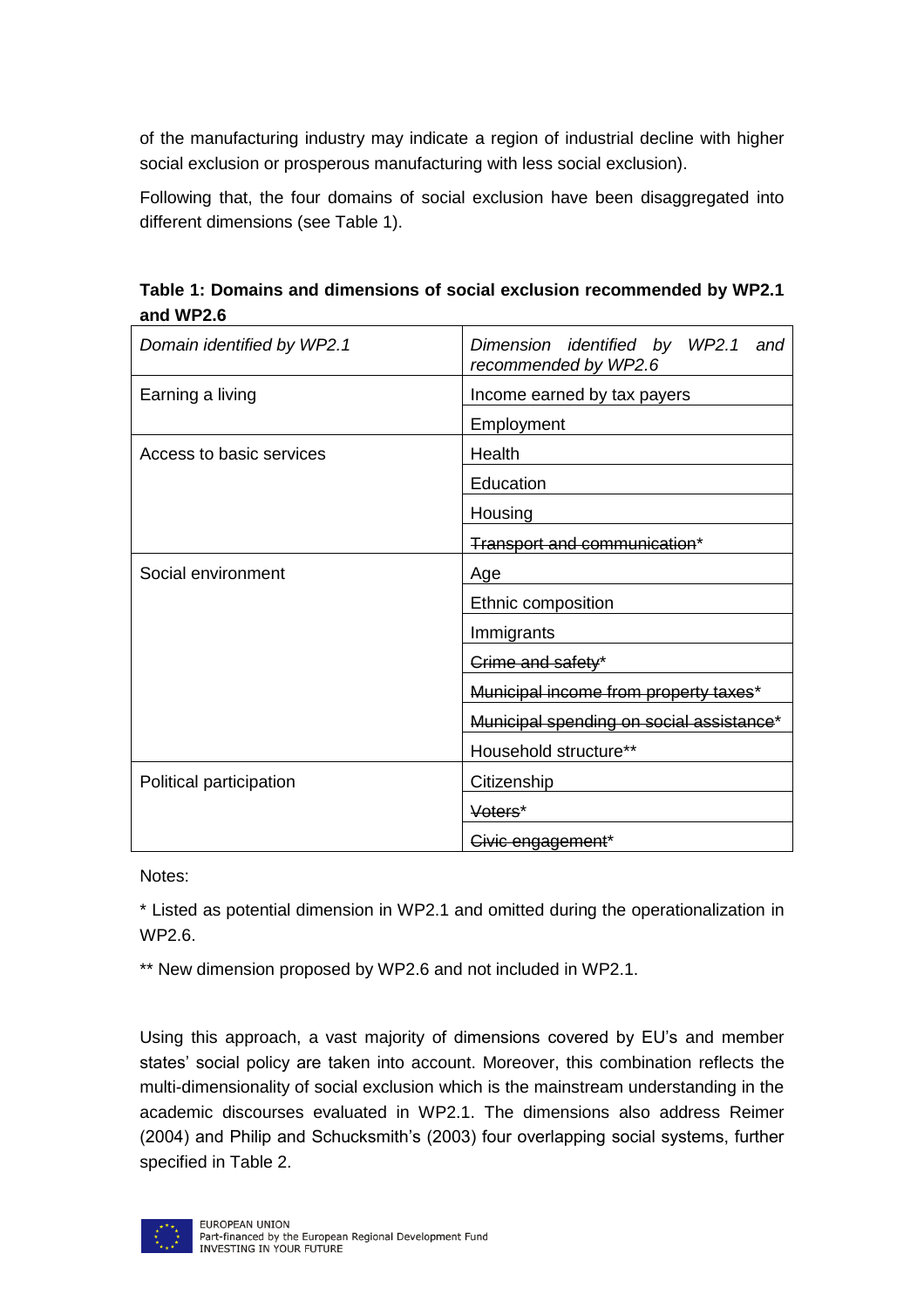of the manufacturing industry may indicate a region of industrial decline with higher social exclusion or prosperous manufacturing with less social exclusion).

Following that, the four domains of social exclusion have been disaggregated into different dimensions (see Table 1).

**Table 1: Domains and dimensions of social exclusion recommended by WP2.1 and WP2.6**

| *Domain identified by WP2.1* | *Dimension identified by WP2.1 and recommended by WP2.6* |
|---|---|
| Earning a living | Income earned by tax payers |
| | Employment |
| Access to basic services | Health |
| | Education |
| | Housing |
| | ~~Transport and communication~~* |
| Social environment | Age |
| | Ethnic composition |
| | Immigrants |
| | ~~Crime and safety~~* |
| | ~~Municipal income from property taxes~~* |
| | ~~Municipal spending on social assistance~~* |
| | Household structure** |
| Political participation | Citizenship |
| | ~~Voters~~* |
| | ~~Civic engagement~~* |

Notes:

* Listed as potential dimension in WP2.1 and omitted during the operationalization in WP2.6.

** New dimension proposed by WP2.6 and not included in WP2.1.

Using this approach, a vast majority of dimensions covered by EU's and member states' social policy are taken into account. Moreover, this combination reflects the multi-dimensionality of social exclusion which is the mainstream understanding in the academic discourses evaluated in WP2.1. The dimensions also address Reimer (2004) and Philip and Schucksmith's (2003) four overlapping social systems, further specified in Table 2.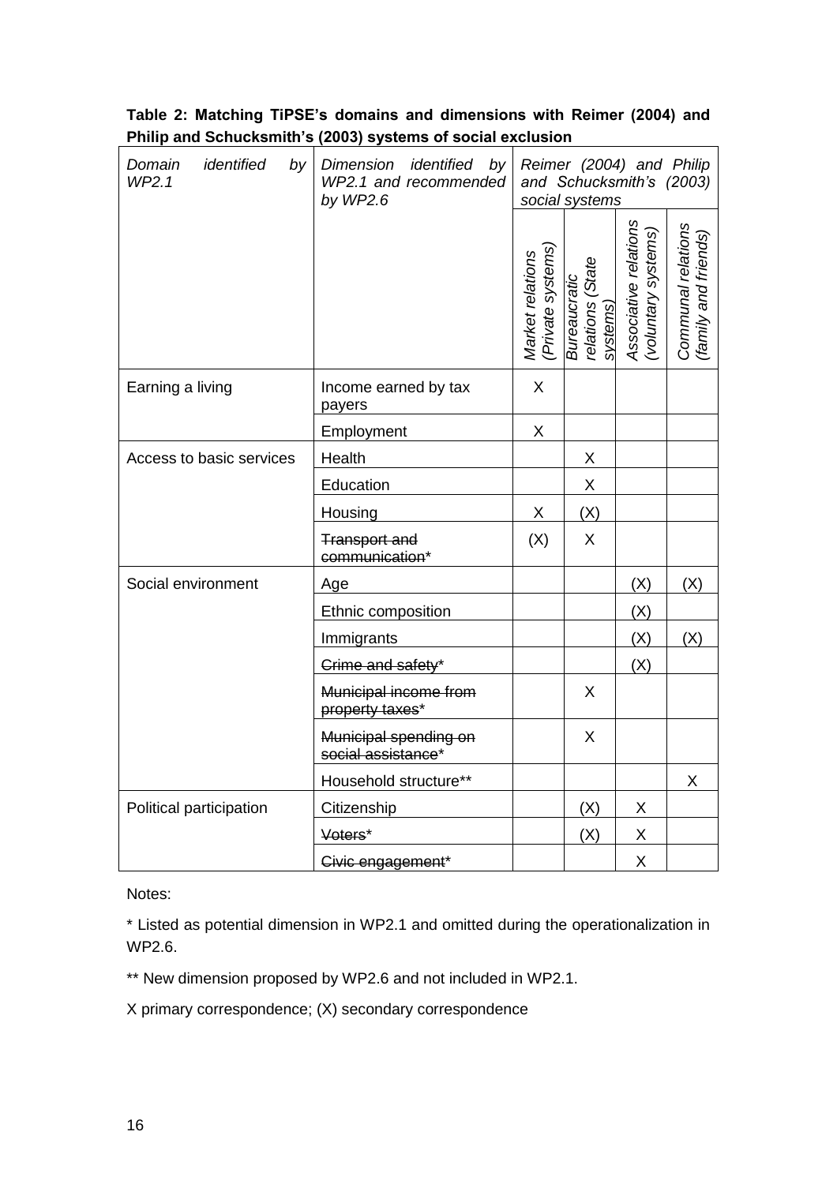**Table 2: Matching TiPSE's domains and dimensions with Reimer (2004) and Philip and Schucksmith's (2003) systems of social exclusion**

| *Domain identified by WP2.1* | *Dimension identified by WP2.1 and recommended by WP2.6* | *Reimer (2004) and Philip and Schucksmith's (2003) social systems* | | | |
|---|---|---|---|---|---|
| | | *Market relations (Private systems)* | *Bureaucratic relations (State systems)* | *Associative relations (voluntary systems)* | *Communal relations (family and friends)* |
| Earning a living | Income earned by tax payers | X | | | |
| | Employment | X | | | |
| Access to basic services | Health | | X | | |
| | Education | | X | | |
| | Housing | X | (X) | | |
| | ~~Transport and communication~~* | (X) | X | | |
| Social environment | Age | | | (X) | (X) |
| | Ethnic composition | | | (X) | |
| | Immigrants | | | (X) | (X) |
| | ~~Crime and safety~~* | | | (X) | |
| | ~~Municipal income from property taxes~~* | | X | | |
| | ~~Municipal spending on social assistance~~* | | X | | |
| | Household structure** | | | | X |
| Political participation | Citizenship | | (X) | X | |
| | ~~Voters~~* | | (X) | X | |
| | ~~Civic engagement~~* | | | X | |

Notes:

* Listed as potential dimension in WP2.1 and omitted during the operationalization in WP2.6.

** New dimension proposed by WP2.6 and not included in WP2.1.

X primary correspondence; (X) secondary correspondence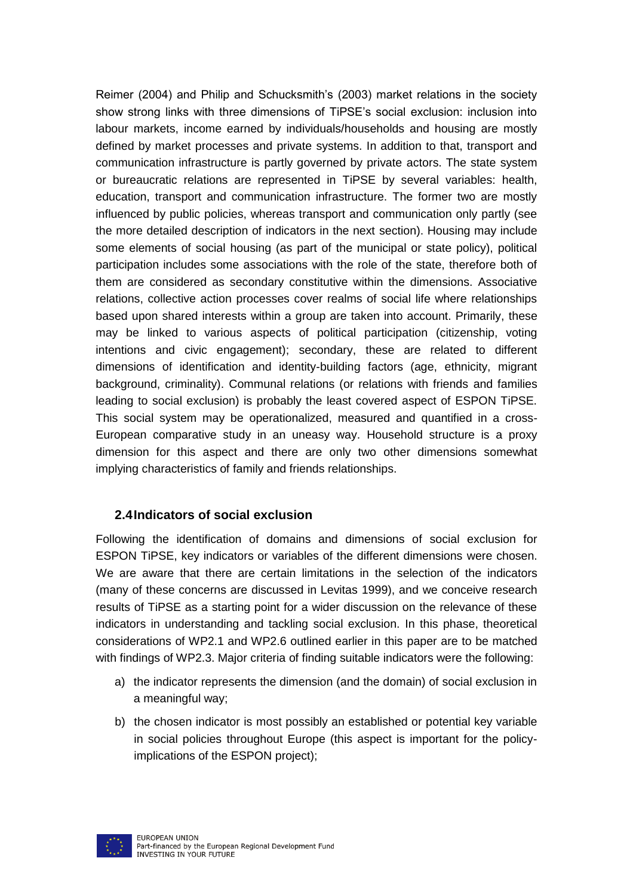Reimer (2004) and Philip and Schucksmith's (2003) market relations in the society show strong links with three dimensions of TiPSE's social exclusion: inclusion into labour markets, income earned by individuals/households and housing are mostly defined by market processes and private systems. In addition to that, transport and communication infrastructure is partly governed by private actors. The state system or bureaucratic relations are represented in TiPSE by several variables: health, education, transport and communication infrastructure. The former two are mostly influenced by public policies, whereas transport and communication only partly (see the more detailed description of indicators in the next section). Housing may include some elements of social housing (as part of the municipal or state policy), political participation includes some associations with the role of the state, therefore both of them are considered as secondary constitutive within the dimensions. Associative relations, collective action processes cover realms of social life where relationships based upon shared interests within a group are taken into account. Primarily, these may be linked to various aspects of political participation (citizenship, voting intentions and civic engagement); secondary, these are related to different dimensions of identification and identity-building factors (age, ethnicity, migrant background, criminality). Communal relations (or relations with friends and families leading to social exclusion) is probably the least covered aspect of ESPON TiPSE. This social system may be operationalized, measured and quantified in a cross-European comparative study in an uneasy way. Household structure is a proxy dimension for this aspect and there are only two other dimensions somewhat implying characteristics of family and friends relationships.

### 2.4 Indicators of social exclusion

Following the identification of domains and dimensions of social exclusion for ESPON TiPSE, key indicators or variables of the different dimensions were chosen. We are aware that there are certain limitations in the selection of the indicators (many of these concerns are discussed in Levitas 1999), and we conceive research results of TiPSE as a starting point for a wider discussion on the relevance of these indicators in understanding and tackling social exclusion. In this phase, theoretical considerations of WP2.1 and WP2.6 outlined earlier in this paper are to be matched with findings of WP2.3. Major criteria of finding suitable indicators were the following:

a) the indicator represents the dimension (and the domain) of social exclusion in a meaningful way;

b) the chosen indicator is most possibly an established or potential key variable in social policies throughout Europe (this aspect is important for the policy-implications of the ESPON project);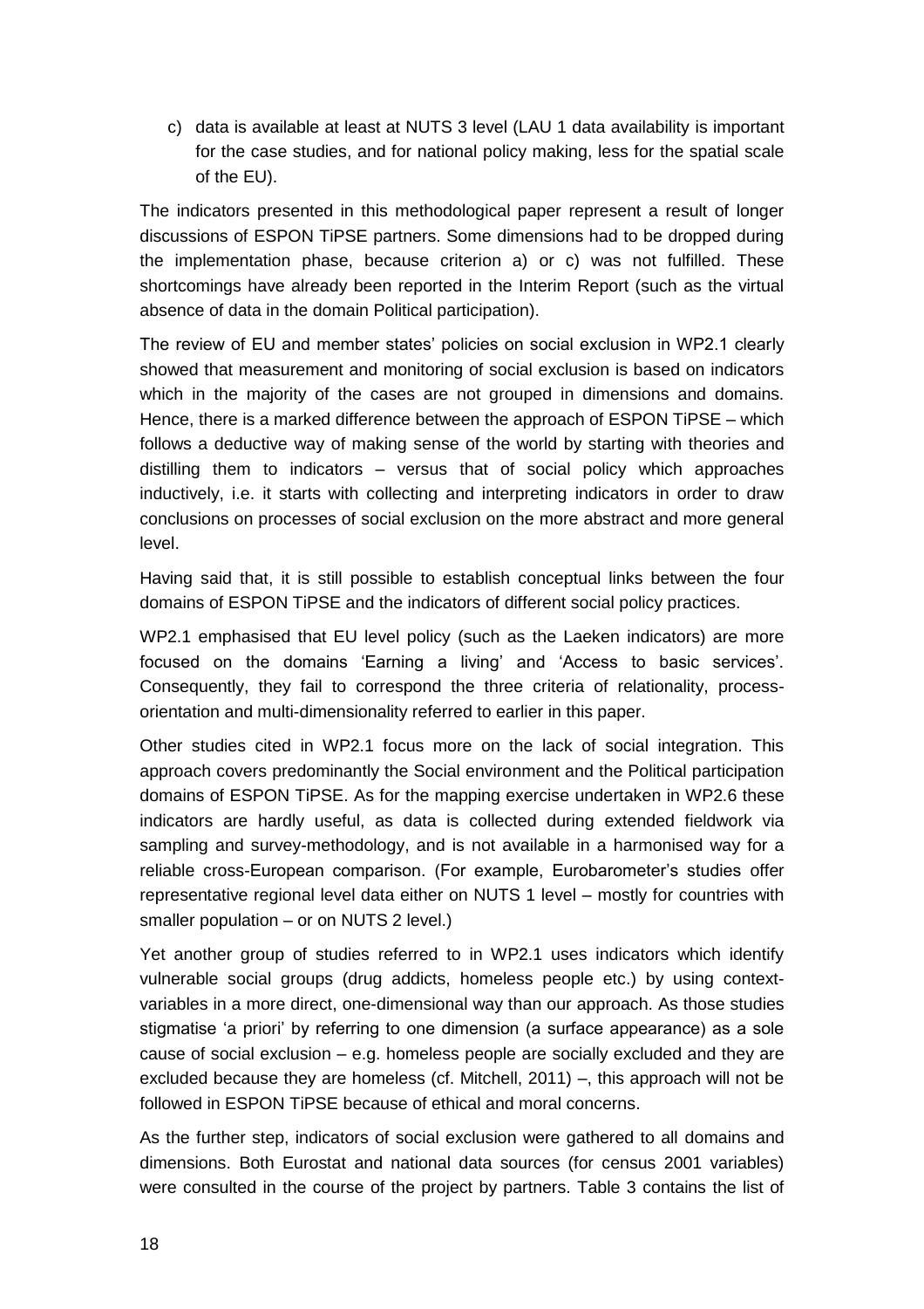c) data is available at least at NUTS 3 level (LAU 1 data availability is important for the case studies, and for national policy making, less for the spatial scale of the EU).

The indicators presented in this methodological paper represent a result of longer discussions of ESPON TiPSE partners. Some dimensions had to be dropped during the implementation phase, because criterion a) or c) was not fulfilled. These shortcomings have already been reported in the Interim Report (such as the virtual absence of data in the domain Political participation).

The review of EU and member states' policies on social exclusion in WP2.1 clearly showed that measurement and monitoring of social exclusion is based on indicators which in the majority of the cases are not grouped in dimensions and domains. Hence, there is a marked difference between the approach of ESPON TiPSE – which follows a deductive way of making sense of the world by starting with theories and distilling them to indicators – versus that of social policy which approaches inductively, i.e. it starts with collecting and interpreting indicators in order to draw conclusions on processes of social exclusion on the more abstract and more general level.

Having said that, it is still possible to establish conceptual links between the four domains of ESPON TiPSE and the indicators of different social policy practices.

WP2.1 emphasised that EU level policy (such as the Laeken indicators) are more focused on the domains 'Earning a living' and 'Access to basic services'. Consequently, they fail to correspond the three criteria of relationality, process-orientation and multi-dimensionality referred to earlier in this paper.

Other studies cited in WP2.1 focus more on the lack of social integration. This approach covers predominantly the Social environment and the Political participation domains of ESPON TiPSE. As for the mapping exercise undertaken in WP2.6 these indicators are hardly useful, as data is collected during extended fieldwork via sampling and survey-methodology, and is not available in a harmonised way for a reliable cross-European comparison. (For example, Eurobarometer's studies offer representative regional level data either on NUTS 1 level – mostly for countries with smaller population – or on NUTS 2 level.)

Yet another group of studies referred to in WP2.1 uses indicators which identify vulnerable social groups (drug addicts, homeless people etc.) by using context-variables in a more direct, one-dimensional way than our approach. As those studies stigmatise 'a priori' by referring to one dimension (a surface appearance) as a sole cause of social exclusion – e.g. homeless people are socially excluded and they are excluded because they are homeless (cf. Mitchell, 2011) –, this approach will not be followed in ESPON TiPSE because of ethical and moral concerns.

As the further step, indicators of social exclusion were gathered to all domains and dimensions. Both Eurostat and national data sources (for census 2001 variables) were consulted in the course of the project by partners. Table 3 contains the list of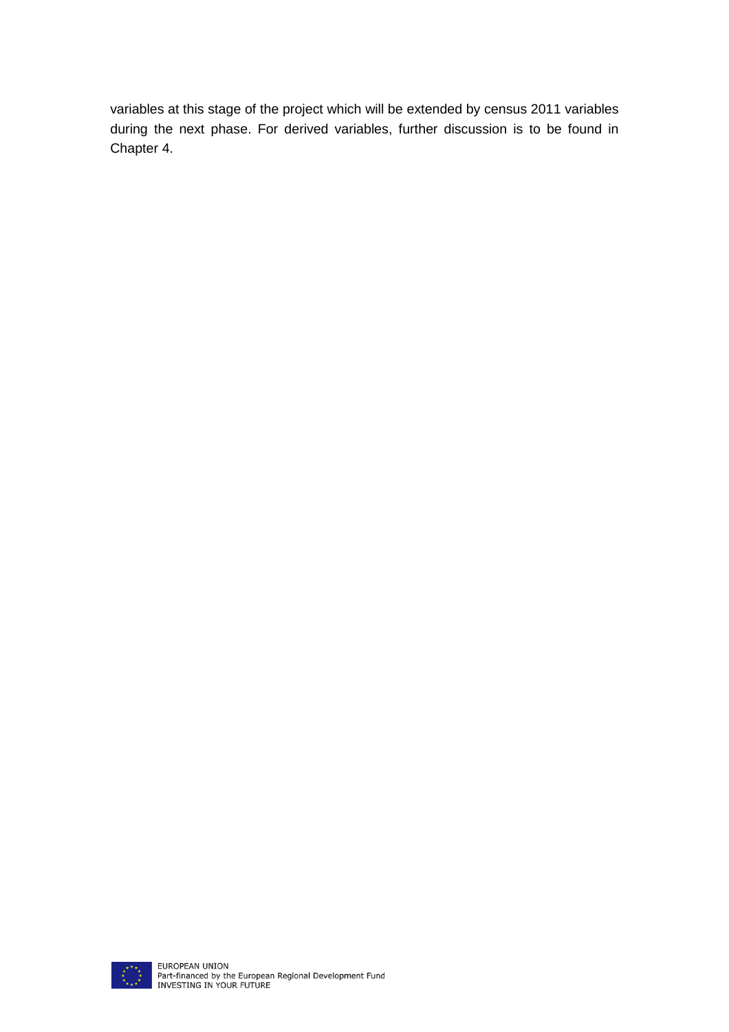variables at this stage of the project which will be extended by census 2011 variables during the next phase. For derived variables, further discussion is to be found in Chapter 4.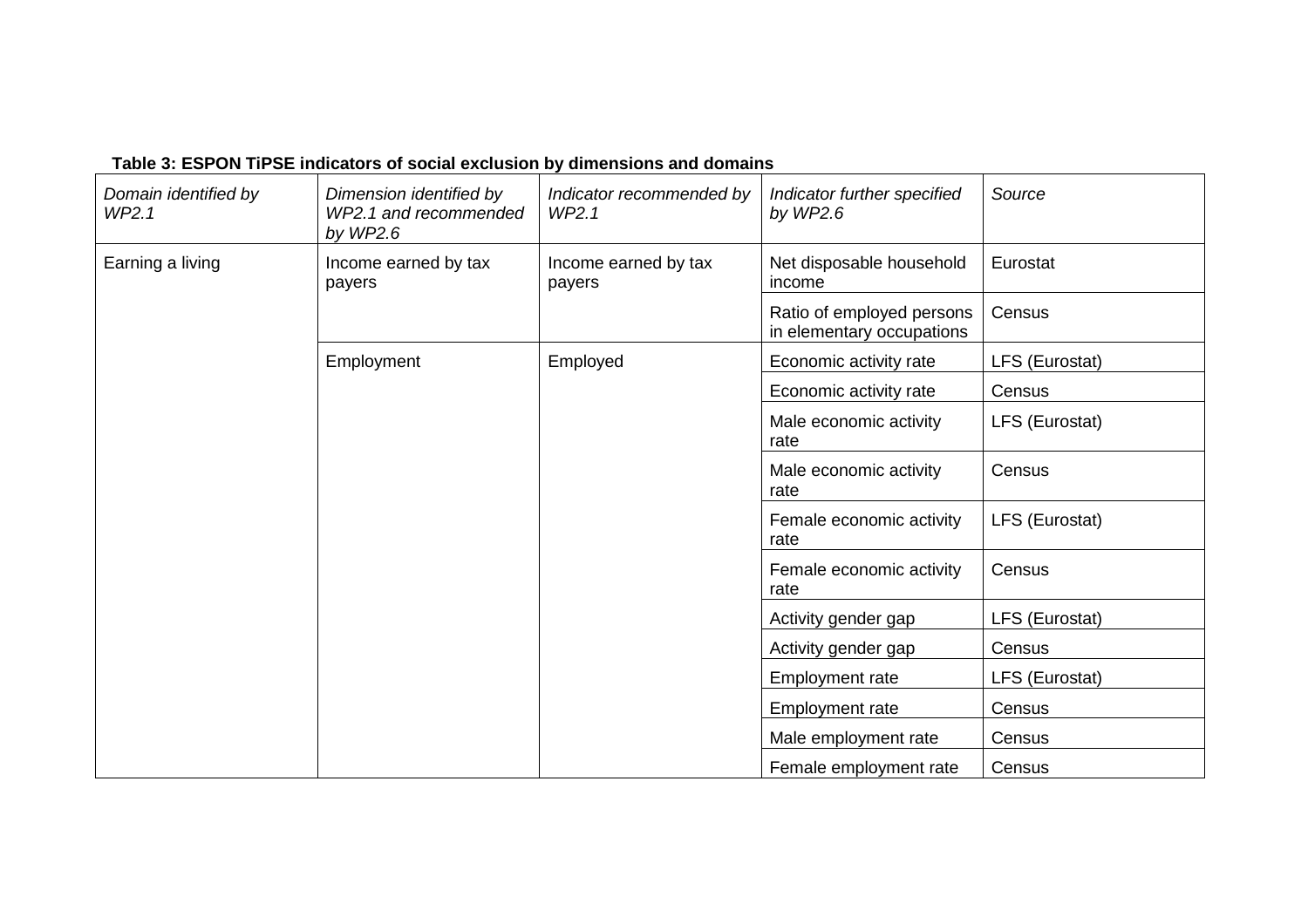**Table 3: ESPON TiPSE indicators of social exclusion by dimensions and domains**

| *Domain identified by WP2.1* | *Dimension identified by WP2.1 and recommended by WP2.6* | *Indicator recommended by WP2.1* | *Indicator further specified by WP2.6* | *Source* |
|---|---|---|---|---|
| Earning a living | Income earned by tax payers | Income earned by tax payers | Net disposable household income | Eurostat |
| | | | Ratio of employed persons in elementary occupations | Census |
| | Employment | Employed | Economic activity rate | LFS (Eurostat) |
| | | | Economic activity rate | Census |
| | | | Male economic activity rate | LFS (Eurostat) |
| | | | Male economic activity rate | Census |
| | | | Female economic activity rate | LFS (Eurostat) |
| | | | Female economic activity rate | Census |
| | | | Activity gender gap | LFS (Eurostat) |
| | | | Activity gender gap | Census |
| | | | Employment rate | LFS (Eurostat) |
| | | | Employment rate | Census |
| | | | Male employment rate | Census |
| | | | Female employment rate | Census |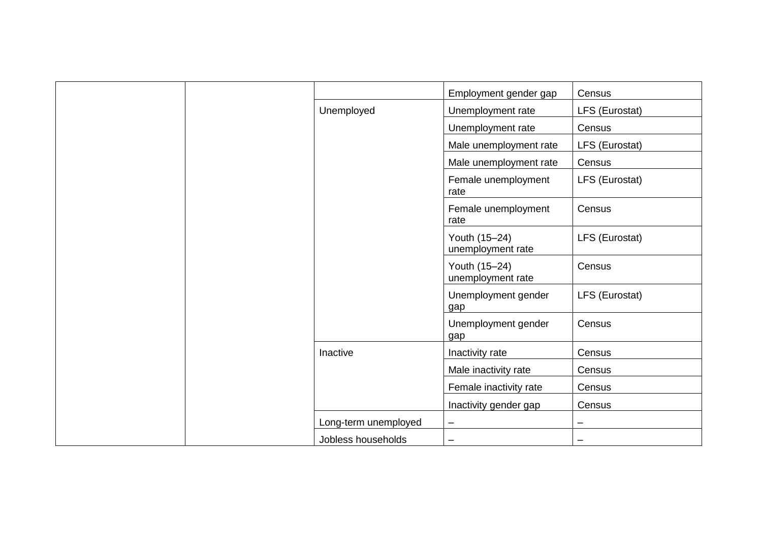| | | | | |
|---|---|---|---|---|
| | | | Employment gender gap | Census |
| | | Unemployed | Unemployment rate | LFS (Eurostat) |
| | | | Unemployment rate | Census |
| | | | Male unemployment rate | LFS (Eurostat) |
| | | | Male unemployment rate | Census |
| | | | Female unemployment rate | LFS (Eurostat) |
| | | | Female unemployment rate | Census |
| | | | Youth (15–24) unemployment rate | LFS (Eurostat) |
| | | | Youth (15–24) unemployment rate | Census |
| | | | Unemployment gender gap | LFS (Eurostat) |
| | | | Unemployment gender gap | Census |
| | | Inactive | Inactivity rate | Census |
| | | | Male inactivity rate | Census |
| | | | Female inactivity rate | Census |
| | | | Inactivity gender gap | Census |
| | | Long-term unemployed | – | – |
| | | Jobless households | – | – |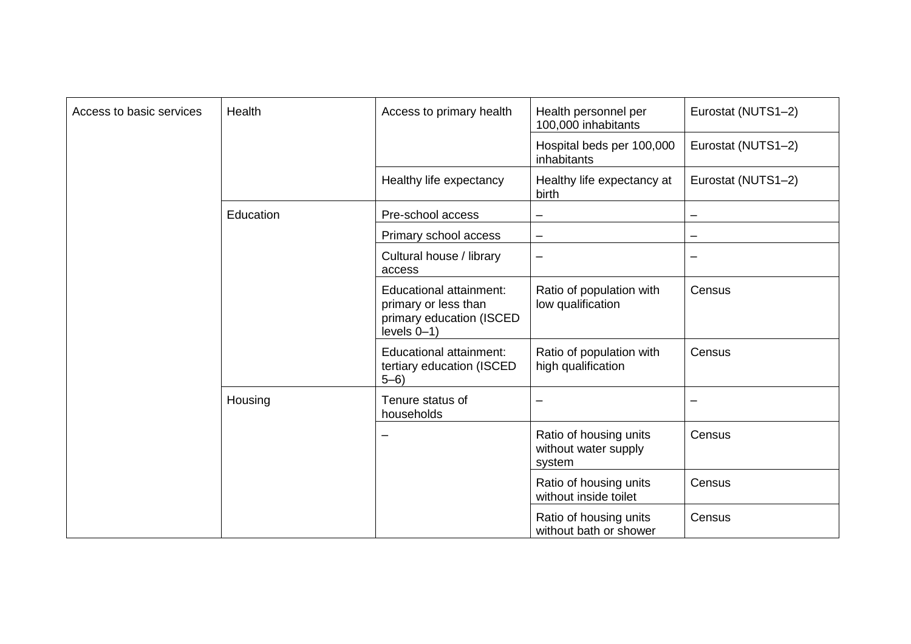| Access to basic services | Health | Access to primary health | Health personnel per 100,000 inhabitants | Eurostat (NUTS1–2) |
|---|---|---|---|---|
| | | | Hospital beds per 100,000 inhabitants | Eurostat (NUTS1–2) |
| | | Healthy life expectancy | Healthy life expectancy at birth | Eurostat (NUTS1–2) |
| | Education | Pre-school access | – | – |
| | | Primary school access | – | – |
| | | Cultural house / library access | – | – |
| | | Educational attainment: primary or less than primary education (ISCED levels 0–1) | Ratio of population with low qualification | Census |
| | | Educational attainment: tertiary education (ISCED 5–6) | Ratio of population with high qualification | Census |
| | Housing | Tenure status of households | – | – |
| | | – | Ratio of housing units without water supply system | Census |
| | | | Ratio of housing units without inside toilet | Census |
| | | | Ratio of housing units without bath or shower | Census |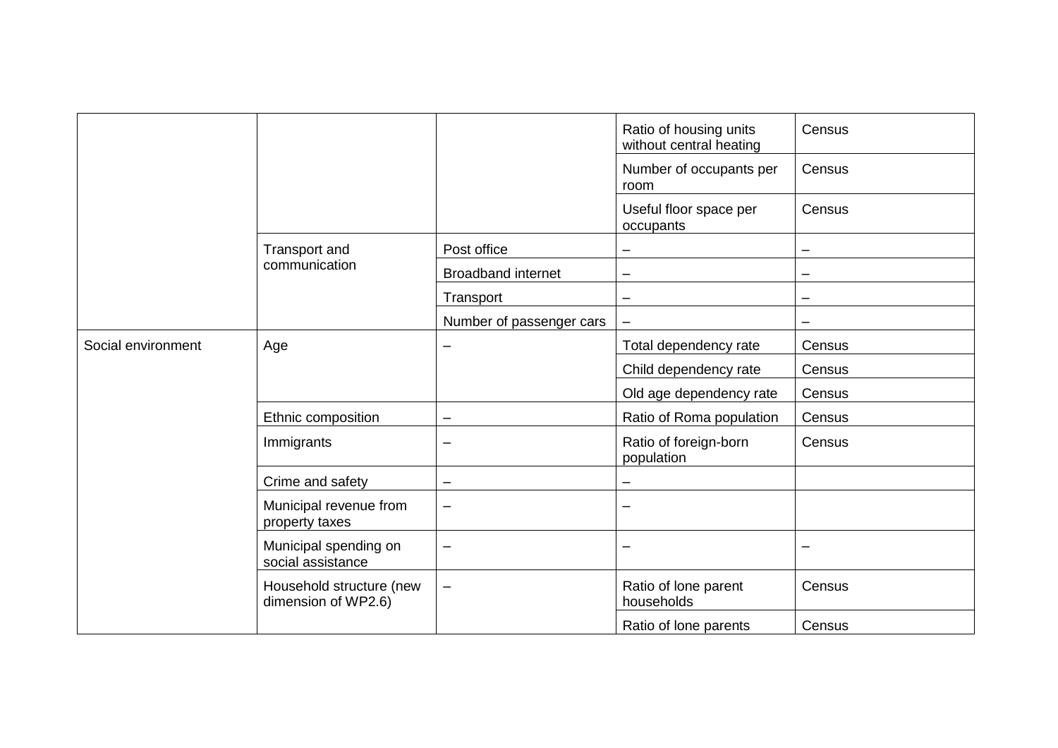| | | | | |
|---|---|---|---|---|
| | | | Ratio of housing units without central heating | Census |
| | | | Number of occupants per room | Census |
| | | | Useful floor space per occupants | Census |
| | Transport and communication | Post office | – | – |
| | | Broadband internet | – | – |
| | | Transport | – | – |
| | | Number of passenger cars | – | – |
| Social environment | Age | – | Total dependency rate | Census |
| | | | Child dependency rate | Census |
| | | | Old age dependency rate | Census |
| | Ethnic composition | – | Ratio of Roma population | Census |
| | Immigrants | – | Ratio of foreign-born population | Census |
| | Crime and safety | – | – | |
| | Municipal revenue from property taxes | – | – | |
| | Municipal spending on social assistance | – | – | – |
| | Household structure (new dimension of WP2.6) | – | Ratio of lone parent households | Census |
| | | | Ratio of lone parents | Census |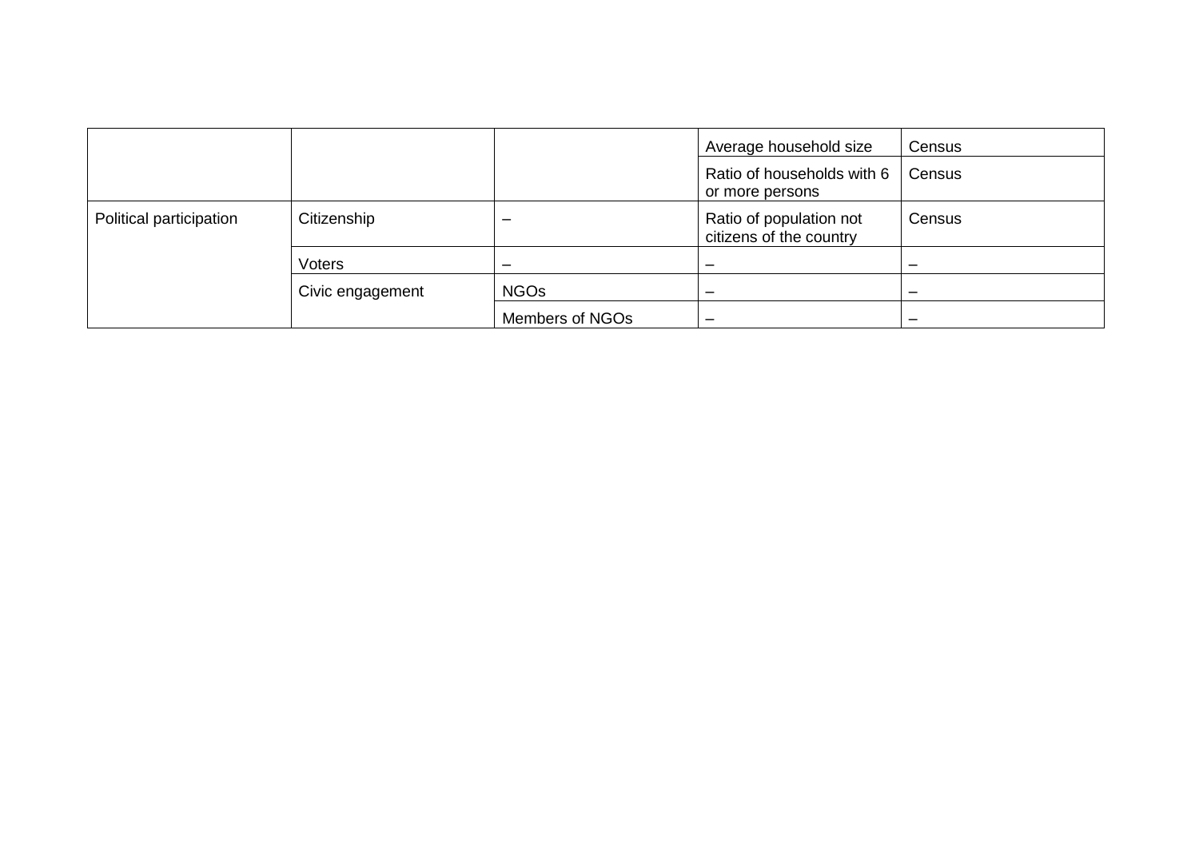| | | | | |
|---|---|---|---|---|
| | | | Average household size | Census |
| | | | Ratio of households with 6 or more persons | Census |
| Political participation | Citizenship | – | Ratio of population not citizens of the country | Census |
| | Voters | – | – | – |
| | Civic engagement | NGOs | – | – |
| | | Members of NGOs | – | – |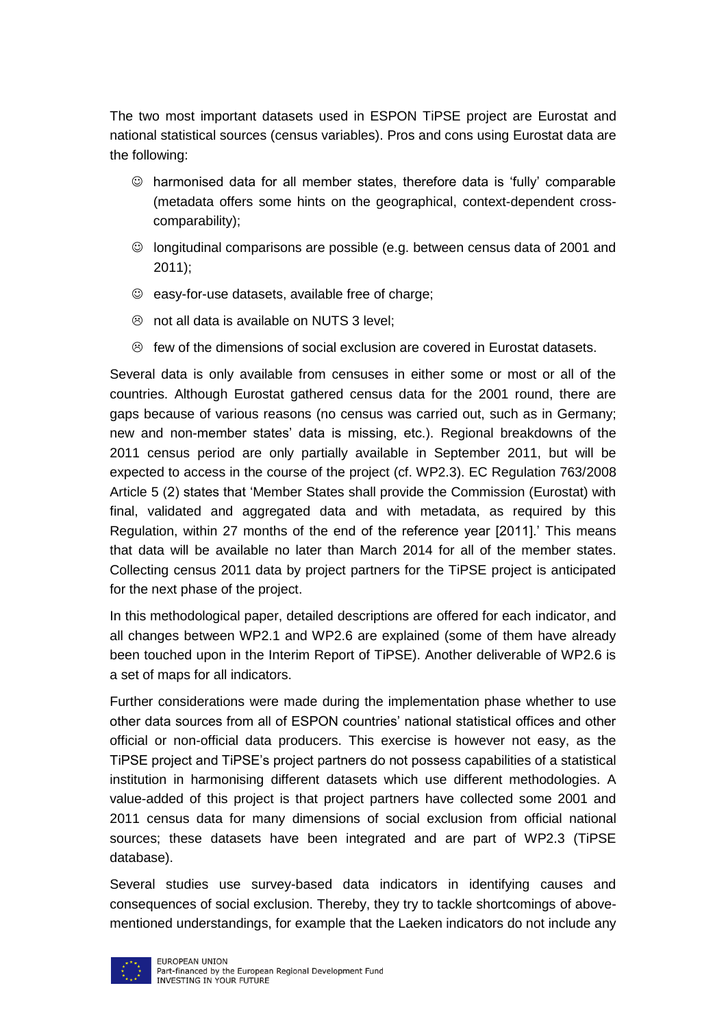The two most important datasets used in ESPON TiPSE project are Eurostat and national statistical sources (census variables). Pros and cons using Eurostat data are the following:

- ☺ harmonised data for all member states, therefore data is 'fully' comparable (metadata offers some hints on the geographical, context-dependent cross-comparability);
- ☺ longitudinal comparisons are possible (e.g. between census data of 2001 and 2011);
- ☺ easy-for-use datasets, available free of charge;
- ☹ not all data is available on NUTS 3 level;
- ☹ few of the dimensions of social exclusion are covered in Eurostat datasets.

Several data is only available from censuses in either some or most or all of the countries. Although Eurostat gathered census data for the 2001 round, there are gaps because of various reasons (no census was carried out, such as in Germany; new and non-member states' data is missing, etc.). Regional breakdowns of the 2011 census period are only partially available in September 2011, but will be expected to access in the course of the project (cf. WP2.3). EC Regulation 763/2008 Article 5 (2) states that 'Member States shall provide the Commission (Eurostat) with final, validated and aggregated data and with metadata, as required by this Regulation, within 27 months of the end of the reference year [2011].' This means that data will be available no later than March 2014 for all of the member states. Collecting census 2011 data by project partners for the TiPSE project is anticipated for the next phase of the project.

In this methodological paper, detailed descriptions are offered for each indicator, and all changes between WP2.1 and WP2.6 are explained (some of them have already been touched upon in the Interim Report of TiPSE). Another deliverable of WP2.6 is a set of maps for all indicators.

Further considerations were made during the implementation phase whether to use other data sources from all of ESPON countries' national statistical offices and other official or non-official data producers. This exercise is however not easy, as the TiPSE project and TiPSE's project partners do not possess capabilities of a statistical institution in harmonising different datasets which use different methodologies. A value-added of this project is that project partners have collected some 2001 and 2011 census data for many dimensions of social exclusion from official national sources; these datasets have been integrated and are part of WP2.3 (TiPSE database).

Several studies use survey-based data indicators in identifying causes and consequences of social exclusion. Thereby, they try to tackle shortcomings of above-mentioned understandings, for example that the Laeken indicators do not include any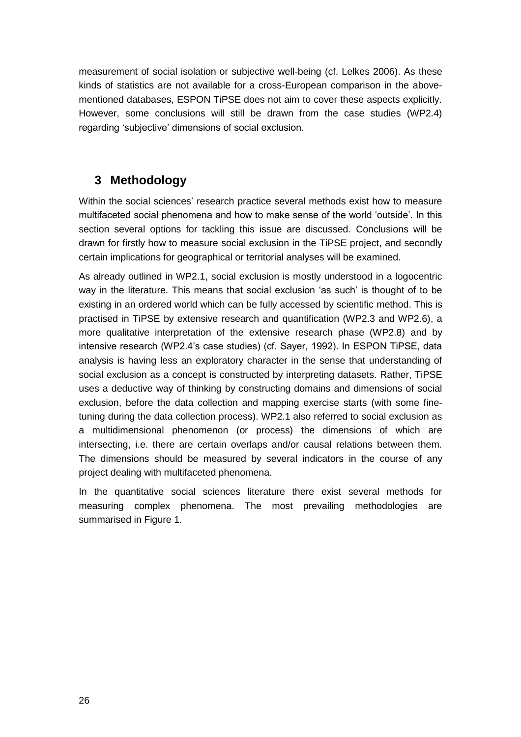measurement of social isolation or subjective well-being (cf. Lelkes 2006). As these kinds of statistics are not available for a cross-European comparison in the above-mentioned databases, ESPON TiPSE does not aim to cover these aspects explicitly. However, some conclusions will still be drawn from the case studies (WP2.4) regarding 'subjective' dimensions of social exclusion.

# 3 Methodology

Within the social sciences' research practice several methods exist how to measure multifaceted social phenomena and how to make sense of the world 'outside'. In this section several options for tackling this issue are discussed. Conclusions will be drawn for firstly how to measure social exclusion in the TiPSE project, and secondly certain implications for geographical or territorial analyses will be examined.

As already outlined in WP2.1, social exclusion is mostly understood in a logocentric way in the literature. This means that social exclusion 'as such' is thought of to be existing in an ordered world which can be fully accessed by scientific method. This is practised in TiPSE by extensive research and quantification (WP2.3 and WP2.6), a more qualitative interpretation of the extensive research phase (WP2.8) and by intensive research (WP2.4's case studies) (cf. Sayer, 1992). In ESPON TiPSE, data analysis is having less an exploratory character in the sense that understanding of social exclusion as a concept is constructed by interpreting datasets. Rather, TiPSE uses a deductive way of thinking by constructing domains and dimensions of social exclusion, before the data collection and mapping exercise starts (with some fine-tuning during the data collection process). WP2.1 also referred to social exclusion as a multidimensional phenomenon (or process) the dimensions of which are intersecting, i.e. there are certain overlaps and/or causal relations between them. The dimensions should be measured by several indicators in the course of any project dealing with multifaceted phenomena.

In the quantitative social sciences literature there exist several methods for measuring complex phenomena. The most prevailing methodologies are summarised in Figure 1.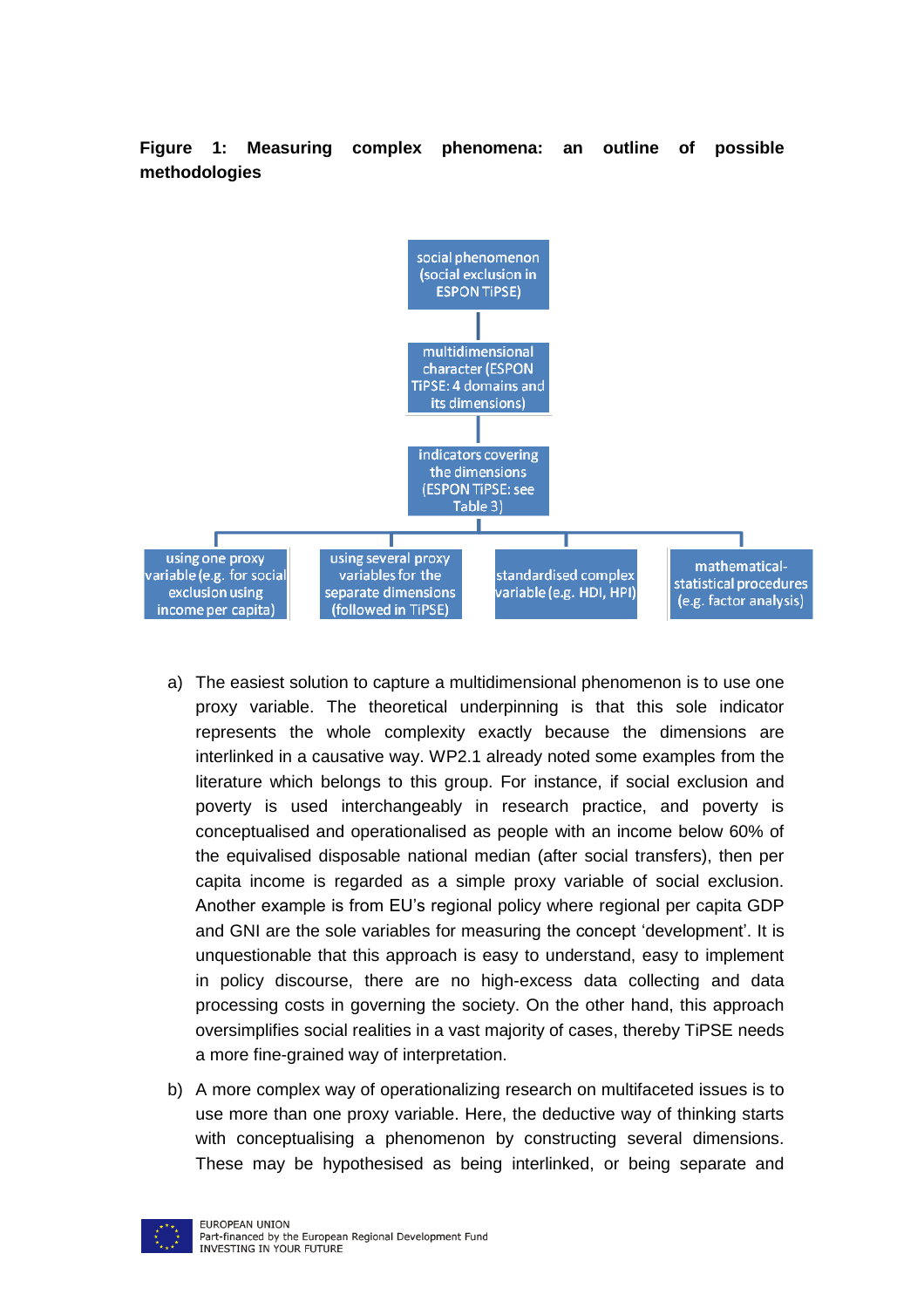**Figure 1: Measuring complex phenomena: an outline of possible methodologies**

social phenomenon (social exclusion in ESPON TiPSE)

multidimensional character (ESPON TiPSE: 4 domains and its dimensions)

indicators covering the dimensions (ESPON TiPSE: see Table 3)

using one proxy variable (e.g. for social exclusion using income per capita)

using several proxy variables for the separate dimensions (followed in TiPSE)

standardised complex variable (e.g. HDI, HPI)

mathematical-statistical procedures (e.g. factor analysis)

a) The easiest solution to capture a multidimensional phenomenon is to use one proxy variable. The theoretical underpinning is that this sole indicator represents the whole complexity exactly because the dimensions are interlinked in a causative way. WP2.1 already noted some examples from the literature which belongs to this group. For instance, if social exclusion and poverty is used interchangeably in research practice, and poverty is conceptualised and operationalised as people with an income below 60% of the equivalised disposable national median (after social transfers), then per capita income is regarded as a simple proxy variable of social exclusion. Another example is from EU's regional policy where regional per capita GDP and GNI are the sole variables for measuring the concept 'development'. It is unquestionable that this approach is easy to understand, easy to implement in policy discourse, there are no high-excess data collecting and data processing costs in governing the society. On the other hand, this approach oversimplifies social realities in a vast majority of cases, thereby TiPSE needs a more fine-grained way of interpretation.

b) A more complex way of operationalizing research on multifaceted issues is to use more than one proxy variable. Here, the deductive way of thinking starts with conceptualising a phenomenon by constructing several dimensions. These may be hypothesised as being interlinked, or being separate and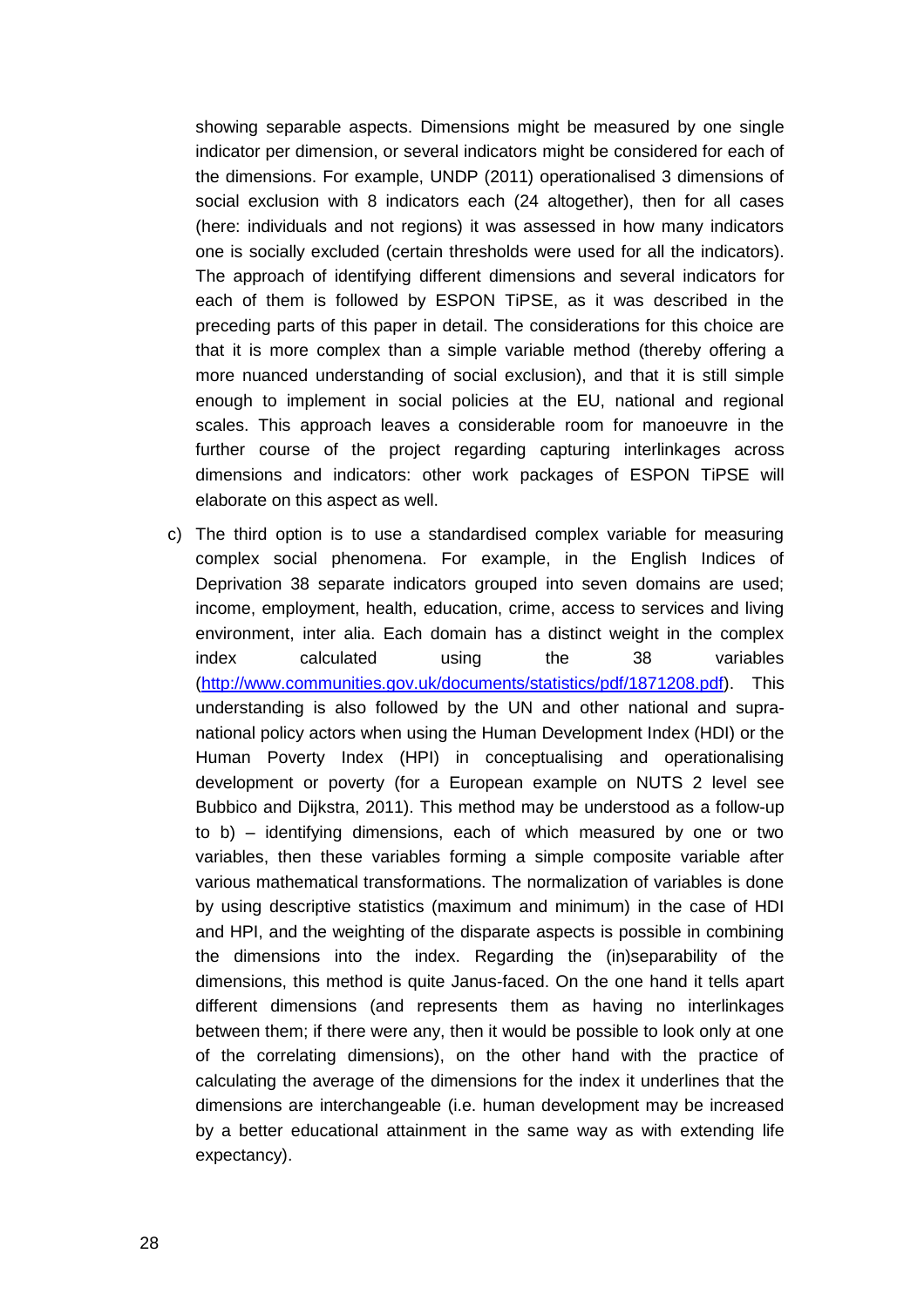showing separable aspects. Dimensions might be measured by one single indicator per dimension, or several indicators might be considered for each of the dimensions. For example, UNDP (2011) operationalised 3 dimensions of social exclusion with 8 indicators each (24 altogether), then for all cases (here: individuals and not regions) it was assessed in how many indicators one is socially excluded (certain thresholds were used for all the indicators). The approach of identifying different dimensions and several indicators for each of them is followed by ESPON TiPSE, as it was described in the preceding parts of this paper in detail. The considerations for this choice are that it is more complex than a simple variable method (thereby offering a more nuanced understanding of social exclusion), and that it is still simple enough to implement in social policies at the EU, national and regional scales. This approach leaves a considerable room for manoeuvre in the further course of the project regarding capturing interlinkages across dimensions and indicators: other work packages of ESPON TiPSE will elaborate on this aspect as well.

c) The third option is to use a standardised complex variable for measuring complex social phenomena. For example, in the English Indices of Deprivation 38 separate indicators grouped into seven domains are used; income, employment, health, education, crime, access to services and living environment, inter alia. Each domain has a distinct weight in the complex index calculated using the 38 variables (http://www.communities.gov.uk/documents/statistics/pdf/1871208.pdf). This understanding is also followed by the UN and other national and supra-national policy actors when using the Human Development Index (HDI) or the Human Poverty Index (HPI) in conceptualising and operationalising development or poverty (for a European example on NUTS 2 level see Bubbico and Dijkstra, 2011). This method may be understood as a follow-up to b) – identifying dimensions, each of which measured by one or two variables, then these variables forming a simple composite variable after various mathematical transformations. The normalization of variables is done by using descriptive statistics (maximum and minimum) in the case of HDI and HPI, and the weighting of the disparate aspects is possible in combining the dimensions into the index. Regarding the (in)separability of the dimensions, this method is quite Janus-faced. On the one hand it tells apart different dimensions (and represents them as having no interlinkages between them; if there were any, then it would be possible to look only at one of the correlating dimensions), on the other hand with the practice of calculating the average of the dimensions for the index it underlines that the dimensions are interchangeable (i.e. human development may be increased by a better educational attainment in the same way as with extending life expectancy).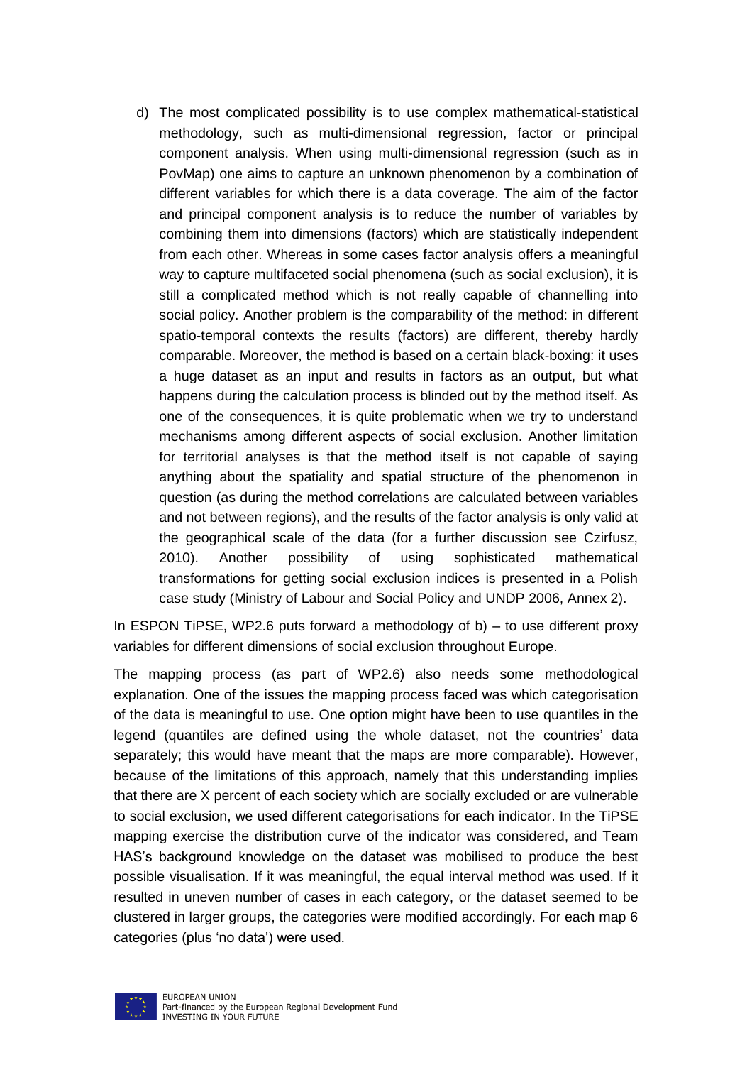d) The most complicated possibility is to use complex mathematical-statistical methodology, such as multi-dimensional regression, factor or principal component analysis. When using multi-dimensional regression (such as in PovMap) one aims to capture an unknown phenomenon by a combination of different variables for which there is a data coverage. The aim of the factor and principal component analysis is to reduce the number of variables by combining them into dimensions (factors) which are statistically independent from each other. Whereas in some cases factor analysis offers a meaningful way to capture multifaceted social phenomena (such as social exclusion), it is still a complicated method which is not really capable of channelling into social policy. Another problem is the comparability of the method: in different spatio-temporal contexts the results (factors) are different, thereby hardly comparable. Moreover, the method is based on a certain black-boxing: it uses a huge dataset as an input and results in factors as an output, but what happens during the calculation process is blinded out by the method itself. As one of the consequences, it is quite problematic when we try to understand mechanisms among different aspects of social exclusion. Another limitation for territorial analyses is that the method itself is not capable of saying anything about the spatiality and spatial structure of the phenomenon in question (as during the method correlations are calculated between variables and not between regions), and the results of the factor analysis is only valid at the geographical scale of the data (for a further discussion see Czirfusz, 2010). Another possibility of using sophisticated mathematical transformations for getting social exclusion indices is presented in a Polish case study (Ministry of Labour and Social Policy and UNDP 2006, Annex 2).

In ESPON TiPSE, WP2.6 puts forward a methodology of b) – to use different proxy variables for different dimensions of social exclusion throughout Europe.

The mapping process (as part of WP2.6) also needs some methodological explanation. One of the issues the mapping process faced was which categorisation of the data is meaningful to use. One option might have been to use quantiles in the legend (quantiles are defined using the whole dataset, not the countries' data separately; this would have meant that the maps are more comparable). However, because of the limitations of this approach, namely that this understanding implies that there are X percent of each society which are socially excluded or are vulnerable to social exclusion, we used different categorisations for each indicator. In the TiPSE mapping exercise the distribution curve of the indicator was considered, and Team HAS's background knowledge on the dataset was mobilised to produce the best possible visualisation. If it was meaningful, the equal interval method was used. If it resulted in uneven number of cases in each category, or the dataset seemed to be clustered in larger groups, the categories were modified accordingly. For each map 6 categories (plus 'no data') were used.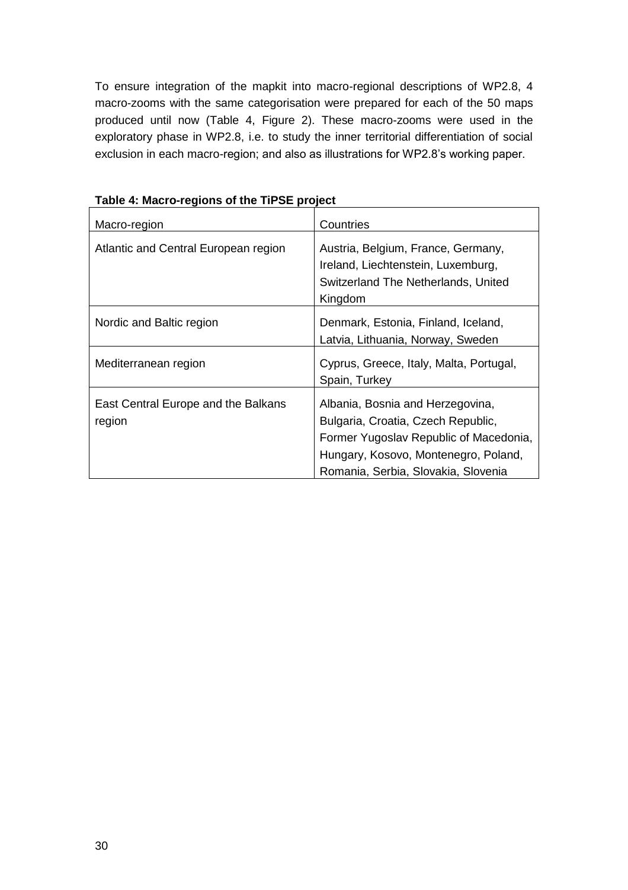To ensure integration of the mapkit into macro-regional descriptions of WP2.8, 4 macro-zooms with the same categorisation were prepared for each of the 50 maps produced until now (Table 4, Figure 2). These macro-zooms were used in the exploratory phase in WP2.8, i.e. to study the inner territorial differentiation of social exclusion in each macro-region; and also as illustrations for WP2.8's working paper.

**Table 4: Macro-regions of the TiPSE project**

| Macro-region | Countries |
|---|---|
| Atlantic and Central European region | Austria, Belgium, France, Germany, Ireland, Liechtenstein, Luxemburg, Switzerland The Netherlands, United Kingdom |
| Nordic and Baltic region | Denmark, Estonia, Finland, Iceland, Latvia, Lithuania, Norway, Sweden |
| Mediterranean region | Cyprus, Greece, Italy, Malta, Portugal, Spain, Turkey |
| East Central Europe and the Balkans region | Albania, Bosnia and Herzegovina, Bulgaria, Croatia, Czech Republic, Former Yugoslav Republic of Macedonia, Hungary, Kosovo, Montenegro, Poland, Romania, Serbia, Slovakia, Slovenia |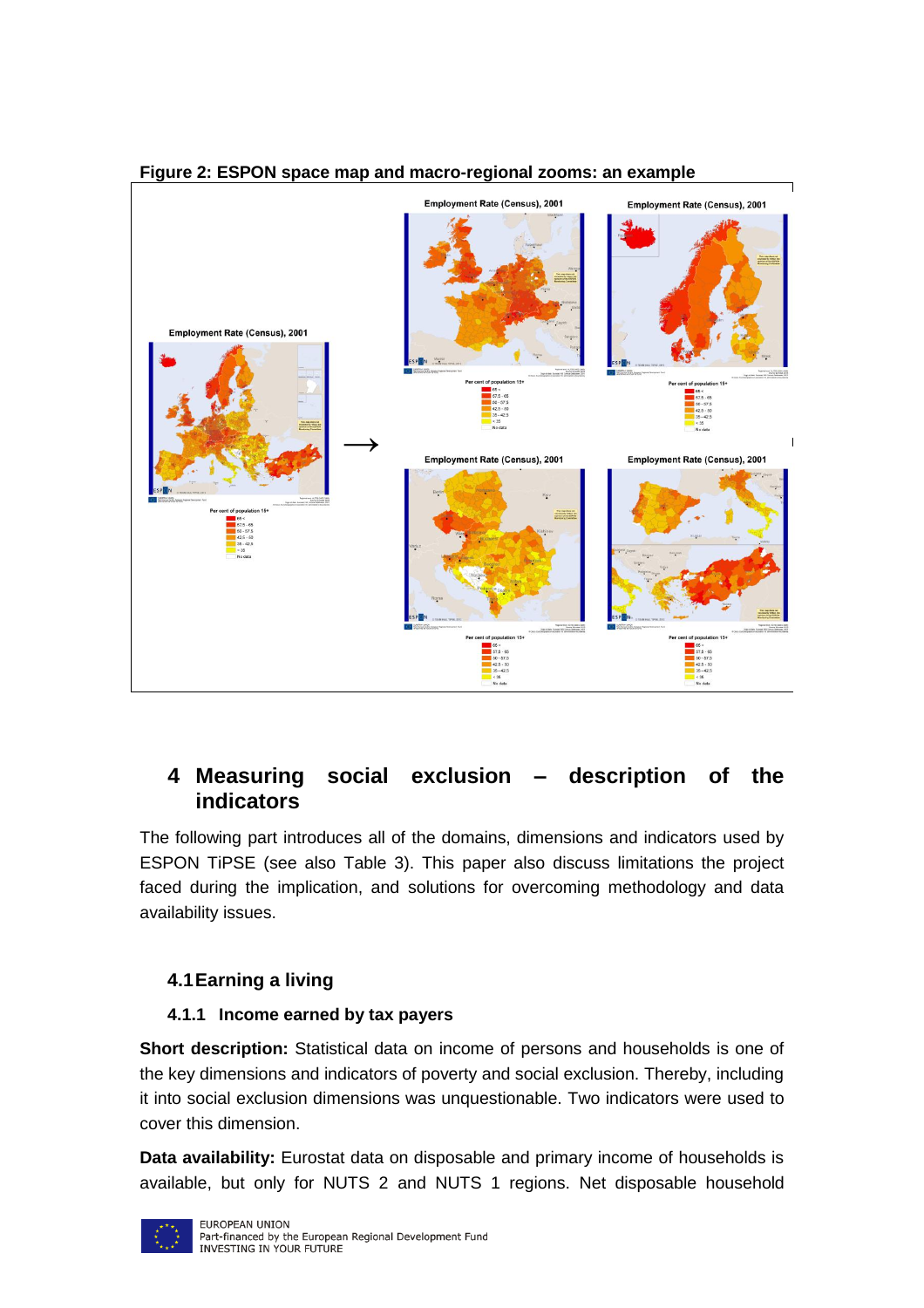**Figure 2: ESPON space map and macro-regional zooms: an example**

## 4 Measuring social exclusion – description of the indicators

The following part introduces all of the domains, dimensions and indicators used by ESPON TiPSE (see also Table 3). This paper also discuss limitations the project faced during the implication, and solutions for overcoming methodology and data availability issues.

### 4.1 Earning a living

#### 4.1.1 Income earned by tax payers

**Short description:** Statistical data on income of persons and households is one of the key dimensions and indicators of poverty and social exclusion. Thereby, including it into social exclusion dimensions was unquestionable. Two indicators were used to cover this dimension.

**Data availability:** Eurostat data on disposable and primary income of households is available, but only for NUTS 2 and NUTS 1 regions. Net disposable household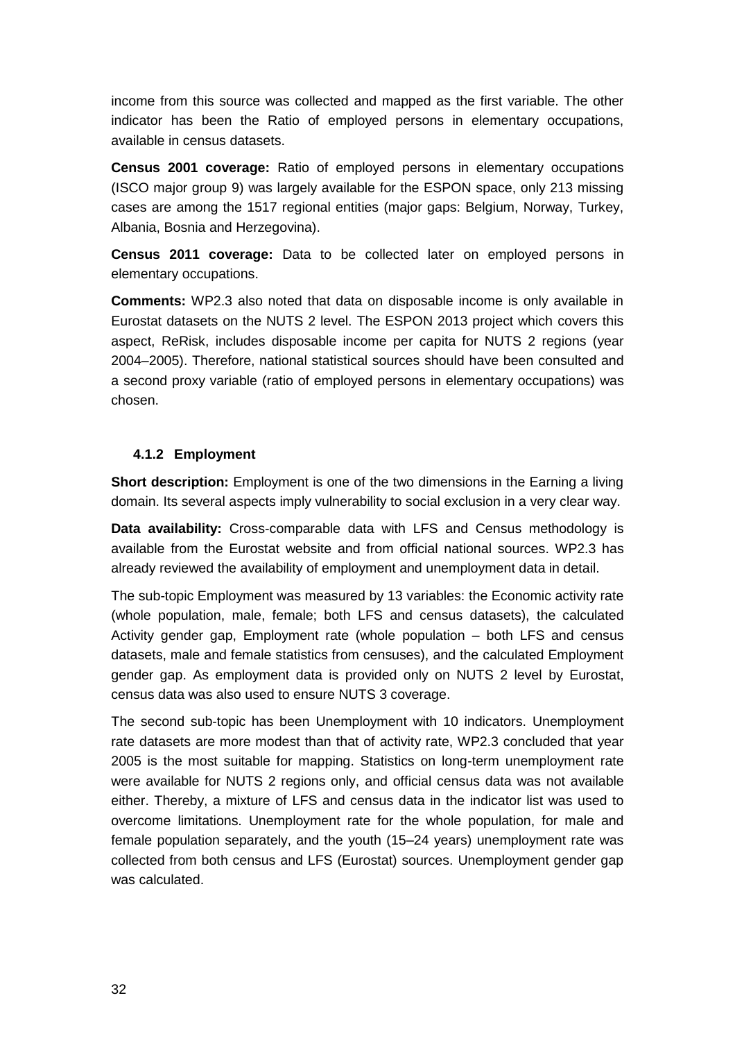income from this source was collected and mapped as the first variable. The other indicator has been the Ratio of employed persons in elementary occupations, available in census datasets.

**Census 2001 coverage:** Ratio of employed persons in elementary occupations (ISCO major group 9) was largely available for the ESPON space, only 213 missing cases are among the 1517 regional entities (major gaps: Belgium, Norway, Turkey, Albania, Bosnia and Herzegovina).

**Census 2011 coverage:** Data to be collected later on employed persons in elementary occupations.

**Comments:** WP2.3 also noted that data on disposable income is only available in Eurostat datasets on the NUTS 2 level. The ESPON 2013 project which covers this aspect, ReRisk, includes disposable income per capita for NUTS 2 regions (year 2004–2005). Therefore, national statistical sources should have been consulted and a second proxy variable (ratio of employed persons in elementary occupations) was chosen.

### 4.1.2 Employment

**Short description:** Employment is one of the two dimensions in the Earning a living domain. Its several aspects imply vulnerability to social exclusion in a very clear way.

**Data availability:** Cross-comparable data with LFS and Census methodology is available from the Eurostat website and from official national sources. WP2.3 has already reviewed the availability of employment and unemployment data in detail.

The sub-topic Employment was measured by 13 variables: the Economic activity rate (whole population, male, female; both LFS and census datasets), the calculated Activity gender gap, Employment rate (whole population – both LFS and census datasets, male and female statistics from censuses), and the calculated Employment gender gap. As employment data is provided only on NUTS 2 level by Eurostat, census data was also used to ensure NUTS 3 coverage.

The second sub-topic has been Unemployment with 10 indicators. Unemployment rate datasets are more modest than that of activity rate, WP2.3 concluded that year 2005 is the most suitable for mapping. Statistics on long-term unemployment rate were available for NUTS 2 regions only, and official census data was not available either. Thereby, a mixture of LFS and census data in the indicator list was used to overcome limitations. Unemployment rate for the whole population, for male and female population separately, and the youth (15–24 years) unemployment rate was collected from both census and LFS (Eurostat) sources. Unemployment gender gap was calculated.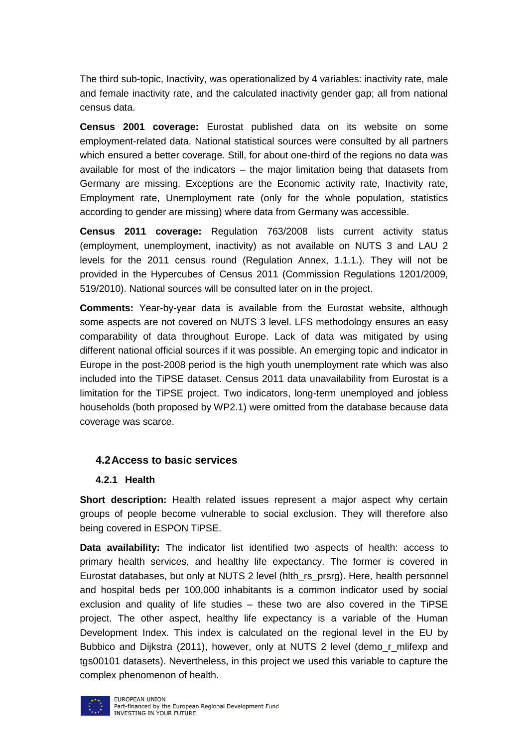The third sub-topic, Inactivity, was operationalized by 4 variables: inactivity rate, male and female inactivity rate, and the calculated inactivity gender gap; all from national census data.

**Census 2001 coverage:** Eurostat published data on its website on some employment-related data. National statistical sources were consulted by all partners which ensured a better coverage. Still, for about one-third of the regions no data was available for most of the indicators – the major limitation being that datasets from Germany are missing. Exceptions are the Economic activity rate, Inactivity rate, Employment rate, Unemployment rate (only for the whole population, statistics according to gender are missing) where data from Germany was accessible.

**Census 2011 coverage:** Regulation 763/2008 lists current activity status (employment, unemployment, inactivity) as not available on NUTS 3 and LAU 2 levels for the 2011 census round (Regulation Annex, 1.1.1.). They will not be provided in the Hypercubes of Census 2011 (Commission Regulations 1201/2009, 519/2010). National sources will be consulted later on in the project.

**Comments:** Year-by-year data is available from the Eurostat website, although some aspects are not covered on NUTS 3 level. LFS methodology ensures an easy comparability of data throughout Europe. Lack of data was mitigated by using different national official sources if it was possible. An emerging topic and indicator in Europe in the post-2008 period is the high youth unemployment rate which was also included into the TiPSE dataset. Census 2011 data unavailability from Eurostat is a limitation for the TiPSE project. Two indicators, long-term unemployed and jobless households (both proposed by WP2.1) were omitted from the database because data coverage was scarce.

## 4.2 Access to basic services

### 4.2.1 Health

**Short description:** Health related issues represent a major aspect why certain groups of people become vulnerable to social exclusion. They will therefore also being covered in ESPON TiPSE.

**Data availability:** The indicator list identified two aspects of health: access to primary health services, and healthy life expectancy. The former is covered in Eurostat databases, but only at NUTS 2 level (hlth_rs_prsrg). Here, health personnel and hospital beds per 100,000 inhabitants is a common indicator used by social exclusion and quality of life studies – these two are also covered in the TiPSE project. The other aspect, healthy life expectancy is a variable of the Human Development Index. This index is calculated on the regional level in the EU by Bubbico and Dijkstra (2011), however, only at NUTS 2 level (demo_r_mlifexp and tgs00101 datasets). Nevertheless, in this project we used this variable to capture the complex phenomenon of health.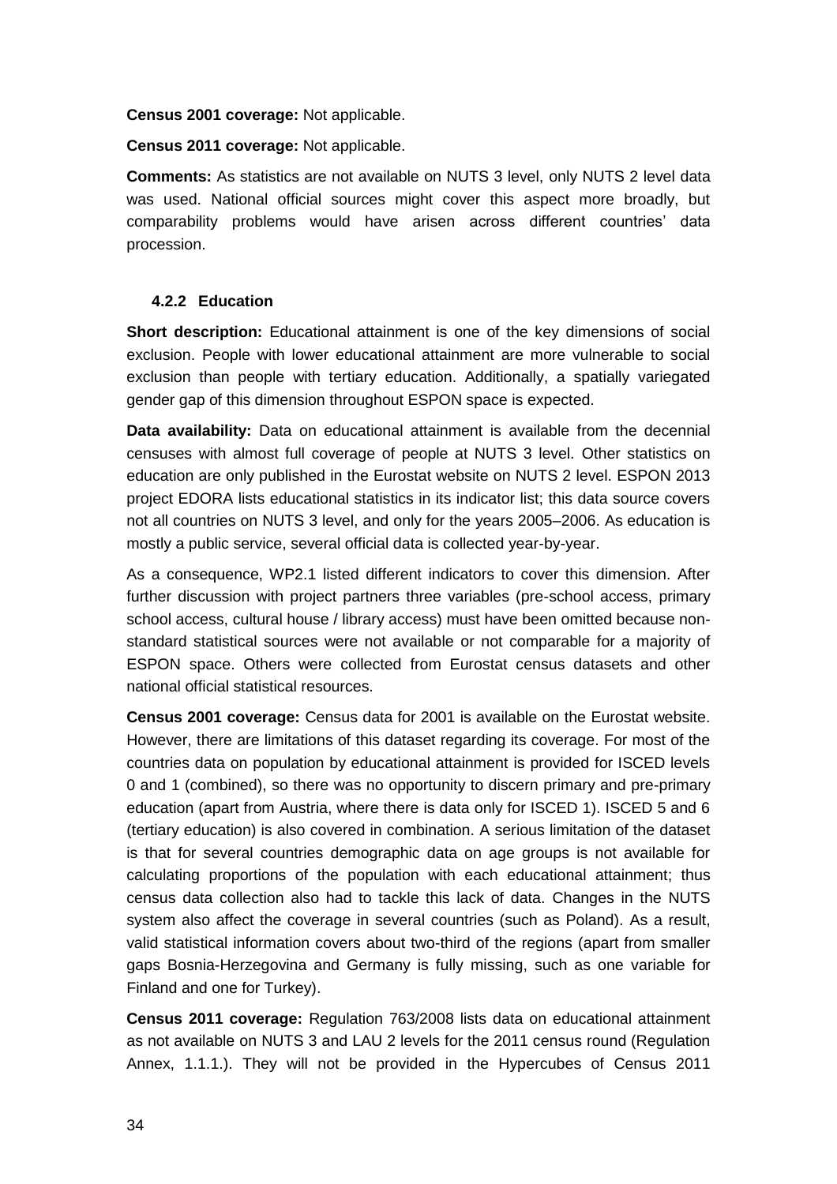**Census 2001 coverage:** Not applicable.

**Census 2011 coverage:** Not applicable.

**Comments:** As statistics are not available on NUTS 3 level, only NUTS 2 level data was used. National official sources might cover this aspect more broadly, but comparability problems would have arisen across different countries' data procession.

### 4.2.2 Education

**Short description:** Educational attainment is one of the key dimensions of social exclusion. People with lower educational attainment are more vulnerable to social exclusion than people with tertiary education. Additionally, a spatially variegated gender gap of this dimension throughout ESPON space is expected.

**Data availability:** Data on educational attainment is available from the decennial censuses with almost full coverage of people at NUTS 3 level. Other statistics on education are only published in the Eurostat website on NUTS 2 level. ESPON 2013 project EDORA lists educational statistics in its indicator list; this data source covers not all countries on NUTS 3 level, and only for the years 2005–2006. As education is mostly a public service, several official data is collected year-by-year.

As a consequence, WP2.1 listed different indicators to cover this dimension. After further discussion with project partners three variables (pre-school access, primary school access, cultural house / library access) must have been omitted because non-standard statistical sources were not available or not comparable for a majority of ESPON space. Others were collected from Eurostat census datasets and other national official statistical resources.

**Census 2001 coverage:** Census data for 2001 is available on the Eurostat website. However, there are limitations of this dataset regarding its coverage. For most of the countries data on population by educational attainment is provided for ISCED levels 0 and 1 (combined), so there was no opportunity to discern primary and pre-primary education (apart from Austria, where there is data only for ISCED 1). ISCED 5 and 6 (tertiary education) is also covered in combination. A serious limitation of the dataset is that for several countries demographic data on age groups is not available for calculating proportions of the population with each educational attainment; thus census data collection also had to tackle this lack of data. Changes in the NUTS system also affect the coverage in several countries (such as Poland). As a result, valid statistical information covers about two-third of the regions (apart from smaller gaps Bosnia-Herzegovina and Germany is fully missing, such as one variable for Finland and one for Turkey).

**Census 2011 coverage:** Regulation 763/2008 lists data on educational attainment as not available on NUTS 3 and LAU 2 levels for the 2011 census round (Regulation Annex, 1.1.1.). They will not be provided in the Hypercubes of Census 2011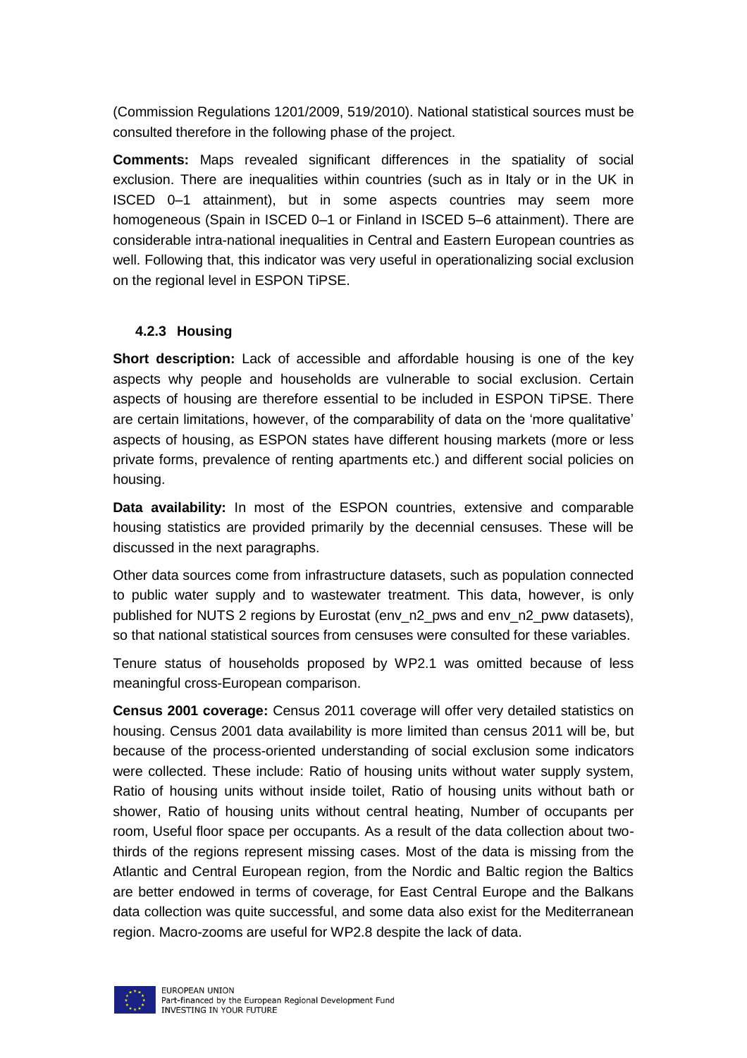(Commission Regulations 1201/2009, 519/2010). National statistical sources must be consulted therefore in the following phase of the project.

**Comments:** Maps revealed significant differences in the spatiality of social exclusion. There are inequalities within countries (such as in Italy or in the UK in ISCED 0–1 attainment), but in some aspects countries may seem more homogeneous (Spain in ISCED 0–1 or Finland in ISCED 5–6 attainment). There are considerable intra-national inequalities in Central and Eastern European countries as well. Following that, this indicator was very useful in operationalizing social exclusion on the regional level in ESPON TiPSE.

### 4.2.3 Housing

**Short description:** Lack of accessible and affordable housing is one of the key aspects why people and households are vulnerable to social exclusion. Certain aspects of housing are therefore essential to be included in ESPON TiPSE. There are certain limitations, however, of the comparability of data on the 'more qualitative' aspects of housing, as ESPON states have different housing markets (more or less private forms, prevalence of renting apartments etc.) and different social policies on housing.

**Data availability:** In most of the ESPON countries, extensive and comparable housing statistics are provided primarily by the decennial censuses. These will be discussed in the next paragraphs.

Other data sources come from infrastructure datasets, such as population connected to public water supply and to wastewater treatment. This data, however, is only published for NUTS 2 regions by Eurostat (env_n2_pws and env_n2_pww datasets), so that national statistical sources from censuses were consulted for these variables.

Tenure status of households proposed by WP2.1 was omitted because of less meaningful cross-European comparison.

**Census 2001 coverage:** Census 2011 coverage will offer very detailed statistics on housing. Census 2001 data availability is more limited than census 2011 will be, but because of the process-oriented understanding of social exclusion some indicators were collected. These include: Ratio of housing units without water supply system, Ratio of housing units without inside toilet, Ratio of housing units without bath or shower, Ratio of housing units without central heating, Number of occupants per room, Useful floor space per occupants. As a result of the data collection about two-thirds of the regions represent missing cases. Most of the data is missing from the Atlantic and Central European region, from the Nordic and Baltic region the Baltics are better endowed in terms of coverage, for East Central Europe and the Balkans data collection was quite successful, and some data also exist for the Mediterranean region. Macro-zooms are useful for WP2.8 despite the lack of data.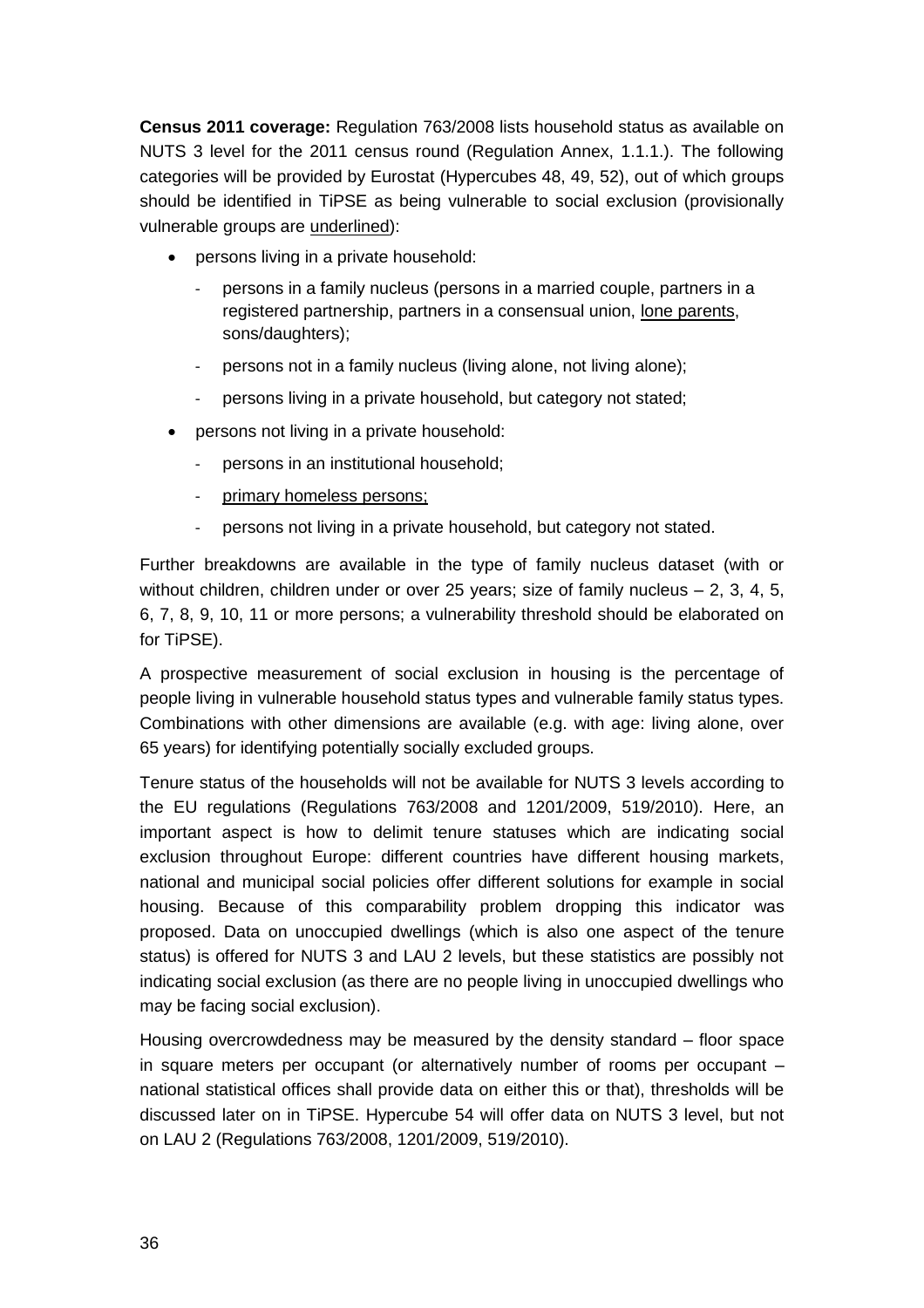**Census 2011 coverage:** Regulation 763/2008 lists household status as available on NUTS 3 level for the 2011 census round (Regulation Annex, 1.1.1.). The following categories will be provided by Eurostat (Hypercubes 48, 49, 52), out of which groups should be identified in TiPSE as being vulnerable to social exclusion (provisionally vulnerable groups are <u>underlined</u>):

- persons living in a private household:
  - persons in a family nucleus (persons in a married couple, partners in a registered partnership, partners in a consensual union, <u>lone parents</u>, sons/daughters);
  - persons not in a family nucleus (living alone, not living alone);
  - persons living in a private household, but category not stated;
- persons not living in a private household:
  - persons in an institutional household;
  - <u>primary homeless persons;</u>
  - persons not living in a private household, but category not stated.

Further breakdowns are available in the type of family nucleus dataset (with or without children, children under or over 25 years; size of family nucleus – 2, 3, 4, 5, 6, 7, 8, 9, 10, 11 or more persons; a vulnerability threshold should be elaborated on for TiPSE).

A prospective measurement of social exclusion in housing is the percentage of people living in vulnerable household status types and vulnerable family status types. Combinations with other dimensions are available (e.g. with age: living alone, over 65 years) for identifying potentially socially excluded groups.

Tenure status of the households will not be available for NUTS 3 levels according to the EU regulations (Regulations 763/2008 and 1201/2009, 519/2010). Here, an important aspect is how to delimit tenure statuses which are indicating social exclusion throughout Europe: different countries have different housing markets, national and municipal social policies offer different solutions for example in social housing. Because of this comparability problem dropping this indicator was proposed. Data on unoccupied dwellings (which is also one aspect of the tenure status) is offered for NUTS 3 and LAU 2 levels, but these statistics are possibly not indicating social exclusion (as there are no people living in unoccupied dwellings who may be facing social exclusion).

Housing overcrowdedness may be measured by the density standard – floor space in square meters per occupant (or alternatively number of rooms per occupant – national statistical offices shall provide data on either this or that), thresholds will be discussed later on in TiPSE. Hypercube 54 will offer data on NUTS 3 level, but not on LAU 2 (Regulations 763/2008, 1201/2009, 519/2010).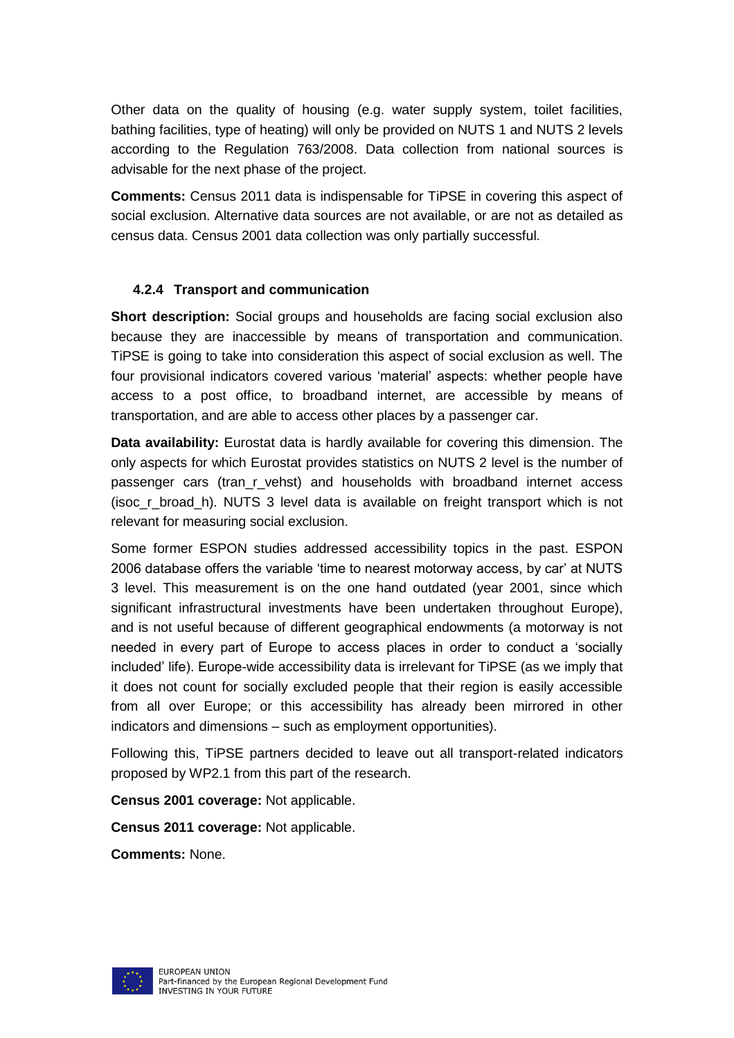Other data on the quality of housing (e.g. water supply system, toilet facilities, bathing facilities, type of heating) will only be provided on NUTS 1 and NUTS 2 levels according to the Regulation 763/2008. Data collection from national sources is advisable for the next phase of the project.

**Comments:** Census 2011 data is indispensable for TiPSE in covering this aspect of social exclusion. Alternative data sources are not available, or are not as detailed as census data. Census 2001 data collection was only partially successful.

### 4.2.4 Transport and communication

**Short description:** Social groups and households are facing social exclusion also because they are inaccessible by means of transportation and communication. TiPSE is going to take into consideration this aspect of social exclusion as well. The four provisional indicators covered various 'material' aspects: whether people have access to a post office, to broadband internet, are accessible by means of transportation, and are able to access other places by a passenger car.

**Data availability:** Eurostat data is hardly available for covering this dimension. The only aspects for which Eurostat provides statistics on NUTS 2 level is the number of passenger cars (tran_r_vehst) and households with broadband internet access (isoc_r_broad_h). NUTS 3 level data is available on freight transport which is not relevant for measuring social exclusion.

Some former ESPON studies addressed accessibility topics in the past. ESPON 2006 database offers the variable 'time to nearest motorway access, by car' at NUTS 3 level. This measurement is on the one hand outdated (year 2001, since which significant infrastructural investments have been undertaken throughout Europe), and is not useful because of different geographical endowments (a motorway is not needed in every part of Europe to access places in order to conduct a 'socially included' life). Europe-wide accessibility data is irrelevant for TiPSE (as we imply that it does not count for socially excluded people that their region is easily accessible from all over Europe; or this accessibility has already been mirrored in other indicators and dimensions – such as employment opportunities).

Following this, TiPSE partners decided to leave out all transport-related indicators proposed by WP2.1 from this part of the research.

**Census 2001 coverage:** Not applicable.

**Census 2011 coverage:** Not applicable.

**Comments:** None.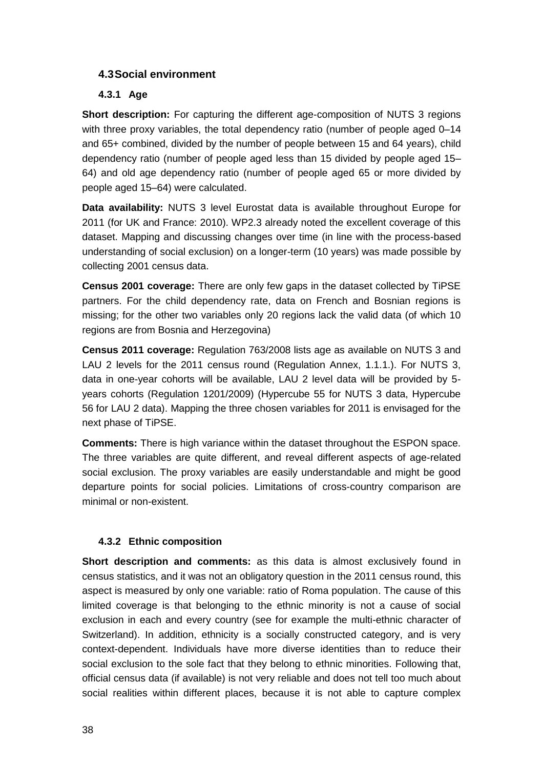## 4.3 Social environment

### 4.3.1 Age

**Short description:** For capturing the different age-composition of NUTS 3 regions with three proxy variables, the total dependency ratio (number of people aged 0–14 and 65+ combined, divided by the number of people between 15 and 64 years), child dependency ratio (number of people aged less than 15 divided by people aged 15–64) and old age dependency ratio (number of people aged 65 or more divided by people aged 15–64) were calculated.

**Data availability:** NUTS 3 level Eurostat data is available throughout Europe for 2011 (for UK and France: 2010). WP2.3 already noted the excellent coverage of this dataset. Mapping and discussing changes over time (in line with the process-based understanding of social exclusion) on a longer-term (10 years) was made possible by collecting 2001 census data.

**Census 2001 coverage:** There are only few gaps in the dataset collected by TiPSE partners. For the child dependency rate, data on French and Bosnian regions is missing; for the other two variables only 20 regions lack the valid data (of which 10 regions are from Bosnia and Herzegovina)

**Census 2011 coverage:** Regulation 763/2008 lists age as available on NUTS 3 and LAU 2 levels for the 2011 census round (Regulation Annex, 1.1.1.). For NUTS 3, data in one-year cohorts will be available, LAU 2 level data will be provided by 5-years cohorts (Regulation 1201/2009) (Hypercube 55 for NUTS 3 data, Hypercube 56 for LAU 2 data). Mapping the three chosen variables for 2011 is envisaged for the next phase of TiPSE.

**Comments:** There is high variance within the dataset throughout the ESPON space. The three variables are quite different, and reveal different aspects of age-related social exclusion. The proxy variables are easily understandable and might be good departure points for social policies. Limitations of cross-country comparison are minimal or non-existent.

### 4.3.2 Ethnic composition

**Short description and comments:** as this data is almost exclusively found in census statistics, and it was not an obligatory question in the 2011 census round, this aspect is measured by only one variable: ratio of Roma population. The cause of this limited coverage is that belonging to the ethnic minority is not a cause of social exclusion in each and every country (see for example the multi-ethnic character of Switzerland). In addition, ethnicity is a socially constructed category, and is very context-dependent. Individuals have more diverse identities than to reduce their social exclusion to the sole fact that they belong to ethnic minorities. Following that, official census data (if available) is not very reliable and does not tell too much about social realities within different places, because it is not able to capture complex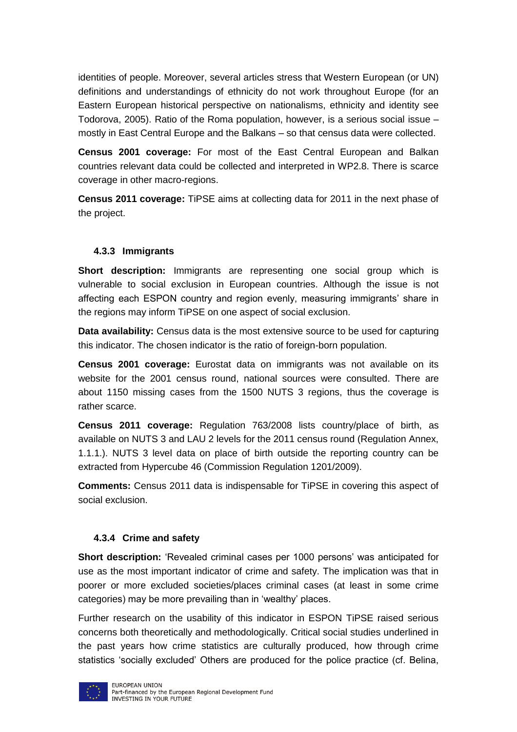identities of people. Moreover, several articles stress that Western European (or UN) definitions and understandings of ethnicity do not work throughout Europe (for an Eastern European historical perspective on nationalisms, ethnicity and identity see Todorova, 2005). Ratio of the Roma population, however, is a serious social issue – mostly in East Central Europe and the Balkans – so that census data were collected.

**Census 2001 coverage:** For most of the East Central European and Balkan countries relevant data could be collected and interpreted in WP2.8. There is scarce coverage in other macro-regions.

**Census 2011 coverage:** TiPSE aims at collecting data for 2011 in the next phase of the project.

### 4.3.3 Immigrants

**Short description:** Immigrants are representing one social group which is vulnerable to social exclusion in European countries. Although the issue is not affecting each ESPON country and region evenly, measuring immigrants' share in the regions may inform TiPSE on one aspect of social exclusion.

**Data availability:** Census data is the most extensive source to be used for capturing this indicator. The chosen indicator is the ratio of foreign-born population.

**Census 2001 coverage:** Eurostat data on immigrants was not available on its website for the 2001 census round, national sources were consulted. There are about 1150 missing cases from the 1500 NUTS 3 regions, thus the coverage is rather scarce.

**Census 2011 coverage:** Regulation 763/2008 lists country/place of birth, as available on NUTS 3 and LAU 2 levels for the 2011 census round (Regulation Annex, 1.1.1.). NUTS 3 level data on place of birth outside the reporting country can be extracted from Hypercube 46 (Commission Regulation 1201/2009).

**Comments:** Census 2011 data is indispensable for TiPSE in covering this aspect of social exclusion.

### 4.3.4 Crime and safety

**Short description:** 'Revealed criminal cases per 1000 persons' was anticipated for use as the most important indicator of crime and safety. The implication was that in poorer or more excluded societies/places criminal cases (at least in some crime categories) may be more prevailing than in 'wealthy' places.

Further research on the usability of this indicator in ESPON TiPSE raised serious concerns both theoretically and methodologically. Critical social studies underlined in the past years how crime statistics are culturally produced, how through crime statistics 'socially excluded' Others are produced for the police practice (cf. Belina,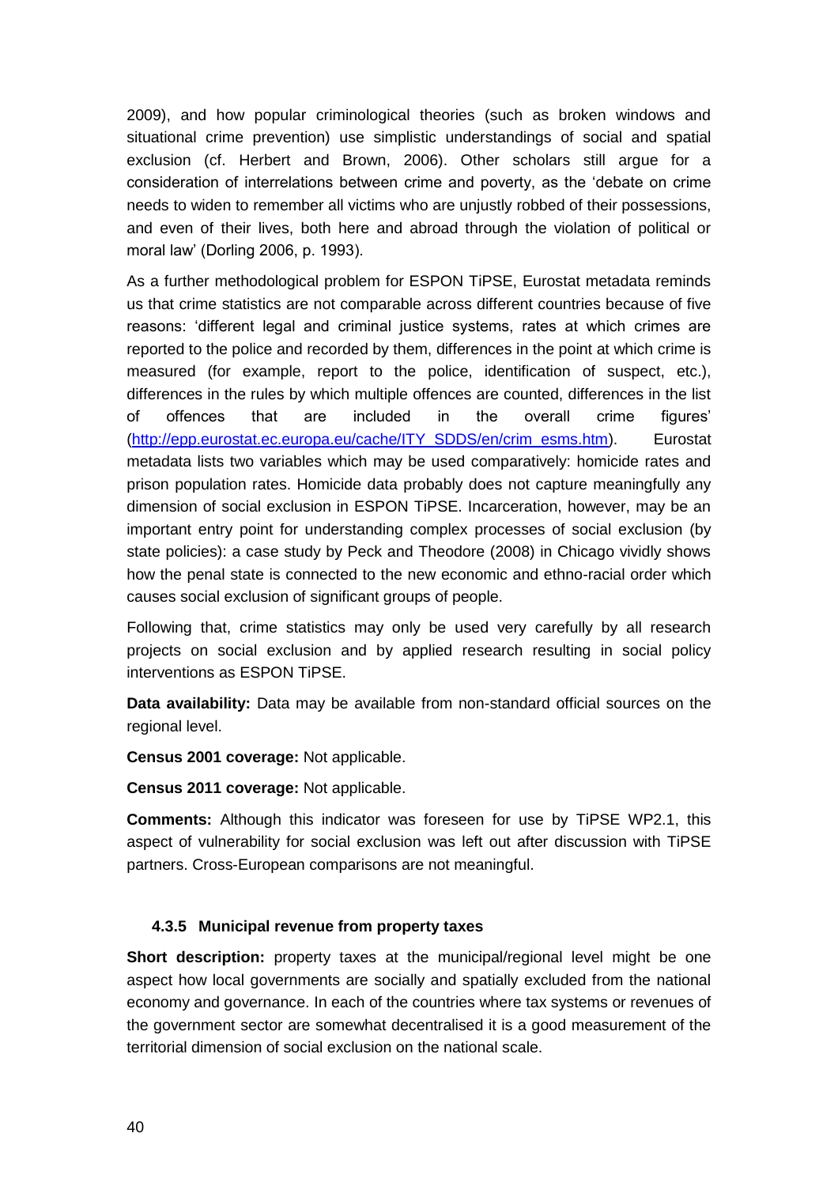2009), and how popular criminological theories (such as broken windows and situational crime prevention) use simplistic understandings of social and spatial exclusion (cf. Herbert and Brown, 2006). Other scholars still argue for a consideration of interrelations between crime and poverty, as the 'debate on crime needs to widen to remember all victims who are unjustly robbed of their possessions, and even of their lives, both here and abroad through the violation of political or moral law' (Dorling 2006, p. 1993).

As a further methodological problem for ESPON TiPSE, Eurostat metadata reminds us that crime statistics are not comparable across different countries because of five reasons: 'different legal and criminal justice systems, rates at which crimes are reported to the police and recorded by them, differences in the point at which crime is measured (for example, report to the police, identification of suspect, etc.), differences in the rules by which multiple offences are counted, differences in the list of offences that are included in the overall crime figures' (http://epp.eurostat.ec.europa.eu/cache/ITY_SDDS/en/crim_esms.htm). Eurostat metadata lists two variables which may be used comparatively: homicide rates and prison population rates. Homicide data probably does not capture meaningfully any dimension of social exclusion in ESPON TiPSE. Incarceration, however, may be an important entry point for understanding complex processes of social exclusion (by state policies): a case study by Peck and Theodore (2008) in Chicago vividly shows how the penal state is connected to the new economic and ethno-racial order which causes social exclusion of significant groups of people.

Following that, crime statistics may only be used very carefully by all research projects on social exclusion and by applied research resulting in social policy interventions as ESPON TiPSE.

**Data availability:** Data may be available from non-standard official sources on the regional level.

**Census 2001 coverage:** Not applicable.

**Census 2011 coverage:** Not applicable.

**Comments:** Although this indicator was foreseen for use by TiPSE WP2.1, this aspect of vulnerability for social exclusion was left out after discussion with TiPSE partners. Cross-European comparisons are not meaningful.

### 4.3.5 Municipal revenue from property taxes

**Short description:** property taxes at the municipal/regional level might be one aspect how local governments are socially and spatially excluded from the national economy and governance. In each of the countries where tax systems or revenues of the government sector are somewhat decentralised it is a good measurement of the territorial dimension of social exclusion on the national scale.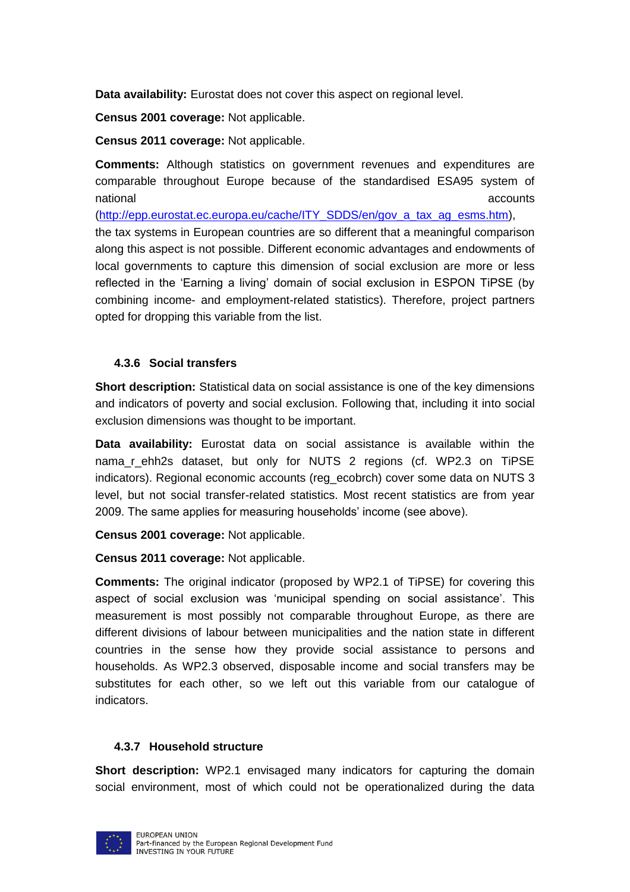**Data availability:** Eurostat does not cover this aspect on regional level.

**Census 2001 coverage:** Not applicable.

**Census 2011 coverage:** Not applicable.

**Comments:** Although statistics on government revenues and expenditures are comparable throughout Europe because of the standardised ESA95 system of national accounts (http://epp.eurostat.ec.europa.eu/cache/ITY_SDDS/en/gov_a_tax_ag_esms.htm), the tax systems in European countries are so different that a meaningful comparison along this aspect is not possible. Different economic advantages and endowments of local governments to capture this dimension of social exclusion are more or less reflected in the 'Earning a living' domain of social exclusion in ESPON TiPSE (by combining income- and employment-related statistics). Therefore, project partners opted for dropping this variable from the list.

### 4.3.6 Social transfers

**Short description:** Statistical data on social assistance is one of the key dimensions and indicators of poverty and social exclusion. Following that, including it into social exclusion dimensions was thought to be important.

**Data availability:** Eurostat data on social assistance is available within the nama_r_ehh2s dataset, but only for NUTS 2 regions (cf. WP2.3 on TiPSE indicators). Regional economic accounts (reg_ecobrch) cover some data on NUTS 3 level, but not social transfer-related statistics. Most recent statistics are from year 2009. The same applies for measuring households' income (see above).

**Census 2001 coverage:** Not applicable.

**Census 2011 coverage:** Not applicable.

**Comments:** The original indicator (proposed by WP2.1 of TiPSE) for covering this aspect of social exclusion was 'municipal spending on social assistance'. This measurement is most possibly not comparable throughout Europe, as there are different divisions of labour between municipalities and the nation state in different countries in the sense how they provide social assistance to persons and households. As WP2.3 observed, disposable income and social transfers may be substitutes for each other, so we left out this variable from our catalogue of indicators.

### 4.3.7 Household structure

**Short description:** WP2.1 envisaged many indicators for capturing the domain social environment, most of which could not be operationalized during the data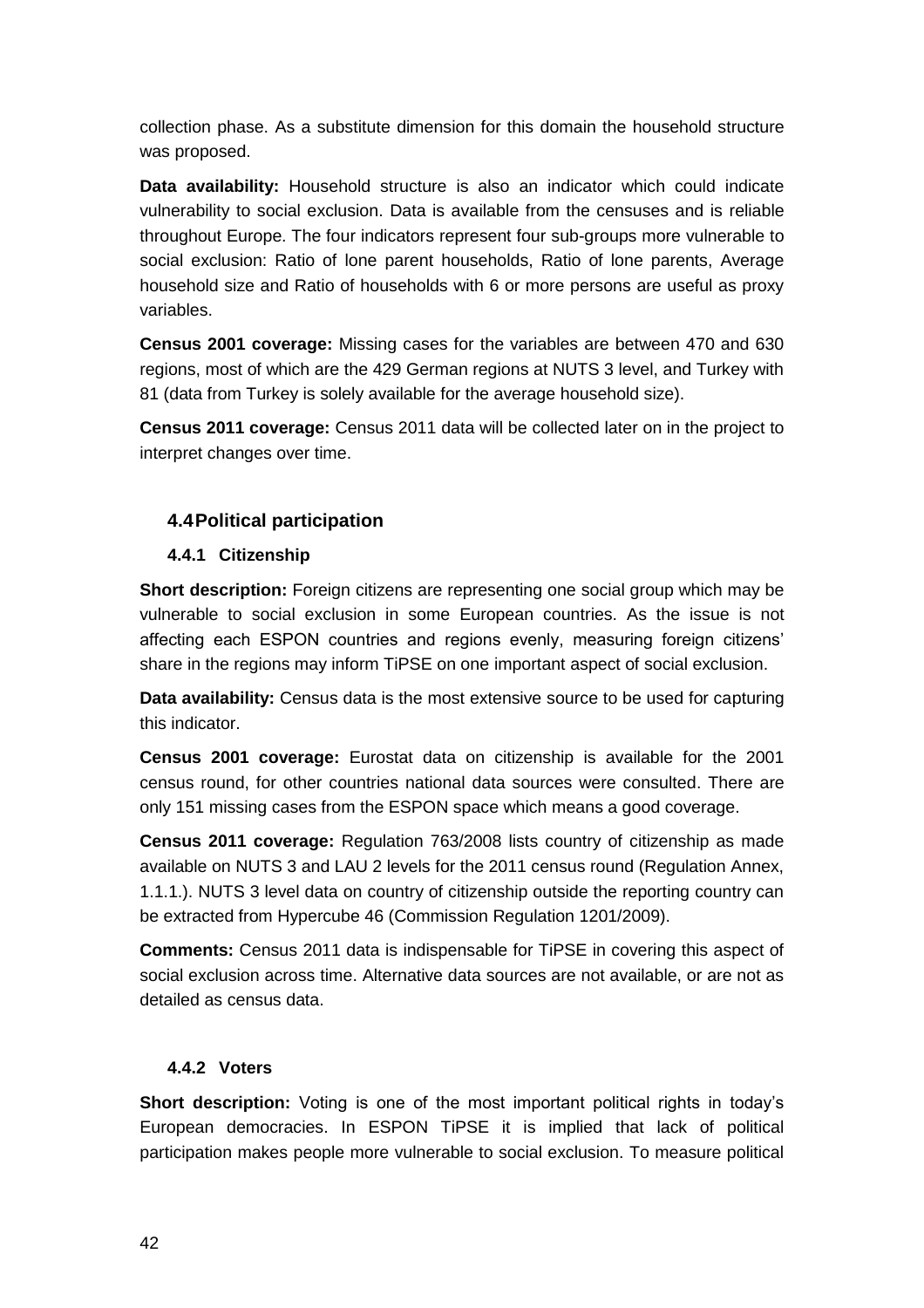collection phase. As a substitute dimension for this domain the household structure was proposed.

**Data availability:** Household structure is also an indicator which could indicate vulnerability to social exclusion. Data is available from the censuses and is reliable throughout Europe. The four indicators represent four sub-groups more vulnerable to social exclusion: Ratio of lone parent households, Ratio of lone parents, Average household size and Ratio of households with 6 or more persons are useful as proxy variables.

**Census 2001 coverage:** Missing cases for the variables are between 470 and 630 regions, most of which are the 429 German regions at NUTS 3 level, and Turkey with 81 (data from Turkey is solely available for the average household size).

**Census 2011 coverage:** Census 2011 data will be collected later on in the project to interpret changes over time.

## 4.4 Political participation

### 4.4.1 Citizenship

**Short description:** Foreign citizens are representing one social group which may be vulnerable to social exclusion in some European countries. As the issue is not affecting each ESPON countries and regions evenly, measuring foreign citizens' share in the regions may inform TiPSE on one important aspect of social exclusion.

**Data availability:** Census data is the most extensive source to be used for capturing this indicator.

**Census 2001 coverage:** Eurostat data on citizenship is available for the 2001 census round, for other countries national data sources were consulted. There are only 151 missing cases from the ESPON space which means a good coverage.

**Census 2011 coverage:** Regulation 763/2008 lists country of citizenship as made available on NUTS 3 and LAU 2 levels for the 2011 census round (Regulation Annex, 1.1.1.). NUTS 3 level data on country of citizenship outside the reporting country can be extracted from Hypercube 46 (Commission Regulation 1201/2009).

**Comments:** Census 2011 data is indispensable for TiPSE in covering this aspect of social exclusion across time. Alternative data sources are not available, or are not as detailed as census data.

### 4.4.2 Voters

**Short description:** Voting is one of the most important political rights in today's European democracies. In ESPON TiPSE it is implied that lack of political participation makes people more vulnerable to social exclusion. To measure political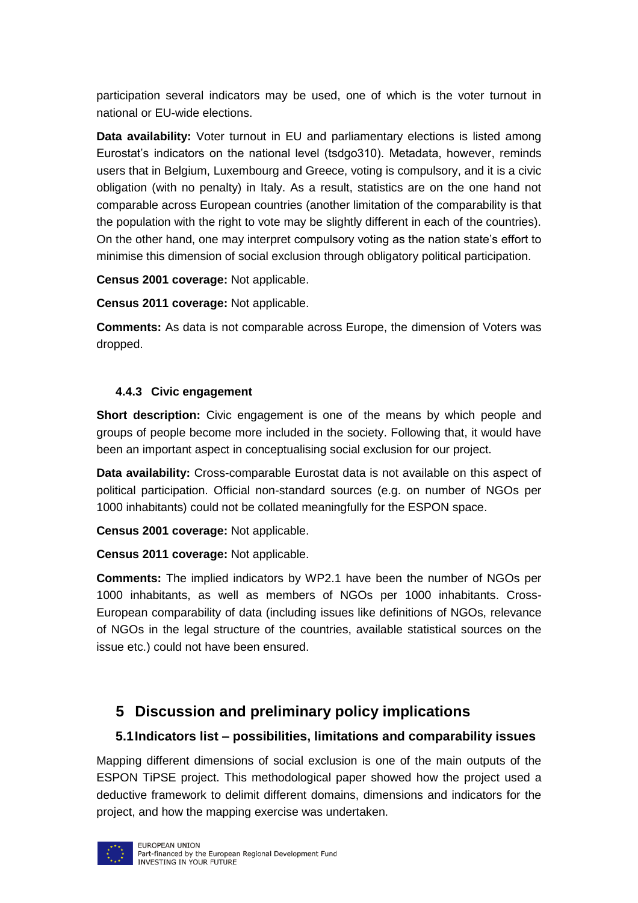participation several indicators may be used, one of which is the voter turnout in national or EU-wide elections.

**Data availability:** Voter turnout in EU and parliamentary elections is listed among Eurostat's indicators on the national level (tsdgo310). Metadata, however, reminds users that in Belgium, Luxembourg and Greece, voting is compulsory, and it is a civic obligation (with no penalty) in Italy. As a result, statistics are on the one hand not comparable across European countries (another limitation of the comparability is that the population with the right to vote may be slightly different in each of the countries). On the other hand, one may interpret compulsory voting as the nation state's effort to minimise this dimension of social exclusion through obligatory political participation.

**Census 2001 coverage:** Not applicable.

**Census 2011 coverage:** Not applicable.

**Comments:** As data is not comparable across Europe, the dimension of Voters was dropped.

#### 4.4.3 Civic engagement

**Short description:** Civic engagement is one of the means by which people and groups of people become more included in the society. Following that, it would have been an important aspect in conceptualising social exclusion for our project.

**Data availability:** Cross-comparable Eurostat data is not available on this aspect of political participation. Official non-standard sources (e.g. on number of NGOs per 1000 inhabitants) could not be collated meaningfully for the ESPON space.

**Census 2001 coverage:** Not applicable.

**Census 2011 coverage:** Not applicable.

**Comments:** The implied indicators by WP2.1 have been the number of NGOs per 1000 inhabitants, as well as members of NGOs per 1000 inhabitants. Cross-European comparability of data (including issues like definitions of NGOs, relevance of NGOs in the legal structure of the countries, available statistical sources on the issue etc.) could not have been ensured.

# 5 Discussion and preliminary policy implications

## 5.1 Indicators list – possibilities, limitations and comparability issues

Mapping different dimensions of social exclusion is one of the main outputs of the ESPON TiPSE project. This methodological paper showed how the project used a deductive framework to delimit different domains, dimensions and indicators for the project, and how the mapping exercise was undertaken.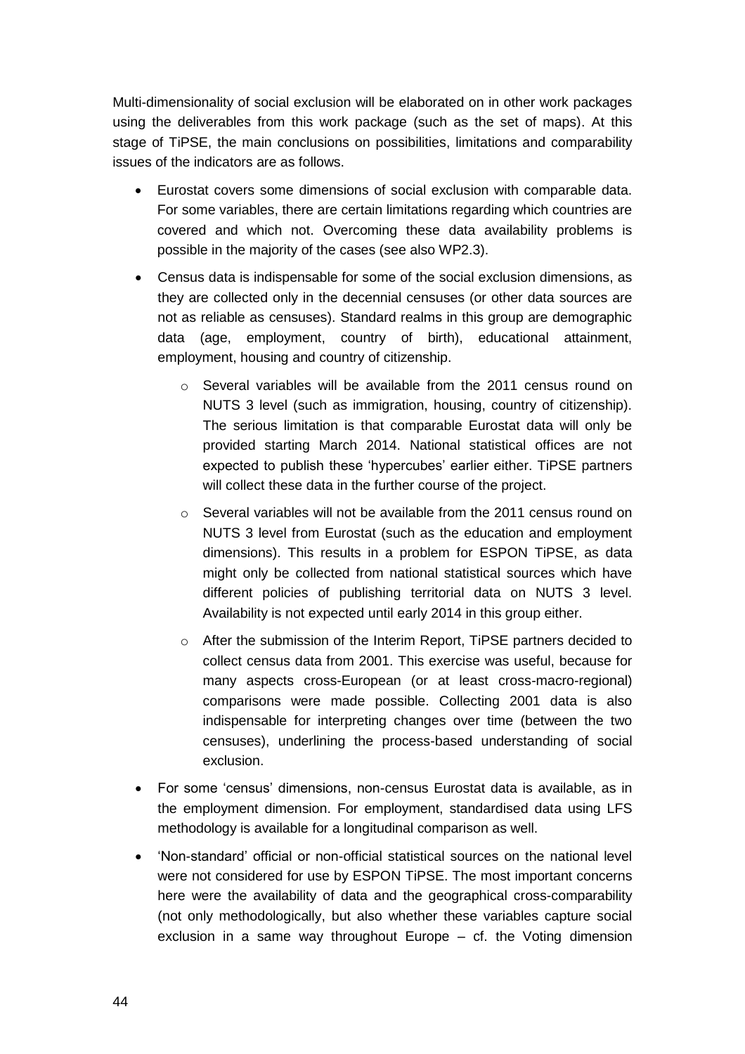Multi-dimensionality of social exclusion will be elaborated on in other work packages using the deliverables from this work package (such as the set of maps). At this stage of TiPSE, the main conclusions on possibilities, limitations and comparability issues of the indicators are as follows.

- Eurostat covers some dimensions of social exclusion with comparable data. For some variables, there are certain limitations regarding which countries are covered and which not. Overcoming these data availability problems is possible in the majority of the cases (see also WP2.3).
- Census data is indispensable for some of the social exclusion dimensions, as they are collected only in the decennial censuses (or other data sources are not as reliable as censuses). Standard realms in this group are demographic data (age, employment, country of birth), educational attainment, employment, housing and country of citizenship.
    - Several variables will be available from the 2011 census round on NUTS 3 level (such as immigration, housing, country of citizenship). The serious limitation is that comparable Eurostat data will only be provided starting March 2014. National statistical offices are not expected to publish these 'hypercubes' earlier either. TiPSE partners will collect these data in the further course of the project.
    - Several variables will not be available from the 2011 census round on NUTS 3 level from Eurostat (such as the education and employment dimensions). This results in a problem for ESPON TiPSE, as data might only be collected from national statistical sources which have different policies of publishing territorial data on NUTS 3 level. Availability is not expected until early 2014 in this group either.
    - After the submission of the Interim Report, TiPSE partners decided to collect census data from 2001. This exercise was useful, because for many aspects cross-European (or at least cross-macro-regional) comparisons were made possible. Collecting 2001 data is also indispensable for interpreting changes over time (between the two censuses), underlining the process-based understanding of social exclusion.
- For some 'census' dimensions, non-census Eurostat data is available, as in the employment dimension. For employment, standardised data using LFS methodology is available for a longitudinal comparison as well.
- 'Non-standard' official or non-official statistical sources on the national level were not considered for use by ESPON TiPSE. The most important concerns here were the availability of data and the geographical cross-comparability (not only methodologically, but also whether these variables capture social exclusion in a same way throughout Europe – cf. the Voting dimension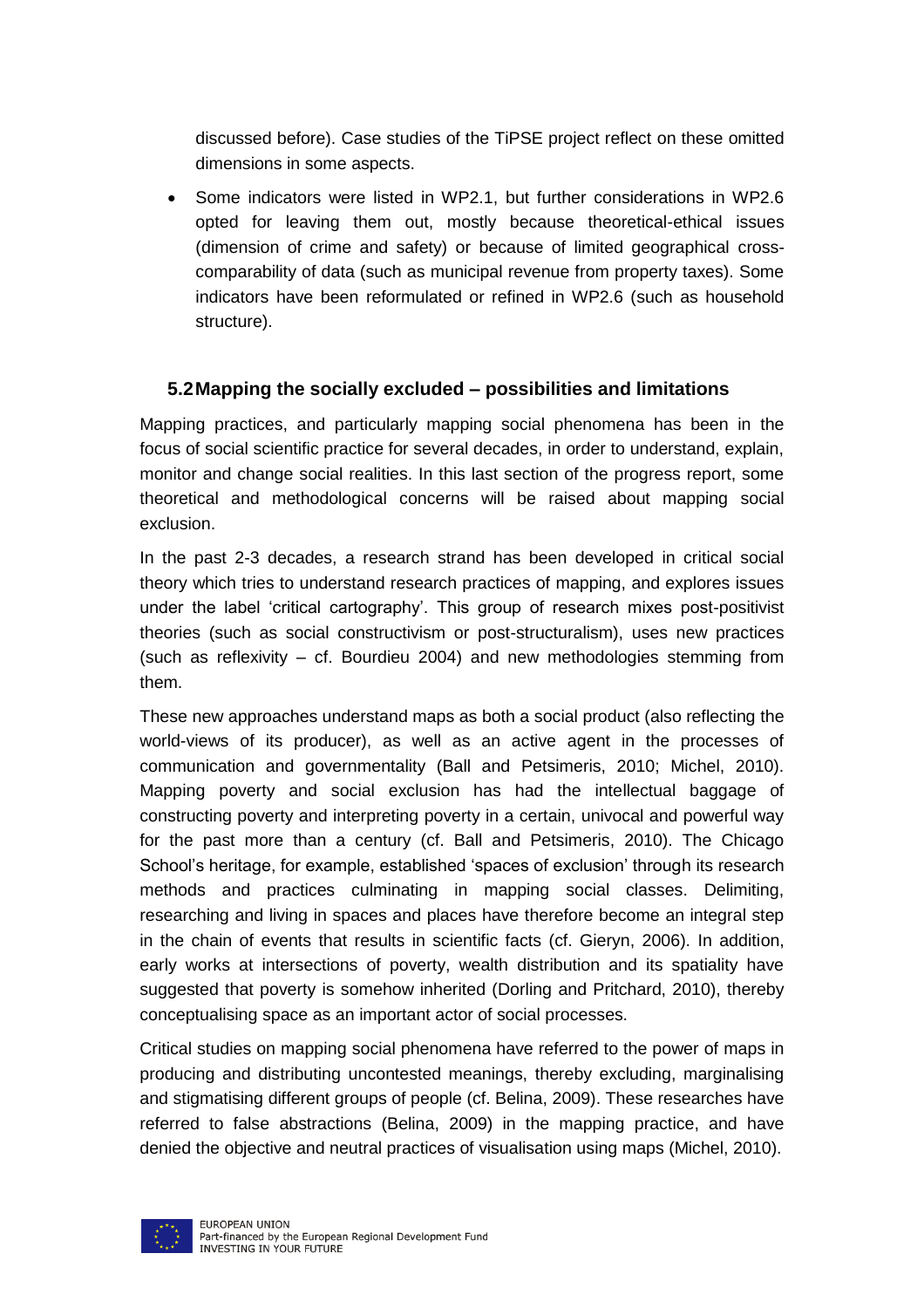discussed before). Case studies of the TiPSE project reflect on these omitted dimensions in some aspects.

- Some indicators were listed in WP2.1, but further considerations in WP2.6 opted for leaving them out, mostly because theoretical-ethical issues (dimension of crime and safety) or because of limited geographical cross-comparability of data (such as municipal revenue from property taxes). Some indicators have been reformulated or refined in WP2.6 (such as household structure).

## 5.2 Mapping the socially excluded – possibilities and limitations

Mapping practices, and particularly mapping social phenomena has been in the focus of social scientific practice for several decades, in order to understand, explain, monitor and change social realities. In this last section of the progress report, some theoretical and methodological concerns will be raised about mapping social exclusion.

In the past 2-3 decades, a research strand has been developed in critical social theory which tries to understand research practices of mapping, and explores issues under the label 'critical cartography'. This group of research mixes post-positivist theories (such as social constructivism or post-structuralism), uses new practices (such as reflexivity – cf. Bourdieu 2004) and new methodologies stemming from them.

These new approaches understand maps as both a social product (also reflecting the world-views of its producer), as well as an active agent in the processes of communication and governmentality (Ball and Petsimeris, 2010; Michel, 2010). Mapping poverty and social exclusion has had the intellectual baggage of constructing poverty and interpreting poverty in a certain, univocal and powerful way for the past more than a century (cf. Ball and Petsimeris, 2010). The Chicago School's heritage, for example, established 'spaces of exclusion' through its research methods and practices culminating in mapping social classes. Delimiting, researching and living in spaces and places have therefore become an integral step in the chain of events that results in scientific facts (cf. Gieryn, 2006). In addition, early works at intersections of poverty, wealth distribution and its spatiality have suggested that poverty is somehow inherited (Dorling and Pritchard, 2010), thereby conceptualising space as an important actor of social processes.

Critical studies on mapping social phenomena have referred to the power of maps in producing and distributing uncontested meanings, thereby excluding, marginalising and stigmatising different groups of people (cf. Belina, 2009). These researches have referred to false abstractions (Belina, 2009) in the mapping practice, and have denied the objective and neutral practices of visualisation using maps (Michel, 2010).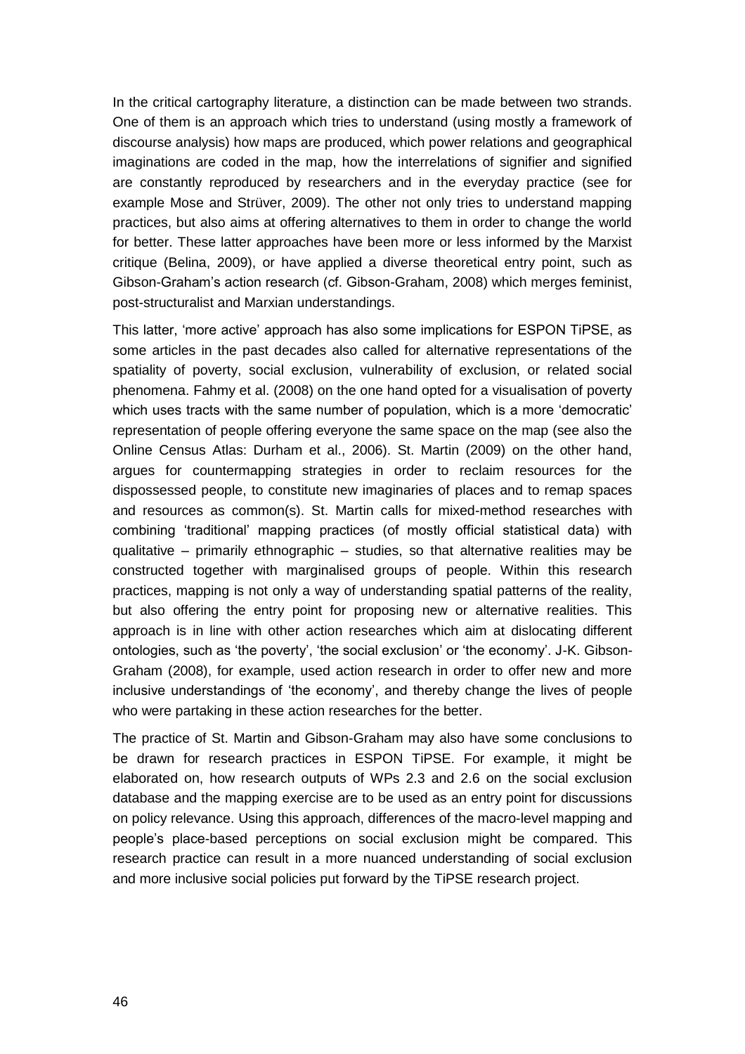In the critical cartography literature, a distinction can be made between two strands. One of them is an approach which tries to understand (using mostly a framework of discourse analysis) how maps are produced, which power relations and geographical imaginations are coded in the map, how the interrelations of signifier and signified are constantly reproduced by researchers and in the everyday practice (see for example Mose and Strüver, 2009). The other not only tries to understand mapping practices, but also aims at offering alternatives to them in order to change the world for better. These latter approaches have been more or less informed by the Marxist critique (Belina, 2009), or have applied a diverse theoretical entry point, such as Gibson-Graham's action research (cf. Gibson-Graham, 2008) which merges feminist, post-structuralist and Marxian understandings.

This latter, 'more active' approach has also some implications for ESPON TiPSE, as some articles in the past decades also called for alternative representations of the spatiality of poverty, social exclusion, vulnerability of exclusion, or related social phenomena. Fahmy et al. (2008) on the one hand opted for a visualisation of poverty which uses tracts with the same number of population, which is a more 'democratic' representation of people offering everyone the same space on the map (see also the Online Census Atlas: Durham et al., 2006). St. Martin (2009) on the other hand, argues for countermapping strategies in order to reclaim resources for the dispossessed people, to constitute new imaginaries of places and to remap spaces and resources as common(s). St. Martin calls for mixed-method researches with combining 'traditional' mapping practices (of mostly official statistical data) with qualitative – primarily ethnographic – studies, so that alternative realities may be constructed together with marginalised groups of people. Within this research practices, mapping is not only a way of understanding spatial patterns of the reality, but also offering the entry point for proposing new or alternative realities. This approach is in line with other action researches which aim at dislocating different ontologies, such as 'the poverty', 'the social exclusion' or 'the economy'. J-K. Gibson-Graham (2008), for example, used action research in order to offer new and more inclusive understandings of 'the economy', and thereby change the lives of people who were partaking in these action researches for the better.

The practice of St. Martin and Gibson-Graham may also have some conclusions to be drawn for research practices in ESPON TiPSE. For example, it might be elaborated on, how research outputs of WPs 2.3 and 2.6 on the social exclusion database and the mapping exercise are to be used as an entry point for discussions on policy relevance. Using this approach, differences of the macro-level mapping and people's place-based perceptions on social exclusion might be compared. This research practice can result in a more nuanced understanding of social exclusion and more inclusive social policies put forward by the TiPSE research project.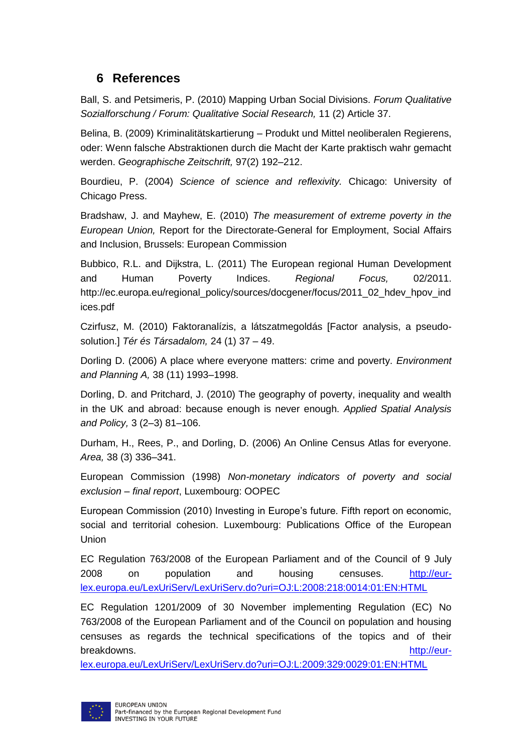# 6 References

Ball, S. and Petsimeris, P. (2010) Mapping Urban Social Divisions. *Forum Qualitative Sozialforschung / Forum: Qualitative Social Research,* 11 (2) Article 37.

Belina, B. (2009) Kriminalitätskartierung – Produkt und Mittel neoliberalen Regierens, oder: Wenn falsche Abstraktionen durch die Macht der Karte praktisch wahr gemacht werden. *Geographische Zeitschrift,* 97(2) 192–212.

Bourdieu, P. (2004) *Science of science and reflexivity.* Chicago: University of Chicago Press.

Bradshaw, J. and Mayhew, E. (2010) *The measurement of extreme poverty in the European Union,* Report for the Directorate-General for Employment, Social Affairs and Inclusion, Brussels: European Commission

Bubbico, R.L. and Dijkstra, L. (2011) The European regional Human Development and Human Poverty Indices. *Regional Focus,* 02/2011. http://ec.europa.eu/regional_policy/sources/docgener/focus/2011_02_hdev_hpov_indices.pdf

Czirfusz, M. (2010) Faktoranalízis, a látszatmegoldás [Factor analysis, a pseudo-solution.] *Tér és Társadalom,* 24 (1) 37 – 49.

Dorling D. (2006) A place where everyone matters: crime and poverty. *Environment and Planning A,* 38 (11) 1993–1998.

Dorling, D. and Pritchard, J. (2010) The geography of poverty, inequality and wealth in the UK and abroad: because enough is never enough. *Applied Spatial Analysis and Policy,* 3 (2–3) 81–106.

Durham, H., Rees, P., and Dorling, D. (2006) An Online Census Atlas for everyone. *Area,* 38 (3) 336–341.

European Commission (1998) *Non-monetary indicators of poverty and social exclusion – final report*, Luxembourg: OOPEC

European Commission (2010) Investing in Europe's future. Fifth report on economic, social and territorial cohesion. Luxembourg: Publications Office of the European Union

EC Regulation 763/2008 of the European Parliament and of the Council of 9 July 2008 on population and housing censuses. http://eur-lex.europa.eu/LexUriServ/LexUriServ.do?uri=OJ:L:2008:218:0014:01:EN:HTML

EC Regulation 1201/2009 of 30 November implementing Regulation (EC) No 763/2008 of the European Parliament and of the Council on population and housing censuses as regards the technical specifications of the topics and of their breakdowns. http://eur-lex.europa.eu/LexUriServ/LexUriServ.do?uri=OJ:L:2009:329:0029:01:EN:HTML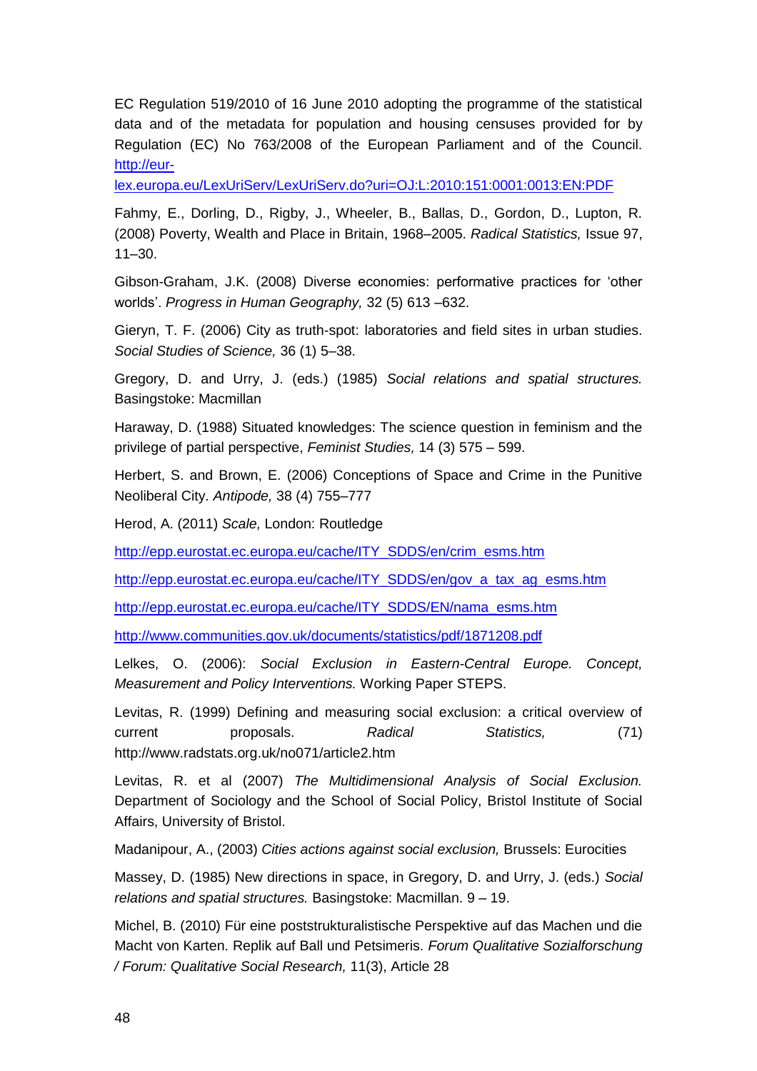EC Regulation 519/2010 of 16 June 2010 adopting the programme of the statistical data and of the metadata for population and housing censuses provided for by Regulation (EC) No 763/2008 of the European Parliament and of the Council. http://eur-lex.europa.eu/LexUriServ/LexUriServ.do?uri=OJ:L:2010:151:0001:0013:EN:PDF

Fahmy, E., Dorling, D., Rigby, J., Wheeler, B., Ballas, D., Gordon, D., Lupton, R. (2008) Poverty, Wealth and Place in Britain, 1968–2005. *Radical Statistics,* Issue 97, 11–30.

Gibson-Graham, J.K. (2008) Diverse economies: performative practices for 'other worlds'. *Progress in Human Geography,* 32 (5) 613 –632.

Gieryn, T. F. (2006) City as truth-spot: laboratories and field sites in urban studies. *Social Studies of Science,* 36 (1) 5–38.

Gregory, D. and Urry, J. (eds.) (1985) *Social relations and spatial structures.* Basingstoke: Macmillan

Haraway, D. (1988) Situated knowledges: The science question in feminism and the privilege of partial perspective, *Feminist Studies,* 14 (3) 575 – 599.

Herbert, S. and Brown, E. (2006) Conceptions of Space and Crime in the Punitive Neoliberal City. *Antipode,* 38 (4) 755–777

Herod, A. (2011) *Scale,* London: Routledge

http://epp.eurostat.ec.europa.eu/cache/ITY_SDDS/en/crim_esms.htm

http://epp.eurostat.ec.europa.eu/cache/ITY_SDDS/en/gov_a_tax_ag_esms.htm

http://epp.eurostat.ec.europa.eu/cache/ITY_SDDS/EN/nama_esms.htm

http://www.communities.gov.uk/documents/statistics/pdf/1871208.pdf

Lelkes, O. (2006): *Social Exclusion in Eastern-Central Europe. Concept, Measurement and Policy Interventions.* Working Paper STEPS.

Levitas, R. (1999) Defining and measuring social exclusion: a critical overview of current proposals. *Radical Statistics,* (71) http://www.radstats.org.uk/no071/article2.htm

Levitas, R. et al (2007) *The Multidimensional Analysis of Social Exclusion.* Department of Sociology and the School of Social Policy, Bristol Institute of Social Affairs, University of Bristol.

Madanipour, A., (2003) *Cities actions against social exclusion,* Brussels: Eurocities

Massey, D. (1985) New directions in space, in Gregory, D. and Urry, J. (eds.) *Social relations and spatial structures.* Basingstoke: Macmillan. 9 – 19.

Michel, B. (2010) Für eine poststrukturalistische Perspektive auf das Machen und die Macht von Karten. Replik auf Ball und Petsimeris. *Forum Qualitative Sozialforschung / Forum: Qualitative Social Research,* 11(3), Article 28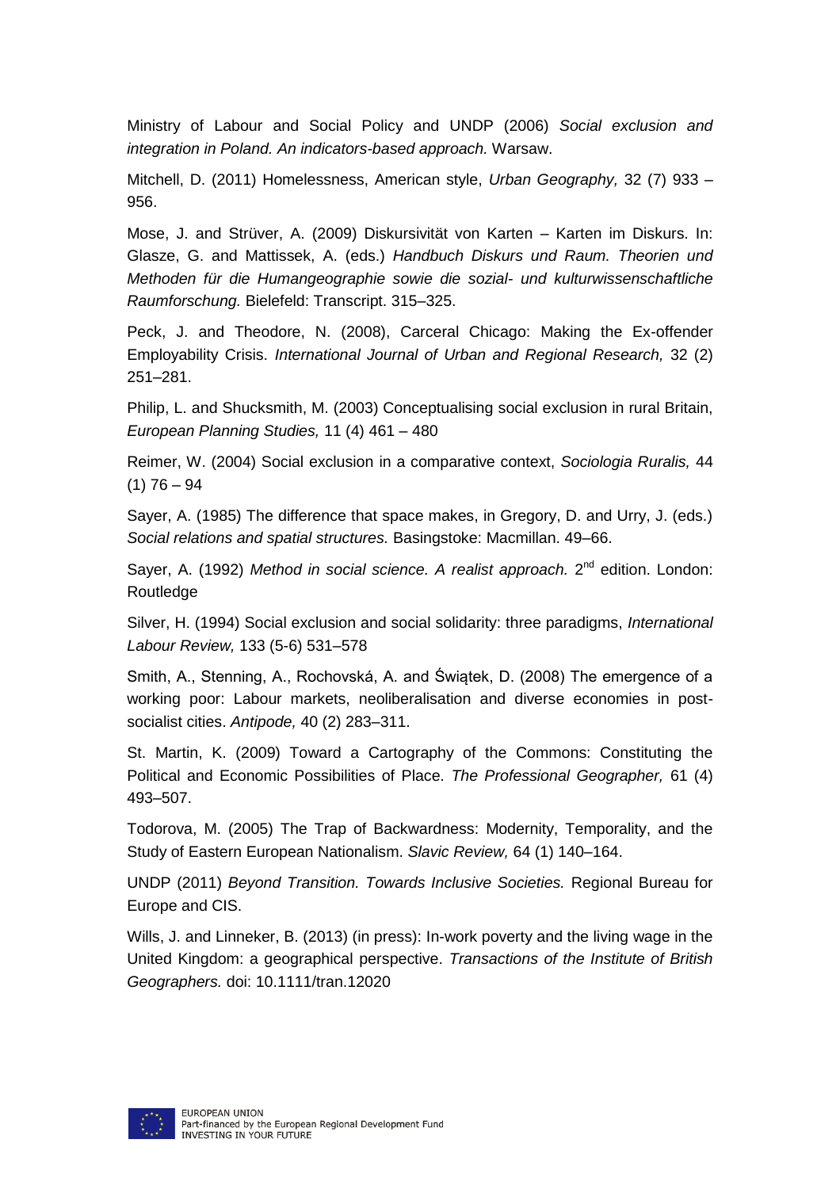Ministry of Labour and Social Policy and UNDP (2006) *Social exclusion and integration in Poland. An indicators-based approach.* Warsaw.

Mitchell, D. (2011) Homelessness, American style, *Urban Geography,* 32 (7) 933 – 956.

Mose, J. and Strüver, A. (2009) Diskursivität von Karten – Karten im Diskurs. In: Glasze, G. and Mattissek, A. (eds.) *Handbuch Diskurs und Raum. Theorien und Methoden für die Humangeographie sowie die sozial- und kulturwissenschaftliche Raumforschung.* Bielefeld: Transcript. 315–325.

Peck, J. and Theodore, N. (2008), Carceral Chicago: Making the Ex-offender Employability Crisis. *International Journal of Urban and Regional Research,* 32 (2) 251–281.

Philip, L. and Shucksmith, M. (2003) Conceptualising social exclusion in rural Britain, *European Planning Studies,* 11 (4) 461 – 480

Reimer, W. (2004) Social exclusion in a comparative context, *Sociologia Ruralis,* 44 (1) 76 – 94

Sayer, A. (1985) The difference that space makes, in Gregory, D. and Urry, J. (eds.) *Social relations and spatial structures.* Basingstoke: Macmillan. 49–66.

Sayer, A. (1992) *Method in social science. A realist approach.* 2nd edition. London: Routledge

Silver, H. (1994) Social exclusion and social solidarity: three paradigms, *International Labour Review,* 133 (5-6) 531–578

Smith, A., Stenning, A., Rochovská, A. and Świątek, D. (2008) The emergence of a working poor: Labour markets, neoliberalisation and diverse economies in post-socialist cities. *Antipode,* 40 (2) 283–311.

St. Martin, K. (2009) Toward a Cartography of the Commons: Constituting the Political and Economic Possibilities of Place. *The Professional Geographer,* 61 (4) 493–507.

Todorova, M. (2005) The Trap of Backwardness: Modernity, Temporality, and the Study of Eastern European Nationalism. *Slavic Review,* 64 (1) 140–164.

UNDP (2011) *Beyond Transition. Towards Inclusive Societies.* Regional Bureau for Europe and CIS.

Wills, J. and Linneker, B. (2013) (in press): In-work poverty and the living wage in the United Kingdom: a geographical perspective. *Transactions of the Institute of British Geographers.* doi: 10.1111/tran.12020